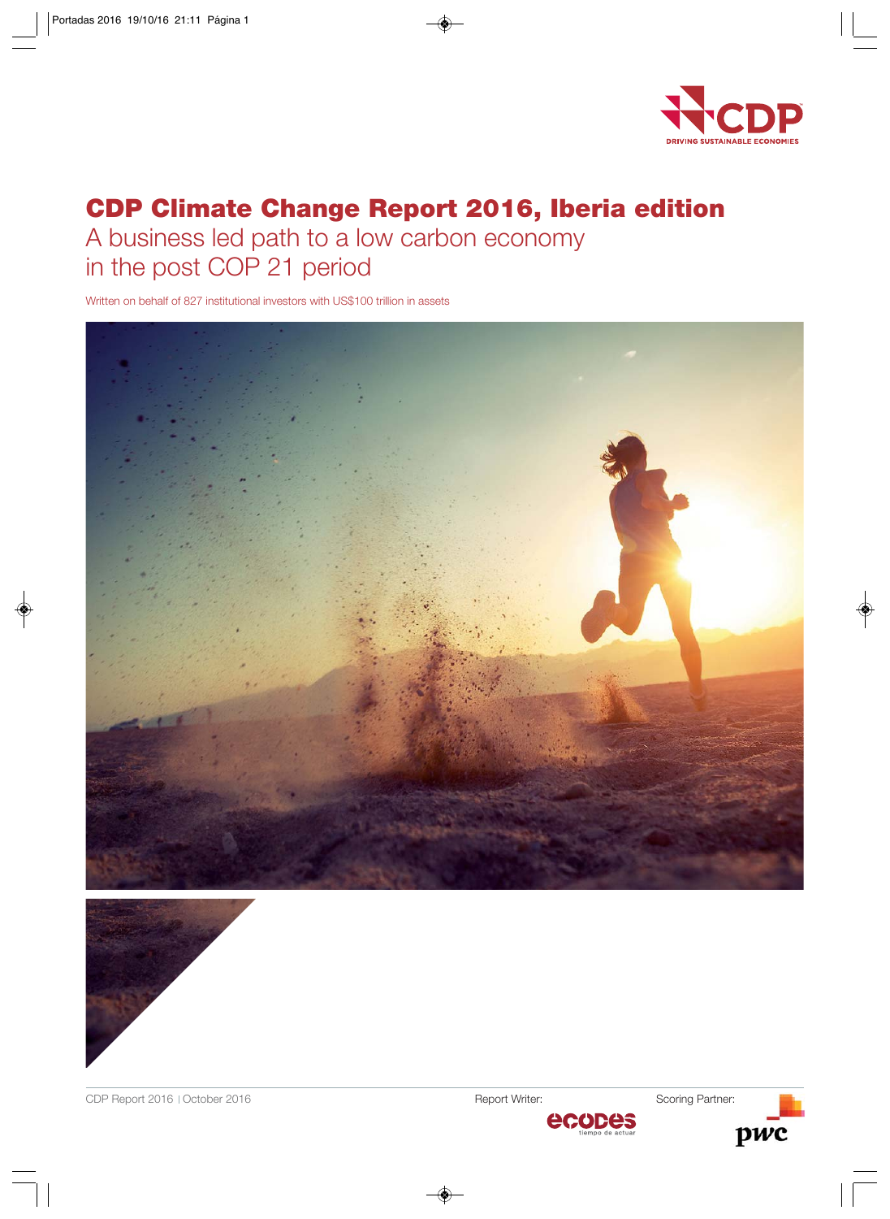CDP DRIVING SUSTAINABLE ECONOMIES

# CDP Climate Change Report 2016, Iberia edition

## A business led path to a low carbon economy in the post COP 21 period

Written on behalf of 827 institutional investors with US$100 trillion in assets

CDP Report 2016 | October 2016

Report Writer: ecodes tiempo de actuar

Scoring Partner: pwc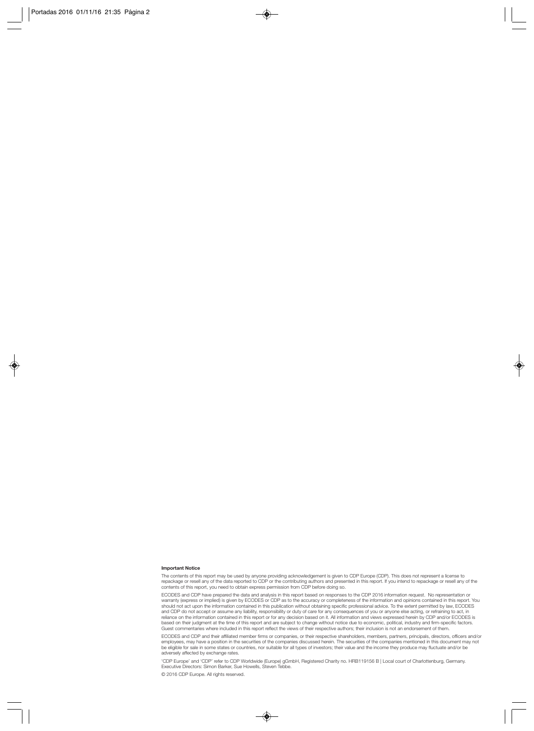**Important Notice**

The contents of this report may be used by anyone providing acknowledgement is given to CDP Europe (CDP). This does not represent a license to repackage or resell any of the data reported to CDP or the contributing authors and presented in this report. If you intend to repackage or resell any of the contents of this report, you need to obtain express permission from CDP before doing so.

ECODES and CDP have prepared the data and analysis in this report based on responses to the CDP 2016 information request. No representation or warranty (express or implied) is given by ECODES or CDP as to the accuracy or completeness of the information and opinions contained in this report. You should not act upon the information contained in this publication without obtaining specific professional advice. To the extent permitted by law, ECODES and CDP do not accept or assume any liability, responsibility or duty of care for any consequences of you or anyone else acting, or refraining to act, in reliance on the information contained in this report or for any decision based on it. All information and views expressed herein by CDP and/or ECODES is based on their judgment at the time of this report and are subject to change without notice due to economic, political, industry and firm-specific factors. Guest commentaries where included in this report reflect the views of their respective authors; their inclusion is not an endorsement of them.

ECODES and CDP and their affiliated member firms or companies, or their respective shareholders, members, partners, principals, directors, officers and/or employees, may have a position in the securities of the companies discussed herein. The securities of the companies mentioned in this document may not be eligible for sale in some states or countries, nor suitable for all types of investors; their value and the income they produce may fluctuate and/or be adversely affected by exchange rates.

'CDP Europe' and 'CDP' refer to CDP Worldwide (Europe) gGmbH, Registered Charity no. HRB119156 B | Local court of Charlottenburg, Germany. Executive Directors: Simon Barker, Sue Howells, Steven Tebbe.

© 2016 CDP Europe. All rights reserved.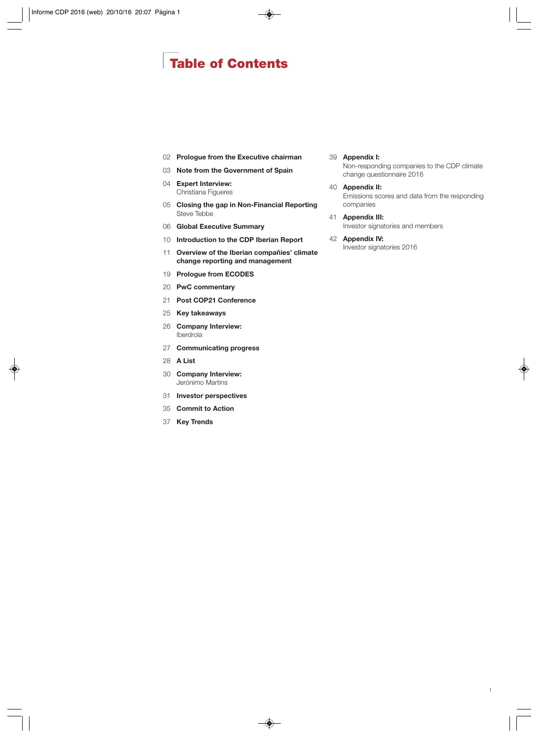# Table of Contents

02 **Prologue from the Executive chairman**

03 **Note from the Government of Spain**

04 **Expert Interview:**
Christiana Figueres

05 **Closing the gap in Non-Financial Reporting**
Steve Tebbe

06 **Global Executive Summary**

10 **Introduction to the CDP Iberian Report**

11 **Overview of the Iberian compañies' climate change reporting and management**

19 **Prologue from ECODES**

20 **PwC commentary**

21 **Post COP21 Conference**

25 **Key takeaways**

26 **Company Interview:**
Iberdrola

27 **Communicating progress**

28 **A List**

30 **Company Interview:**
Jerónimo Martins

31 **Investor perspectives**

35 **Commit to Action**

37 **Key Trends**

39 **Appendix I:**
Non-responding companies to the CDP climate change questionnaire 2016

40 **Appendix II:**
Emissions scores and data from the responding companies

41 **Appendix III:**
Investor signatories and members

42 **Appendix IV:**
Investor signatories 2016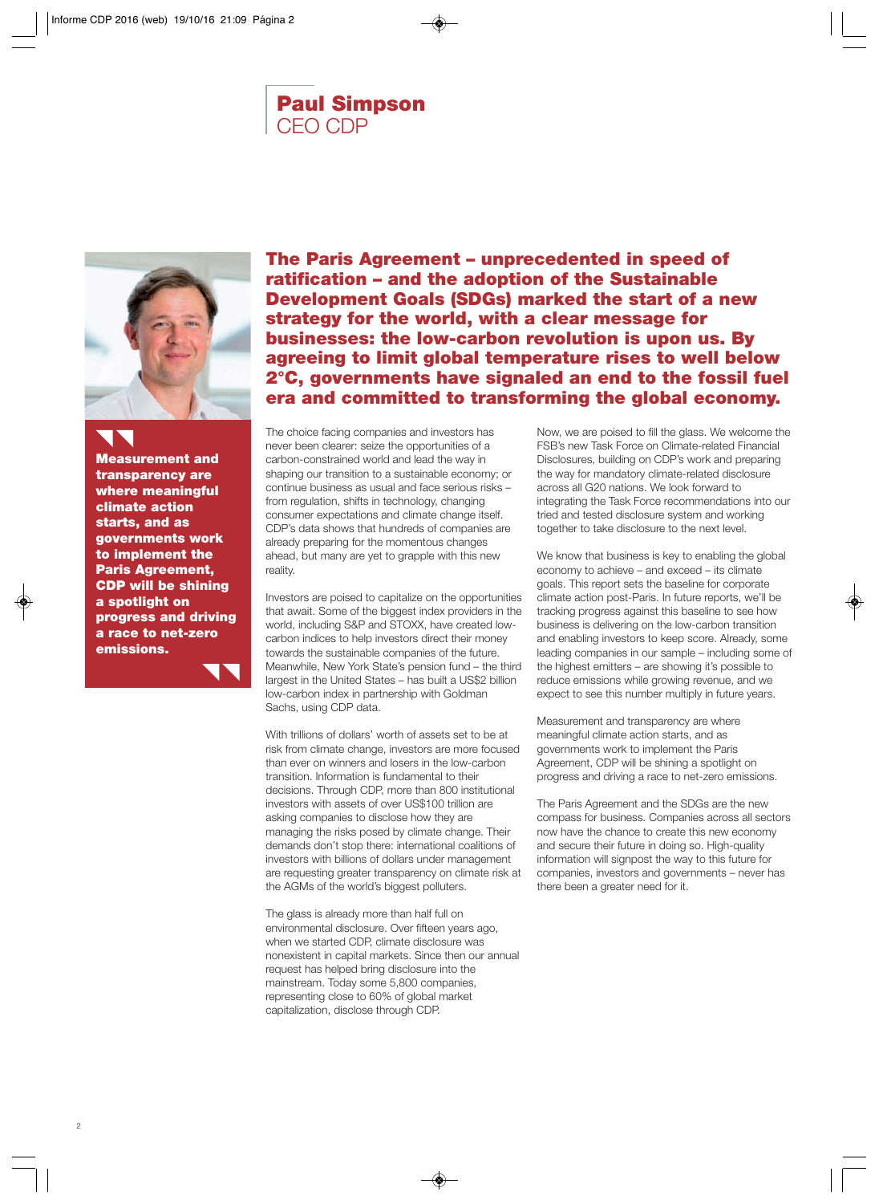# Paul Simpson
CEO CDP

**Measurement and transparency are where meaningful climate action starts, and as governments work to implement the Paris Agreement, CDP will be shining a spotlight on progress and driving a race to net-zero emissions.**

## The Paris Agreement – unprecedented in speed of ratification – and the adoption of the Sustainable Development Goals (SDGs) marked the start of a new strategy for the world, with a clear message for businesses: the low-carbon revolution is upon us. By agreeing to limit global temperature rises to well below 2°C, governments have signaled an end to the fossil fuel era and committed to transforming the global economy.

The choice facing companies and investors has never been clearer: seize the opportunities of a carbon-constrained world and lead the way in shaping our transition to a sustainable economy; or continue business as usual and face serious risks – from regulation, shifts in technology, changing consumer expectations and climate change itself. CDP's data shows that hundreds of companies are already preparing for the momentous changes ahead, but many are yet to grapple with this new reality.

Investors are poised to capitalize on the opportunities that await. Some of the biggest index providers in the world, including S&P and STOXX, have created low-carbon indices to help investors direct their money towards the sustainable companies of the future. Meanwhile, New York State's pension fund – the third largest in the United States – has built a US$2 billion low-carbon index in partnership with Goldman Sachs, using CDP data.

With trillions of dollars' worth of assets set to be at risk from climate change, investors are more focused than ever on winners and losers in the low-carbon transition. Information is fundamental to their decisions. Through CDP, more than 800 institutional investors with assets of over US$100 trillion are asking companies to disclose how they are managing the risks posed by climate change. Their demands don't stop there: international coalitions of investors with billions of dollars under management are requesting greater transparency on climate risk at the AGMs of the world's biggest polluters.

The glass is already more than half full on environmental disclosure. Over fifteen years ago, when we started CDP, climate disclosure was nonexistent in capital markets. Since then our annual request has helped bring disclosure into the mainstream. Today some 5,800 companies, representing close to 60% of global market capitalization, disclose through CDP.

Now, we are poised to fill the glass. We welcome the FSB's new Task Force on Climate-related Financial Disclosures, building on CDP's work and preparing the way for mandatory climate-related disclosure across all G20 nations. We look forward to integrating the Task Force recommendations into our tried and tested disclosure system and working together to take disclosure to the next level.

We know that business is key to enabling the global economy to achieve – and exceed – its climate goals. This report sets the baseline for corporate climate action post-Paris. In future reports, we'll be tracking progress against this baseline to see how business is delivering on the low-carbon transition and enabling investors to keep score. Already, some leading companies in our sample – including some of the highest emitters – are showing it's possible to reduce emissions while growing revenue, and we expect to see this number multiply in future years.

Measurement and transparency are where meaningful climate action starts, and as governments work to implement the Paris Agreement, CDP will be shining a spotlight on progress and driving a race to net-zero emissions.

The Paris Agreement and the SDGs are the new compass for business. Companies across all sectors now have the chance to create this new economy and secure their future in doing so. High-quality information will signpost the way to this future for companies, investors and governments – never has there been a greater need for it.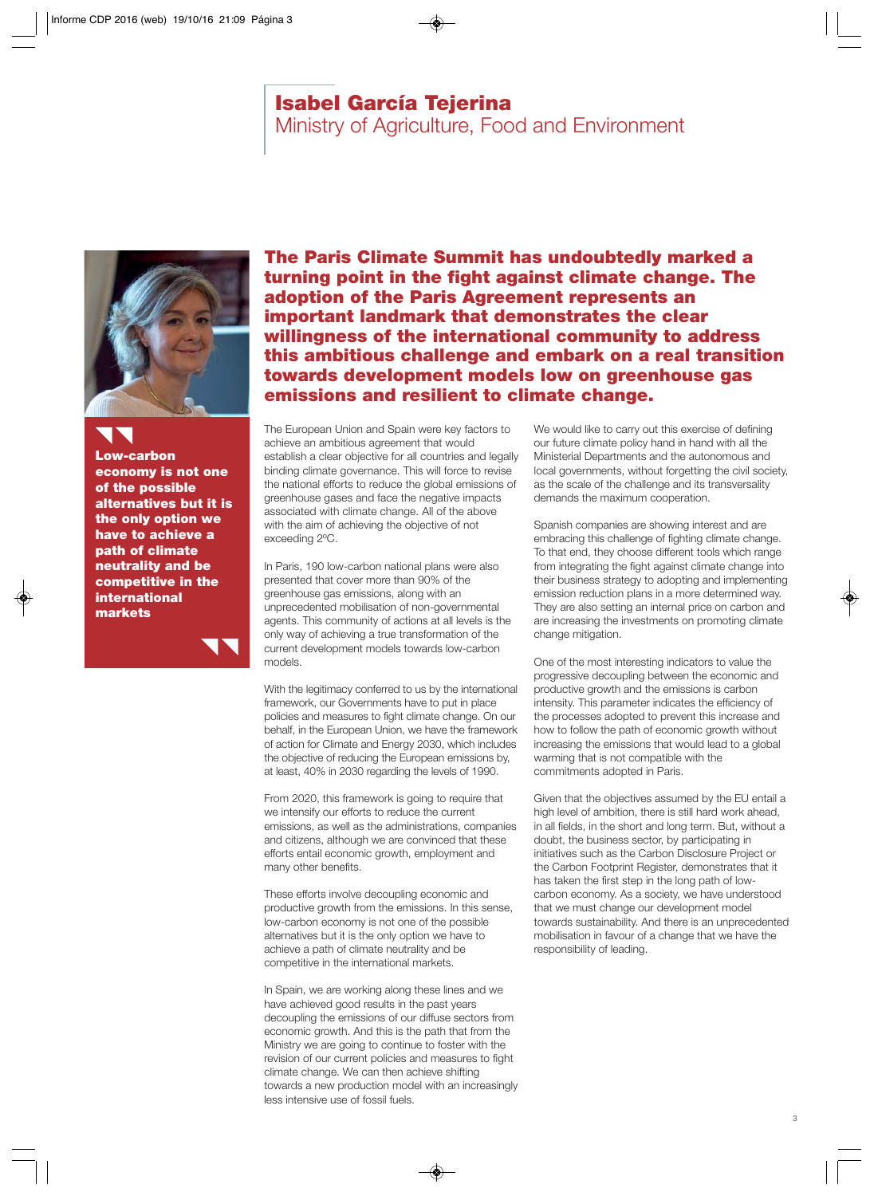# Isabel García Tejerina
## Ministry of Agriculture, Food and Environment

> **Low-carbon economy is not one of the possible alternatives but it is the only option we have to achieve a path of climate neutrality and be competitive in the international markets**

**The Paris Climate Summit has undoubtedly marked a turning point in the fight against climate change. The adoption of the Paris Agreement represents an important landmark that demonstrates the clear willingness of the international community to address this ambitious challenge and embark on a real transition towards development models low on greenhouse gas emissions and resilient to climate change.**

The European Union and Spain were key factors to achieve an ambitious agreement that would establish a clear objective for all countries and legally binding climate governance. This will force to revise the national efforts to reduce the global emissions of greenhouse gases and face the negative impacts associated with climate change. All of the above with the aim of achieving the objective of not exceeding 2ºC.

In Paris, 190 low-carbon national plans were also presented that cover more than 90% of the greenhouse gas emissions, along with an unprecedented mobilisation of non-governmental agents. This community of actions at all levels is the only way of achieving a true transformation of the current development models towards low-carbon models.

With the legitimacy conferred to us by the international framework, our Governments have to put in place policies and measures to fight climate change. On our behalf, in the European Union, we have the framework of action for Climate and Energy 2030, which includes the objective of reducing the European emissions by, at least, 40% in 2030 regarding the levels of 1990.

From 2020, this framework is going to require that we intensify our efforts to reduce the current emissions, as well as the administrations, companies and citizens, although we are convinced that these efforts entail economic growth, employment and many other benefits.

These efforts involve decoupling economic and productive growth from the emissions. In this sense, low-carbon economy is not one of the possible alternatives but it is the only option we have to achieve a path of climate neutrality and be competitive in the international markets.

In Spain, we are working along these lines and we have achieved good results in the past years decoupling the emissions of our diffuse sectors from economic growth. And this is the path that from the Ministry we are going to continue to foster with the revision of our current policies and measures to fight climate change. We can then achieve shifting towards a new production model with an increasingly less intensive use of fossil fuels.

We would like to carry out this exercise of defining our future climate policy hand in hand with all the Ministerial Departments and the autonomous and local governments, without forgetting the civil society, as the scale of the challenge and its transversality demands the maximum cooperation.

Spanish companies are showing interest and are embracing this challenge of fighting climate change. To that end, they choose different tools which range from integrating the fight against climate change into their business strategy to adopting and implementing emission reduction plans in a more determined way. They are also setting an internal price on carbon and are increasing the investments on promoting climate change mitigation.

One of the most interesting indicators to value the progressive decoupling between the economic and productive growth and the emissions is carbon intensity. This parameter indicates the efficiency of the processes adopted to prevent this increase and how to follow the path of economic growth without increasing the emissions that would lead to a global warming that is not compatible with the commitments adopted in Paris.

Given that the objectives assumed by the EU entail a high level of ambition, there is still hard work ahead, in all fields, in the short and long term. But, without a doubt, the business sector, by participating in initiatives such as the Carbon Disclosure Project or the Carbon Footprint Register, demonstrates that it has taken the first step in the long path of low-carbon economy. As a society, we have understood that we must change our development model towards sustainability. And there is an unprecedented mobilisation in favour of a change that we have the responsibility of leading.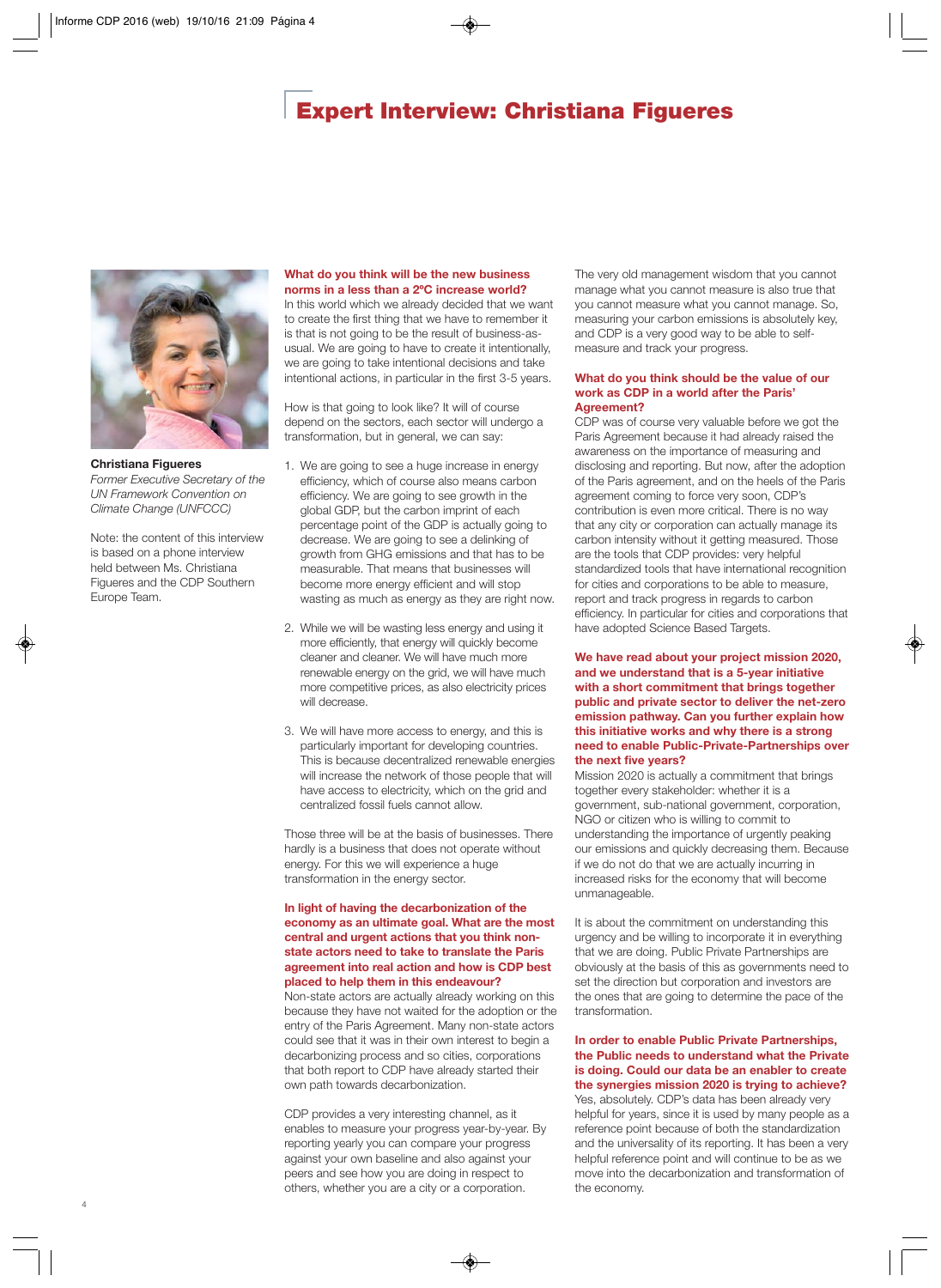# Expert Interview: Christiana Figueres

**Christiana Figueres**
*Former Executive Secretary of the UN Framework Convention on Climate Change (UNFCCC)*

Note: the content of this interview is based on a phone interview held between Ms. Christiana Figueres and the CDP Southern Europe Team.

**What do you think will be the new business norms in a less than a 2ºC increase world?**
In this world which we already decided that we want to create the first thing that we have to remember it is that is not going to be the result of business-as-usual. We are going to have to create it intentionally, we are going to take intentional decisions and take intentional actions, in particular in the first 3-5 years.

How is that going to look like? It will of course depend on the sectors, each sector will undergo a transformation, but in general, we can say:

1. We are going to see a huge increase in energy efficiency, which of course also means carbon efficiency. We are going to see growth in the global GDP, but the carbon imprint of each percentage point of the GDP is actually going to decrease. We are going to see a delinking of growth from GHG emissions and that has to be measurable. That means that businesses will become more energy efficient and will stop wasting as much as energy as they are right now.

2. While we will be wasting less energy and using it more efficiently, that energy will quickly become cleaner and cleaner. We will have much more renewable energy on the grid, we will have much more competitive prices, as also electricity prices will decrease.

3. We will have more access to energy, and this is particularly important for developing countries. This is because decentralized renewable energies will increase the network of those people that will have access to electricity, which on the grid and centralized fossil fuels cannot allow.

Those three will be at the basis of businesses. There hardly is a business that does not operate without energy. For this we will experience a huge transformation in the energy sector.

**In light of having the decarbonization of the economy as an ultimate goal. What are the most central and urgent actions that you think non-state actors need to take to translate the Paris agreement into real action and how is CDP best placed to help them in this endeavour?**
Non-state actors are actually already working on this because they have not waited for the adoption or the entry of the Paris Agreement. Many non-state actors could see that it was in their own interest to begin a decarbonizing process and so cities, corporations that both report to CDP have already started their own path towards decarbonization.

CDP provides a very interesting channel, as it enables to measure your progress year-by-year. By reporting yearly you can compare your progress against your own baseline and also against your peers and see how you are doing in respect to others, whether you are a city or a corporation.

The very old management wisdom that you cannot manage what you cannot measure is also true that you cannot measure what you cannot manage. So, measuring your carbon emissions is absolutely key, and CDP is a very good way to be able to self-measure and track your progress.

**What do you think should be the value of our work as CDP in a world after the Paris' Agreement?**
CDP was of course very valuable before we got the Paris Agreement because it had already raised the awareness on the importance of measuring and disclosing and reporting. But now, after the adoption of the Paris agreement, and on the heels of the Paris agreement coming to force very soon, CDP's contribution is even more critical. There is no way that any city or corporation can actually manage its carbon intensity without it getting measured. Those are the tools that CDP provides: very helpful standardized tools that have international recognition for cities and corporations to be able to measure, report and track progress in regards to carbon efficiency. In particular for cities and corporations that have adopted Science Based Targets.

**We have read about your project mission 2020, and we understand that is a 5-year initiative with a short commitment that brings together public and private sector to deliver the net-zero emission pathway. Can you further explain how this initiative works and why there is a strong need to enable Public-Private-Partnerships over the next five years?**
Mission 2020 is actually a commitment that brings together every stakeholder: whether it is a government, sub-national government, corporation, NGO or citizen who is willing to commit to understanding the importance of urgently peaking our emissions and quickly decreasing them. Because if we do not do that we are actually incurring in increased risks for the economy that will become unmanageable.

It is about the commitment on understanding this urgency and be willing to incorporate it in everything that we are doing. Public Private Partnerships are obviously at the basis of this as governments need to set the direction but corporation and investors are the ones that are going to determine the pace of the transformation.

**In order to enable Public Private Partnerships, the Public needs to understand what the Private is doing. Could our data be an enabler to create the synergies mission 2020 is trying to achieve?**
Yes, absolutely. CDP's data has been already very helpful for years, since it is used by many people as a reference point because of both the standardization and the universality of its reporting. It has been a very helpful reference point and will continue to be as we move into the decarbonization and transformation of the economy.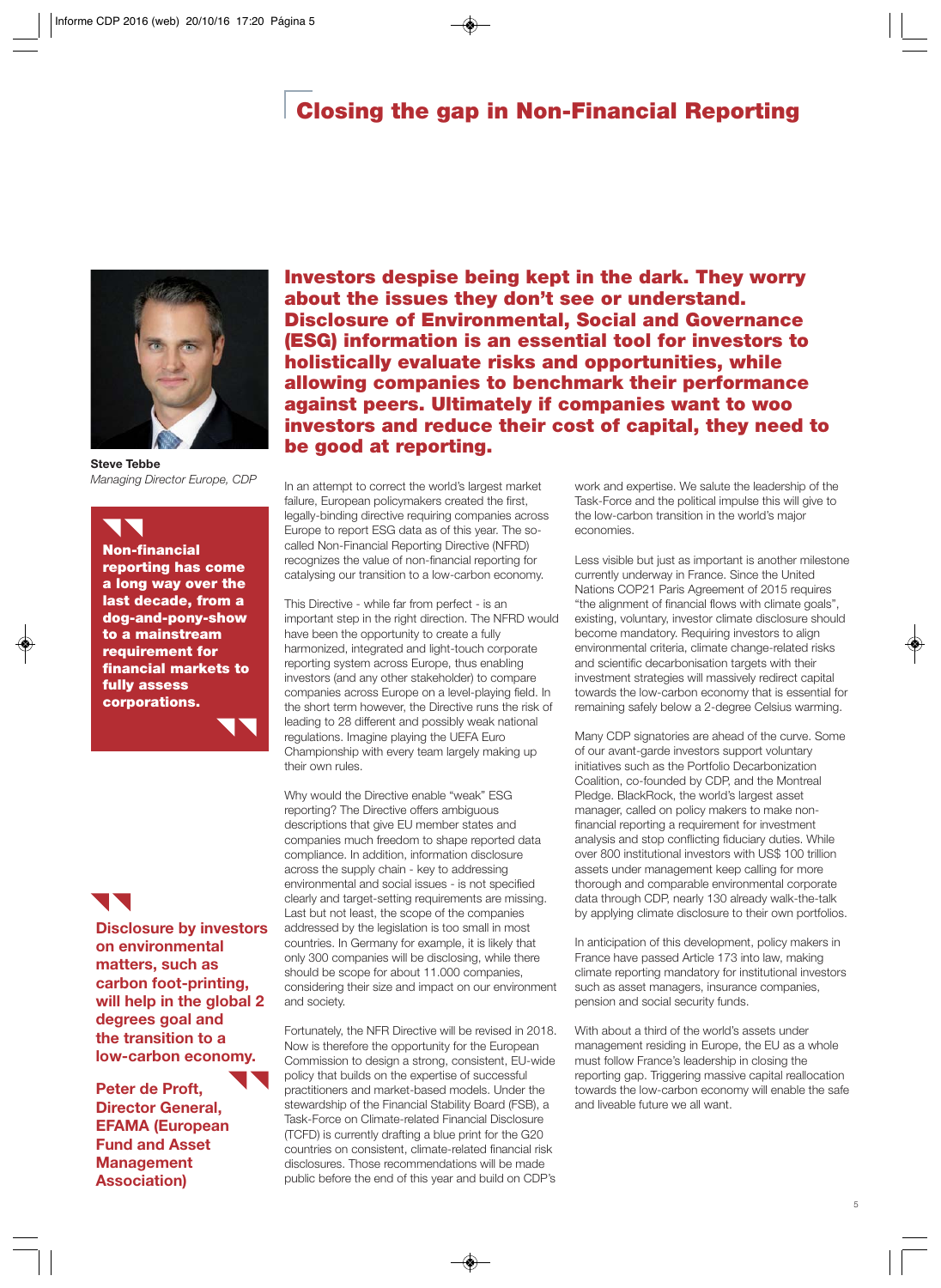# Closing the gap in Non-Financial Reporting

**Steve Tebbe**
*Managing Director Europe, CDP*

**Investors despise being kept in the dark. They worry about the issues they don't see or understand. Disclosure of Environmental, Social and Governance (ESG) information is an essential tool for investors to holistically evaluate risks and opportunities, while allowing companies to benchmark their performance against peers. Ultimately if companies want to woo investors and reduce their cost of capital, they need to be good at reporting.**

> **Non-financial reporting has come a long way over the last decade, from a dog-and-pony-show to a mainstream requirement for financial markets to fully assess corporations.**

In an attempt to correct the world's largest market failure, European policymakers created the first, legally-binding directive requiring companies across Europe to report ESG data as of this year. The so-called Non-Financial Reporting Directive (NFRD) recognizes the value of non-financial reporting for catalysing our transition to a low-carbon economy.

This Directive - while far from perfect - is an important step in the right direction. The NFRD would have been the opportunity to create a fully harmonized, integrated and light-touch corporate reporting system across Europe, thus enabling investors (and any other stakeholder) to compare companies across Europe on a level-playing field. In the short term however, the Directive runs the risk of leading to 28 different and possibly weak national regulations. Imagine playing the UEFA Euro Championship with every team largely making up their own rules.

Why would the Directive enable "weak" ESG reporting? The Directive offers ambiguous descriptions that give EU member states and companies much freedom to shape reported data compliance. In addition, information disclosure across the supply chain - key to addressing environmental and social issues - is not specified clearly and target-setting requirements are missing. Last but not least, the scope of the companies addressed by the legislation is too small in most countries. In Germany for example, it is likely that only 300 companies will be disclosing, while there should be scope for about 11.000 companies, considering their size and impact on our environment and society.

Fortunately, the NFR Directive will be revised in 2018. Now is therefore the opportunity for the European Commission to design a strong, consistent, EU-wide policy that builds on the expertise of successful practitioners and market-based models. Under the stewardship of the Financial Stability Board (FSB), a Task-Force on Climate-related Financial Disclosure (TCFD) is currently drafting a blue print for the G20 countries on consistent, climate-related financial risk disclosures. Those recommendations will be made public before the end of this year and build on CDP's work and expertise. We salute the leadership of the Task-Force and the political impulse this will give to the low-carbon transition in the world's major economies.

Less visible but just as important is another milestone currently underway in France. Since the United Nations COP21 Paris Agreement of 2015 requires "the alignment of financial flows with climate goals", existing, voluntary, investor climate disclosure should become mandatory. Requiring investors to align environmental criteria, climate change-related risks and scientific decarbonisation targets with their investment strategies will massively redirect capital towards the low-carbon economy that is essential for remaining safely below a 2-degree Celsius warming.

Many CDP signatories are ahead of the curve. Some of our avant-garde investors support voluntary initiatives such as the Portfolio Decarbonization Coalition, co-founded by CDP, and the Montreal Pledge. BlackRock, the world's largest asset manager, called on policy makers to make non-financial reporting a requirement for investment analysis and stop conflicting fiduciary duties. While over 800 institutional investors with US$ 100 trillion assets under management keep calling for more thorough and comparable environmental corporate data through CDP, nearly 130 already walk-the-talk by applying climate disclosure to their own portfolios.

In anticipation of this development, policy makers in France have passed Article 173 into law, making climate reporting mandatory for institutional investors such as asset managers, insurance companies, pension and social security funds.

With about a third of the world's assets under management residing in Europe, the EU as a whole must follow France's leadership in closing the reporting gap. Triggering massive capital reallocation towards the low-carbon economy will enable the safe and liveable future we all want.

> **Disclosure by investors on environmental matters, such as carbon foot-printing, will help in the global 2 degrees goal and the transition to a low-carbon economy.**
>
> **Peter de Proft, Director General, EFAMA (European Fund and Asset Management Association)**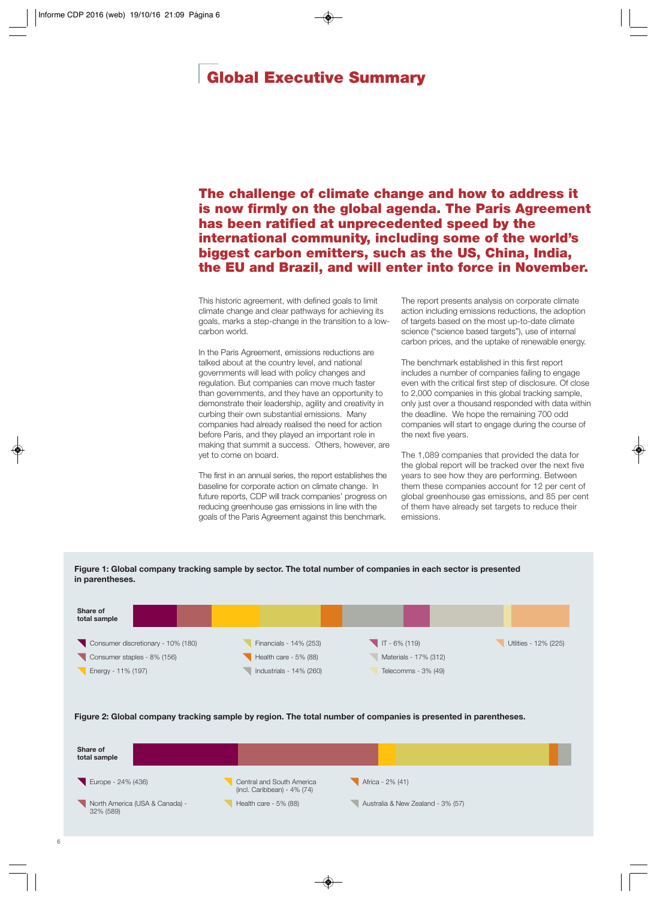# Global Executive Summary

**The challenge of climate change and how to address it is now firmly on the global agenda. The Paris Agreement has been ratified at unprecedented speed by the international community, including some of the world's biggest carbon emitters, such as the US, China, India, the EU and Brazil, and will enter into force in November.**

This historic agreement, with defined goals to limit climate change and clear pathways for achieving its goals, marks a step-change in the transition to a low-carbon world.

In the Paris Agreement, emissions reductions are talked about at the country level, and national governments will lead with policy changes and regulation. But companies can move much faster than governments, and they have an opportunity to demonstrate their leadership, agility and creativity in curbing their own substantial emissions. Many companies had already realised the need for action before Paris, and they played an important role in making that summit a success. Others, however, are yet to come on board.

The first in an annual series, the report establishes the baseline for corporate action on climate change. In future reports, CDP will track companies' progress on reducing greenhouse gas emissions in line with the goals of the Paris Agreement against this benchmark.

The report presents analysis on corporate climate action including emissions reductions, the adoption of targets based on the most up-to-date climate science ("science based targets"), use of internal carbon prices, and the uptake of renewable energy.

The benchmark established in this first report includes a number of companies failing to engage even with the critical first step of disclosure. Of close to 2,000 companies in this global tracking sample, only just over a thousand responded with data within the deadline. We hope the remaining 700 odd companies will start to engage during the course of the next five years.

The 1,089 companies that provided the data for the global report will be tracked over the next five years to see how they are performing. Between them these companies account for 12 per cent of global greenhouse gas emissions, and 85 per cent of them have already set targets to reduce their emissions.

**Figure 1: Global company tracking sample by sector. The total number of companies in each sector is presented in parentheses.**

Share of total sample

- Consumer discretionary - 10% (180)
- Consumer staples - 8% (156)
- Energy - 11% (197)
- Financials - 14% (253)
- Health care - 5% (88)
- Industrials - 14% (260)
- IT - 6% (119)
- Materials - 17% (312)
- Telecomms - 3% (49)
- Utilities - 12% (225)

**Figure 2: Global company tracking sample by region. The total number of companies is presented in parentheses.**

Share of total sample

- Europe - 24% (436)
- North America (USA & Canada) - 32% (589)
- Central and South America (incl. Caribbean) - 4% (74)
- Health care - 5% (88)
- Africa - 2% (41)
- Australia & New Zealand - 3% (57)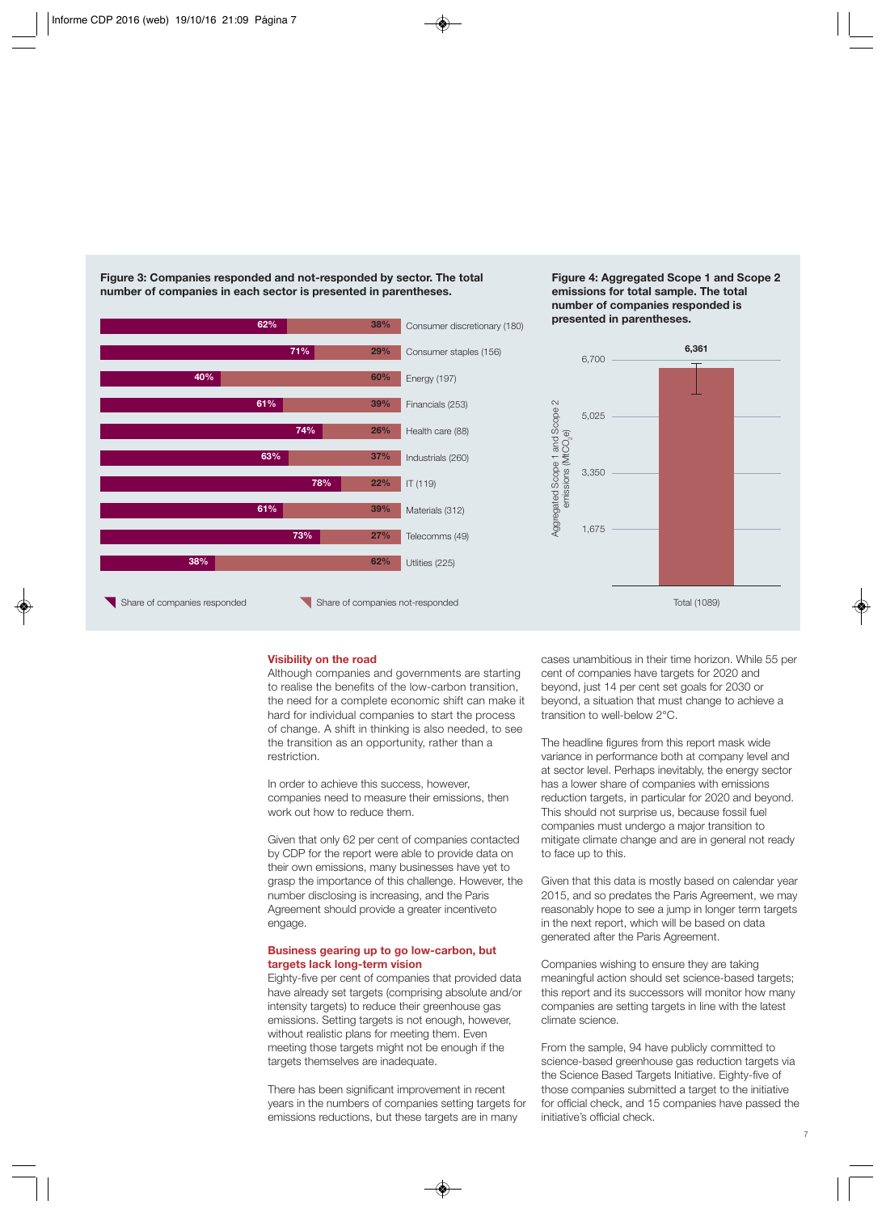**Figure 3: Companies responded and not-responded by sector. The total number of companies in each sector is presented in parentheses.**

| Sector | Share of companies responded | Share of companies not-responded |
|---|---|---|
| Consumer discretionary (180) | 62% | 38% |
| Consumer staples (156) | 71% | 29% |
| Energy (197) | 40% | 60% |
| Financials (253) | 61% | 39% |
| Health care (88) | 74% | 26% |
| Industrials (260) | 63% | 37% |
| IT (119) | 78% | 22% |
| Materials (312) | 61% | 39% |
| Telecomms (49) | 73% | 27% |
| Utilities (225) | 38% | 62% |

**Figure 4: Aggregated Scope 1 and Scope 2 emissions for total sample. The total number of companies responded is presented in parentheses.**

| | Aggregated Scope 1 and Scope 2 emissions ($MtCO_2e$) |
|---|---|
| Total (1089) | 6,361 |

## Visibility on the road

Although companies and governments are starting to realise the benefits of the low-carbon transition, the need for a complete economic shift can make it hard for individual companies to start the process of change. A shift in thinking is also needed, to see the transition as an opportunity, rather than a restriction.

In order to achieve this success, however, companies need to measure their emissions, then work out how to reduce them.

Given that only 62 per cent of companies contacted by CDP for the report were able to provide data on their own emissions, many businesses have yet to grasp the importance of this challenge. However, the number disclosing is increasing, and the Paris Agreement should provide a greater incentiveto engage.

## Business gearing up to go low-carbon, but targets lack long-term vision

Eighty-five per cent of companies that provided data have already set targets (comprising absolute and/or intensity targets) to reduce their greenhouse gas emissions. Setting targets is not enough, however, without realistic plans for meeting them. Even meeting those targets might not be enough if the targets themselves are inadequate.

There has been significant improvement in recent years in the numbers of companies setting targets for emissions reductions, but these targets are in many cases unambitious in their time horizon. While 55 per cent of companies have targets for 2020 and beyond, just 14 per cent set goals for 2030 or beyond, a situation that must change to achieve a transition to well-below 2°C.

The headline figures from this report mask wide variance in performance both at company level and at sector level. Perhaps inevitably, the energy sector has a lower share of companies with emissions reduction targets, in particular for 2020 and beyond. This should not surprise us, because fossil fuel companies must undergo a major transition to mitigate climate change and are in general not ready to face up to this.

Given that this data is mostly based on calendar year 2015, and so predates the Paris Agreement, we may reasonably hope to see a jump in longer term targets in the next report, which will be based on data generated after the Paris Agreement.

Companies wishing to ensure they are taking meaningful action should set science-based targets; this report and its successors will monitor how many companies are setting targets in line with the latest climate science.

From the sample, 94 have publicly committed to science-based greenhouse gas reduction targets via the Science Based Targets Initiative. Eighty-five of those companies submitted a target to the initiative for official check, and 15 companies have passed the initiative's official check.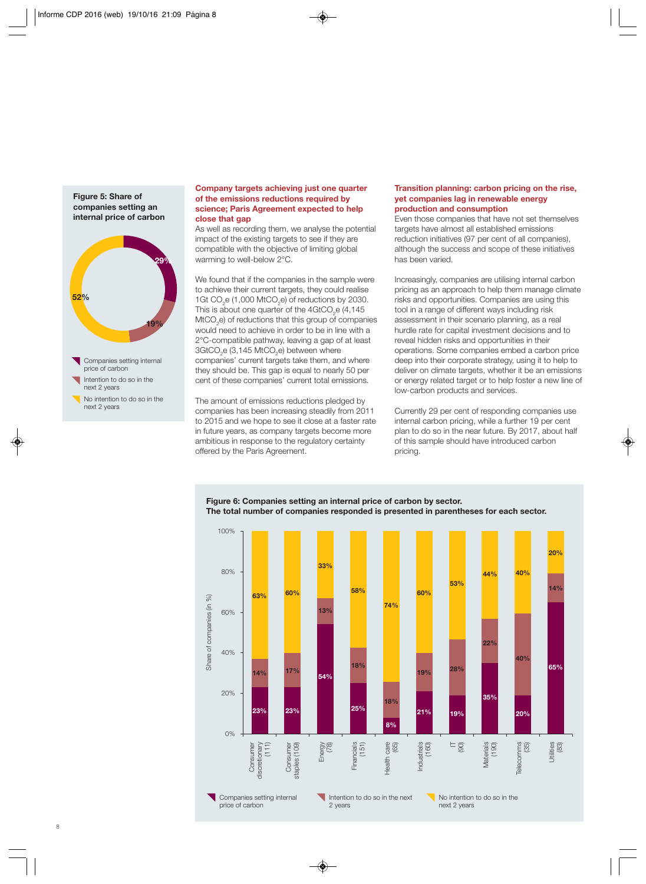**Figure 5: Share of companies setting an internal price of carbon**

| Category | Share |
|---|---|
| Companies setting internal price of carbon | 29% |
| Intention to do so in the next 2 years | 19% |
| No intention to do so in the next 2 years | 52% |

## Company targets achieving just one quarter of the emissions reductions required by science; Paris Agreement expected to help close that gap

As well as recording them, we analyse the potential impact of the existing targets to see if they are compatible with the objective of limiting global warming to well-below 2°C.

We found that if the companies in the sample were to achieve their current targets, they could realise 1Gt $CO_2e$ (1,000 $MtCO_2e$) of reductions by 2030. This is about one quarter of the 4Gt$CO_2e$ (4,145 $MtCO_2e$) of reductions that this group of companies would need to achieve in order to be in line with a 2°C-compatible pathway, leaving a gap of at least 3Gt$CO_2e$ (3,145 $MtCO_2e$) between where companies' current targets take them, and where they should be. This gap is equal to nearly 50 per cent of these companies' current total emissions.

The amount of emissions reductions pledged by companies has been increasing steadily from 2011 to 2015 and we hope to see it close at a faster rate in future years, as company targets become more ambitious in response to the regulatory certainty offered by the Paris Agreement.

## Transition planning: carbon pricing on the rise, yet companies lag in renewable energy production and consumption

Even those companies that have not set themselves targets have almost all established emissions reduction initiatives (97 per cent of all companies), although the success and scope of these initiatives has been varied.

Increasingly, companies are utilising internal carbon pricing as an approach to help them manage climate risks and opportunities. Companies are using this tool in a range of different ways including risk assessment in their scenario planning, as a real hurdle rate for capital investment decisions and to reveal hidden risks and opportunities in their operations. Some companies embed a carbon price deep into their corporate strategy, using it to help to deliver on climate targets, whether it be an emissions or energy related target or to help foster a new line of low-carbon products and services.

Currently 29 per cent of responding companies use internal carbon pricing, while a further 19 per cent plan to do so in the near future. By 2017, about half of this sample should have introduced carbon pricing.

**Figure 6: Companies setting an internal price of carbon by sector. The total number of companies responded is presented in parentheses for each sector.**

| Sector | Companies setting internal price of carbon | Intention to do so in the next 2 years | No intention to do so in the next 2 years |
|---|---|---|---|
| Consumer discretionary (111) | 23% | 14% | 63% |
| Consumer staples (109) | 23% | 17% | 60% |
| Energy (78) | 54% | 13% | 33% |
| Financials (151) | 25% | 18% | 58% |
| Health care (65) | 8% | 18% | 74% |
| Industrials (160) | 21% | 19% | 60% |
| IT (90) | 19% | 28% | 53% |
| Materials (190) | 35% | 22% | 44% |
| Telecomms (35) | 20% | 40% | 40% |
| Utilities (83) | 65% | 14% | 20% |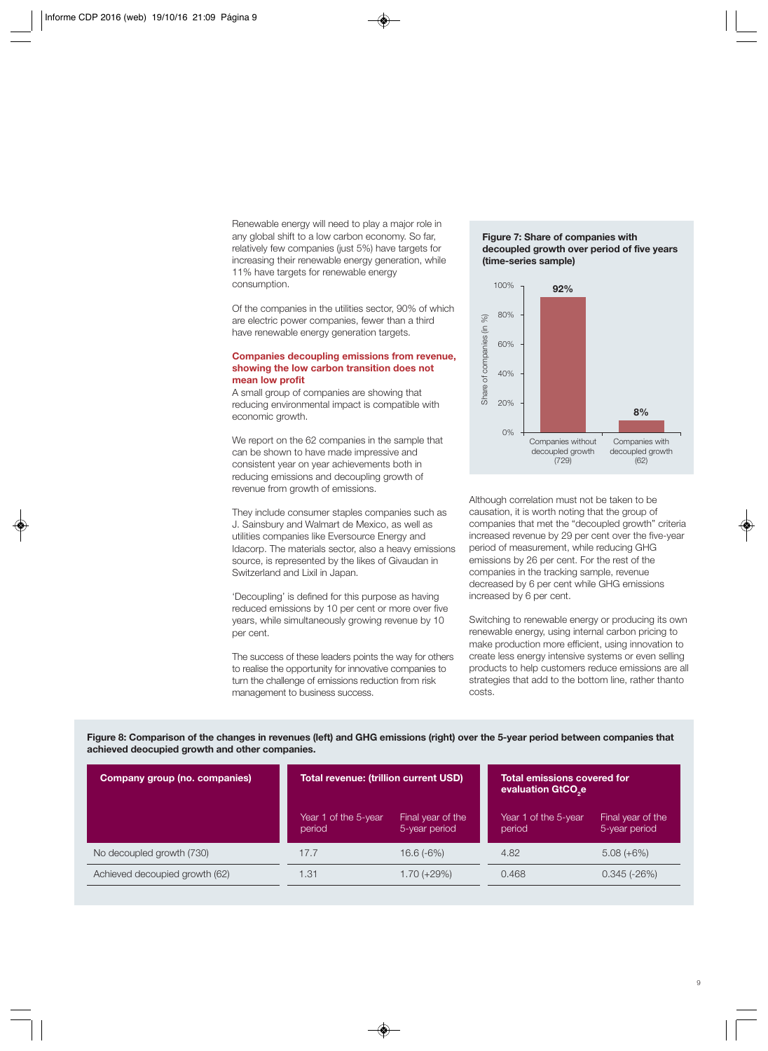Renewable energy will need to play a major role in any global shift to a low carbon economy. So far, relatively few companies (just 5%) have targets for increasing their renewable energy generation, while 11% have targets for renewable energy consumption.

Of the companies in the utilities sector, 90% of which are electric power companies, fewer than a third have renewable energy generation targets.

### Companies decoupling emissions from revenue, showing the low carbon transition does not mean low profit

A small group of companies are showing that reducing environmental impact is compatible with economic growth.

We report on the 62 companies in the sample that can be shown to have made impressive and consistent year on year achievements both in reducing emissions and decoupling growth of revenue from growth of emissions.

They include consumer staples companies such as J. Sainsbury and Walmart de Mexico, as well as utilities companies like Eversource Energy and Idacorp. The materials sector, also a heavy emissions source, is represented by the likes of Givaudan in Switzerland and Lixil in Japan.

'Decoupling' is defined for this purpose as having reduced emissions by 10 per cent or more over five years, while simultaneously growing revenue by 10 per cent.

The success of these leaders points the way for others to realise the opportunity for innovative companies to turn the challenge of emissions reduction from risk management to business success.

**Figure 7: Share of companies with decoupled growth over period of five years (time-series sample)**

| | Share of companies (in %) |
|---|---|
| Companies without decoupled growth (729) | 92% |
| Companies with decoupled growth (62) | 8% |

Although correlation must not be taken to be causation, it is worth noting that the group of companies that met the "decoupled growth" criteria increased revenue by 29 per cent over the five-year period of measurement, while reducing GHG emissions by 26 per cent. For the rest of the companies in the tracking sample, revenue decreased by 6 per cent while GHG emissions increased by 6 per cent.

Switching to renewable energy or producing its own renewable energy, using internal carbon pricing to make production more efficient, using innovation to create less energy intensive systems or even selling products to help customers reduce emissions are all strategies that add to the bottom line, rather thanto costs.

**Figure 8: Comparison of the changes in revenues (left) and GHG emissions (right) over the 5-year period between companies that achieved deocupied growth and other companies.**

| Company group (no. companies) | Total revenue: (trillion current USD) | | Total emissions covered for evaluation $GtCO_2e$ | |
|---|---|---|---|---|
| | Year 1 of the 5-year period | Final year of the 5-year period | Year 1 of the 5-year period | Final year of the 5-year period |
| No decoupled growth (730) | 17.7 | 16.6 (-6%) | 4.82 | 5.08 (+6%) |
| Achieved decoupied growth (62) | 1.31 | 1.70 (+29%) | 0.468 | 0.345 (-26%) |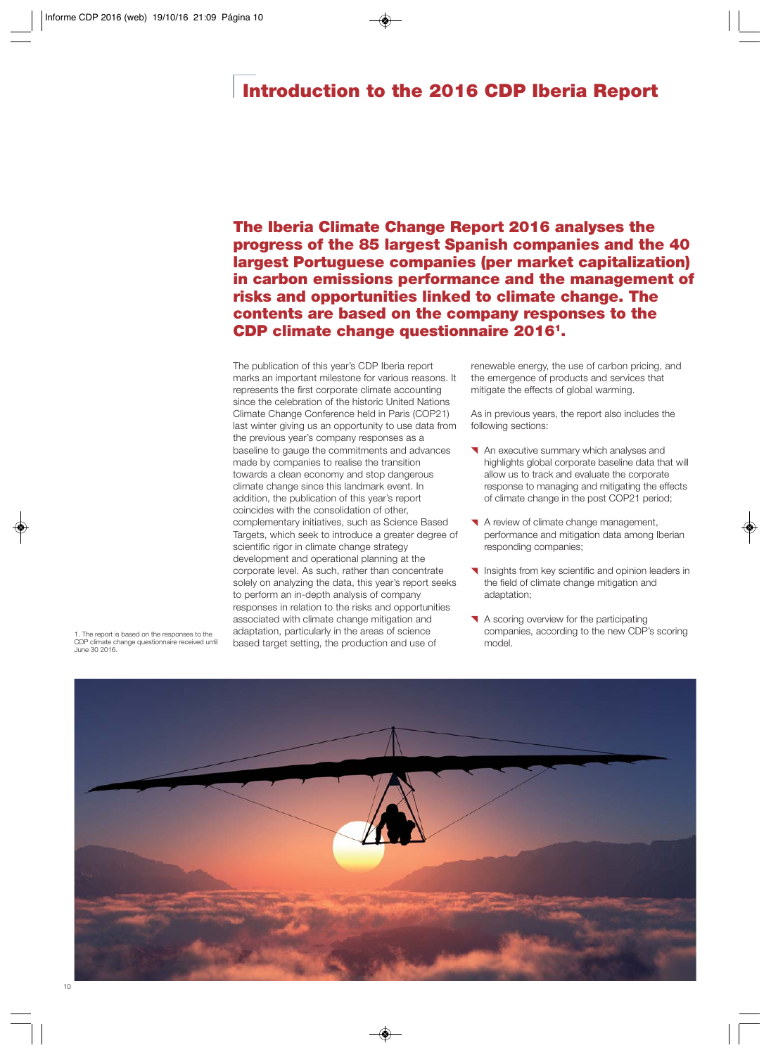# Introduction to the 2016 CDP Iberia Report

**The Iberia Climate Change Report 2016 analyses the progress of the 85 largest Spanish companies and the 40 largest Portuguese companies (per market capitalization) in carbon emissions performance and the management of risks and opportunities linked to climate change. The contents are based on the company responses to the CDP climate change questionnaire 2016[1].**

The publication of this year's CDP Iberia report marks an important milestone for various reasons. It represents the first corporate climate accounting since the celebration of the historic United Nations Climate Change Conference held in Paris (COP21) last winter giving us an opportunity to use data from the previous year's company responses as a baseline to gauge the commitments and advances made by companies to realise the transition towards a clean economy and stop dangerous climate change since this landmark event. In addition, the publication of this year's report coincides with the consolidation of other, complementary initiatives, such as Science Based Targets, which seek to introduce a greater degree of scientific rigor in climate change strategy development and operational planning at the corporate level. As such, rather than concentrate solely on analyzing the data, this year's report seeks to perform an in-depth analysis of company responses in relation to the risks and opportunities associated with climate change mitigation and adaptation, particularly in the areas of science based target setting, the production and use of renewable energy, the use of carbon pricing, and the emergence of products and services that mitigate the effects of global warming.

As in previous years, the report also includes the following sections:

- An executive summary which analyses and highlights global corporate baseline data that will allow us to track and evaluate the corporate response to managing and mitigating the effects of climate change in the post COP21 period;
- A review of climate change management, performance and mitigation data among Iberian responding companies;
- Insights from key scientific and opinion leaders in the field of climate change mitigation and adaptation;
- A scoring overview for the participating companies, according to the new CDP's scoring model.

1. The report is based on the responses to the CDP climate change questionnaire received until June 30 2016.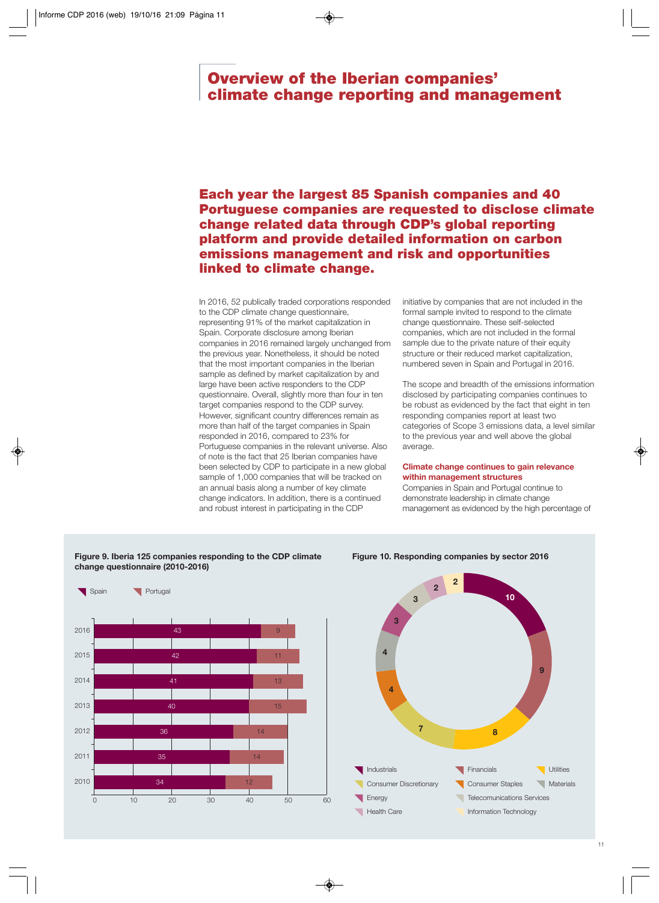# Overview of the Iberian companies' climate change reporting and management

**Each year the largest 85 Spanish companies and 40 Portuguese companies are requested to disclose climate change related data through CDP's global reporting platform and provide detailed information on carbon emissions management and risk and opportunities linked to climate change.**

In 2016, 52 publically traded corporations responded to the CDP climate change questionnaire, representing 91% of the market capitalization in Spain. Corporate disclosure among Iberian companies in 2016 remained largely unchanged from the previous year. Nonetheless, it should be noted that the most important companies in the Iberian sample as defined by market capitalization by and large have been active responders to the CDP questionnaire. Overall, slightly more than four in ten target companies respond to the CDP survey. However, significant country differences remain as more than half of the target companies in Spain responded in 2016, compared to 23% for Portuguese companies in the relevant universe. Also of note is the fact that 25 Iberian companies have been selected by CDP to participate in a new global sample of 1,000 companies that will be tracked on an annual basis along a number of key climate change indicators. In addition, there is a continued and robust interest in participating in the CDP initiative by companies that are not included in the formal sample invited to respond to the climate change questionnaire. These self-selected companies, which are not included in the formal sample due to the private nature of their equity structure or their reduced market capitalization, numbered seven in Spain and Portugal in 2016.

The scope and breadth of the emissions information disclosed by participating companies continues to be robust as evidenced by the fact that eight in ten responding companies report at least two categories of Scope 3 emissions data, a level similar to the previous year and well above the global average.

## Climate change continues to gain relevance within management structures

Companies in Spain and Portugal continue to demonstrate leadership in climate change management as evidenced by the high percentage of

**Figure 9. Iberia 125 companies responding to the CDP climate change questionnaire (2010-2016)**

| Year | Spain | Portugal |
|---|---|---|
| 2016 | 43 | 9 |
| 2015 | 42 | 11 |
| 2014 | 41 | 13 |
| 2013 | 40 | 15 |
| 2012 | 36 | 14 |
| 2011 | 35 | 14 |
| 2010 | 34 | 12 |

**Figure 10. Responding companies by sector 2016**

| Sector | Companies |
|---|---|
| Industrials | 10 |
| Financials | 9 |
| Utilities | 8 |
| Consumer Discretionary | 7 |
| Consumer Staples | 4 |
| Materials | 4 |
| Energy | 3 |
| Telecomunications Services | 3 |
| Health Care | 2 |
| Information Technology | 2 |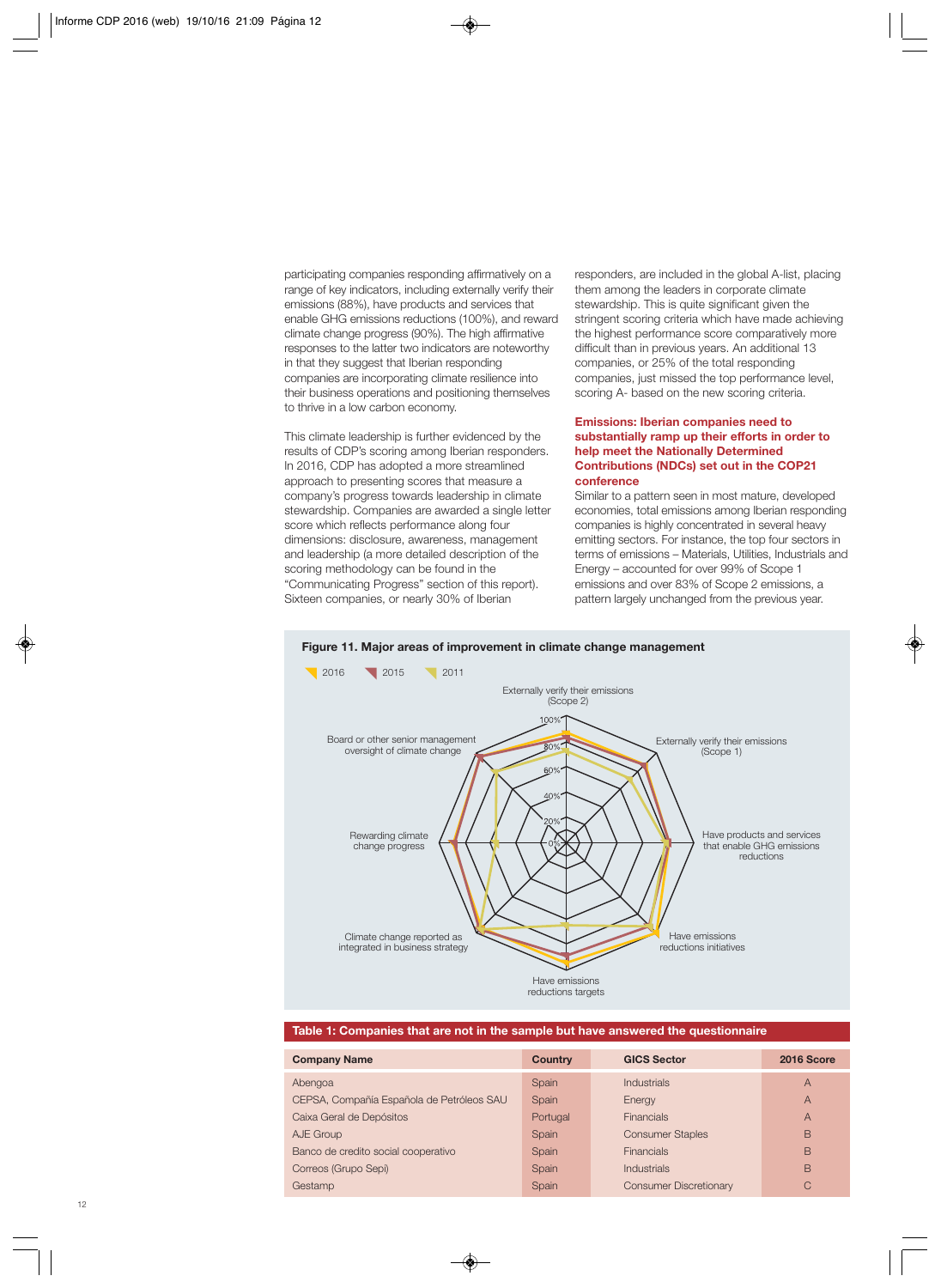participating companies responding affirmatively on a range of key indicators, including externally verify their emissions (88%), have products and services that enable GHG emissions reductions (100%), and reward climate change progress (90%). The high affirmative responses to the latter two indicators are noteworthy in that they suggest that Iberian responding companies are incorporating climate resilience into their business operations and positioning themselves to thrive in a low carbon economy.

This climate leadership is further evidenced by the results of CDP's scoring among Iberian responders. In 2016, CDP has adopted a more streamlined approach to presenting scores that measure a company's progress towards leadership in climate stewardship. Companies are awarded a single letter score which reflects performance along four dimensions: disclosure, awareness, management and leadership (a more detailed description of the scoring methodology can be found in the "Communicating Progress" section of this report). Sixteen companies, or nearly 30% of Iberian responders, are included in the global A-list, placing them among the leaders in corporate climate stewardship. This is quite significant given the stringent scoring criteria which have made achieving the highest performance score comparatively more difficult than in previous years. An additional 13 companies, or 25% of the total responding companies, just missed the top performance level, scoring A- based on the new scoring criteria.

### Emissions: Iberian companies need to substantially ramp up their efforts in order to help meet the Nationally Determined Contributions (NDCs) set out in the COP21 conference

Similar to a pattern seen in most mature, developed economies, total emissions among Iberian responding companies is highly concentrated in several heavy emitting sectors. For instance, the top four sectors in terms of emissions – Materials, Utilities, Industrials and Energy – accounted for over 99% of Scope 1 emissions and over 83% of Scope 2 emissions, a pattern largely unchanged from the previous year.

**Figure 11. Major areas of improvement in climate change management**

2016 | 2015 | 2011

Externally verify their emissions (Scope 2) | Externally verify their emissions (Scope 1) | Have products and services that enable GHG emissions reductions | Have emissions reductions initiatives | Have emissions reductions targets | Climate change reported as integrated in business strategy | Rewarding climate change progress | Board or other senior management oversight of climate change

0% | 20% | 40% | 60% | 80% | 100%

**Table 1: Companies that are not in the sample but have answered the questionnaire**

| Company Name | Country | GICS Sector | 2016 Score |
|---|---|---|---|
| Abengoa | Spain | Industrials | A |
| CEPSA, Compañía Española de Petróleos SAU | Spain | Energy | A |
| Caixa Geral de Depósitos | Portugal | Financials | A |
| AJE Group | Spain | Consumer Staples | B |
| Banco de credito social cooperativo | Spain | Financials | B |
| Correos (Grupo Sepi) | Spain | Industrials | B |
| Gestamp | Spain | Consumer Discretionary | C |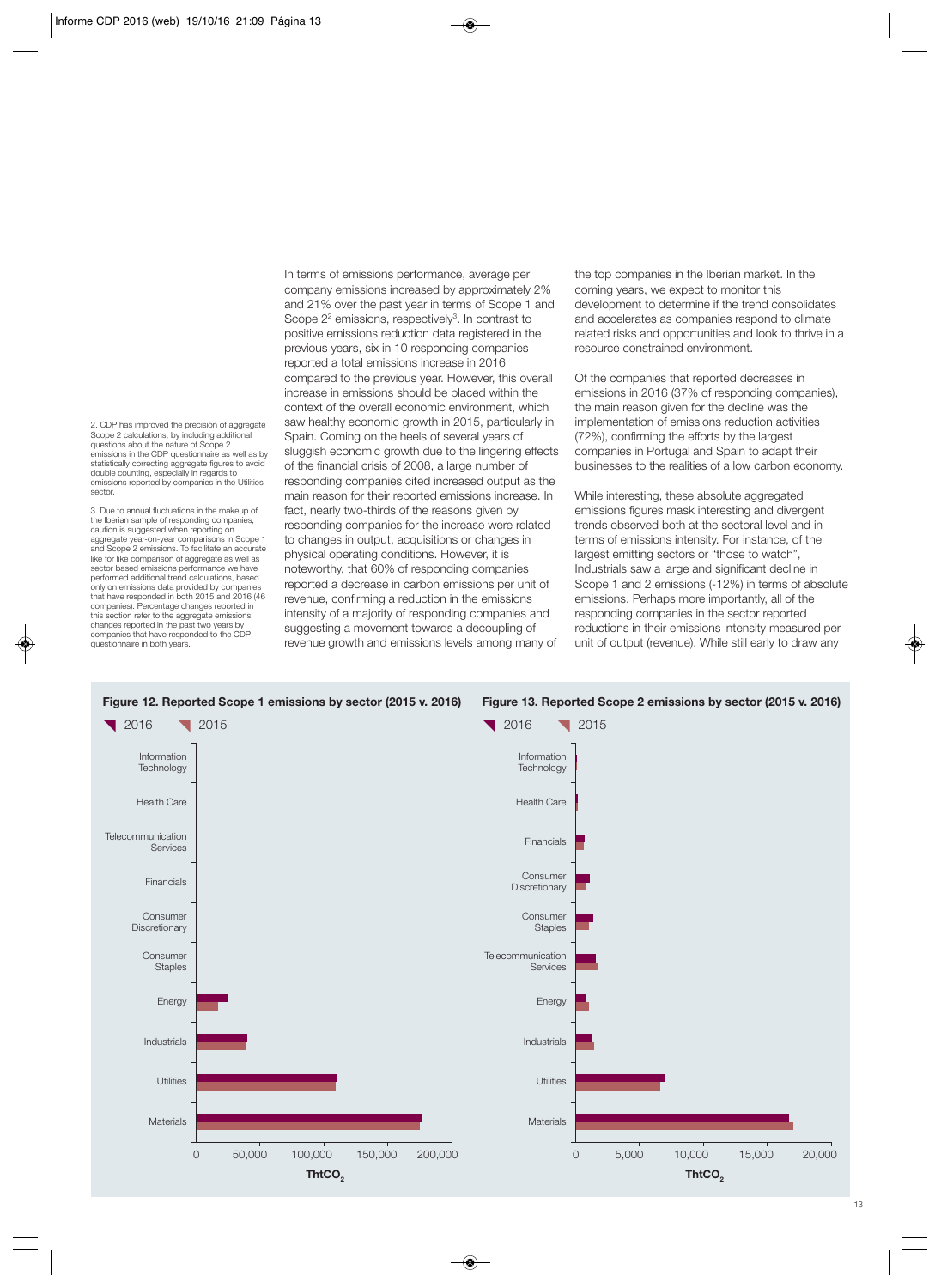In terms of emissions performance, average per company emissions increased by approximately 2% and 21% over the past year in terms of Scope 1 and Scope 2[2] emissions, respectively[3]. In contrast to positive emissions reduction data registered in the previous years, six in 10 responding companies reported a total emissions increase in 2016 compared to the previous year. However, this overall increase in emissions should be placed within the context of the overall economic environment, which saw healthy economic growth in 2015, particularly in Spain. Coming on the heels of several years of sluggish economic growth due to the lingering effects of the financial crisis of 2008, a large number of responding companies cited increased output as the main reason for their reported emissions increase. In fact, nearly two-thirds of the reasons given by responding companies for the increase were related to changes in output, acquisitions or changes in physical operating conditions. However, it is noteworthy, that 60% of responding companies reported a decrease in carbon emissions per unit of revenue, confirming a reduction in the emissions intensity of a majority of responding companies and suggesting a movement towards a decoupling of revenue growth and emissions levels among many of the top companies in the Iberian market. In the coming years, we expect to monitor this development to determine if the trend consolidates and accelerates as companies respond to climate related risks and opportunities and look to thrive in a resource constrained environment.

Of the companies that reported decreases in emissions in 2016 (37% of responding companies), the main reason given for the decline was the implementation of emissions reduction activities (72%), confirming the efforts by the largest companies in Portugal and Spain to adapt their businesses to the realities of a low carbon economy.

While interesting, these absolute aggregated emissions figures mask interesting and divergent trends observed both at the sectoral level and in terms of emissions intensity. For instance, of the largest emitting sectors or "those to watch", Industrials saw a large and significant decline in Scope 1 and 2 emissions (-12%) in terms of absolute emissions. Perhaps more importantly, all of the responding companies in the sector reported reductions in their emissions intensity measured per unit of output (revenue). While still early to draw any

2. CDP has improved the precision of aggregate Scope 2 calculations, by including additional questions about the nature of Scope 2 emissions in the CDP questionnaire as well as by statistically correcting aggregate figures to avoid double counting, especially in regards to emissions reported by companies in the Utilities sector.

3. Due to annual fluctuations in the makeup of the Iberian sample of responding companies, caution is suggested when reporting on aggregate year-on-year comparisons in Scope 1 and Scope 2 emissions. To facilitate an accurate like for like comparison of aggregate as well as sector based emissions performance we have performed additional trend calculations, based only on emissions data provided by companies that have responded in both 2015 and 2016 (46 companies). Percentage changes reported in this section refer to the aggregate emissions changes reported in the past two years by companies that have responded to the CDP questionnaire in both years.

**Figure 12. Reported Scope 1 emissions by sector (2015 v. 2016)**

Legend: 2016, 2015. Sectors: Information Technology, Health Care, Telecommunication Services, Financials, Consumer Discretionary, Consumer Staples, Energy, Industrials, Utilities, Materials. X-axis: 0 – 200,000 Tht$CO_2$.

**Figure 13. Reported Scope 2 emissions by sector (2015 v. 2016)**

Legend: 2016, 2015. Sectors: Information Technology, Health Care, Financials, Consumer Discretionary, Consumer Staples, Telecommunication Services, Energy, Industrials, Utilities, Materials. X-axis: 0 – 20,000 Tht$CO_2$.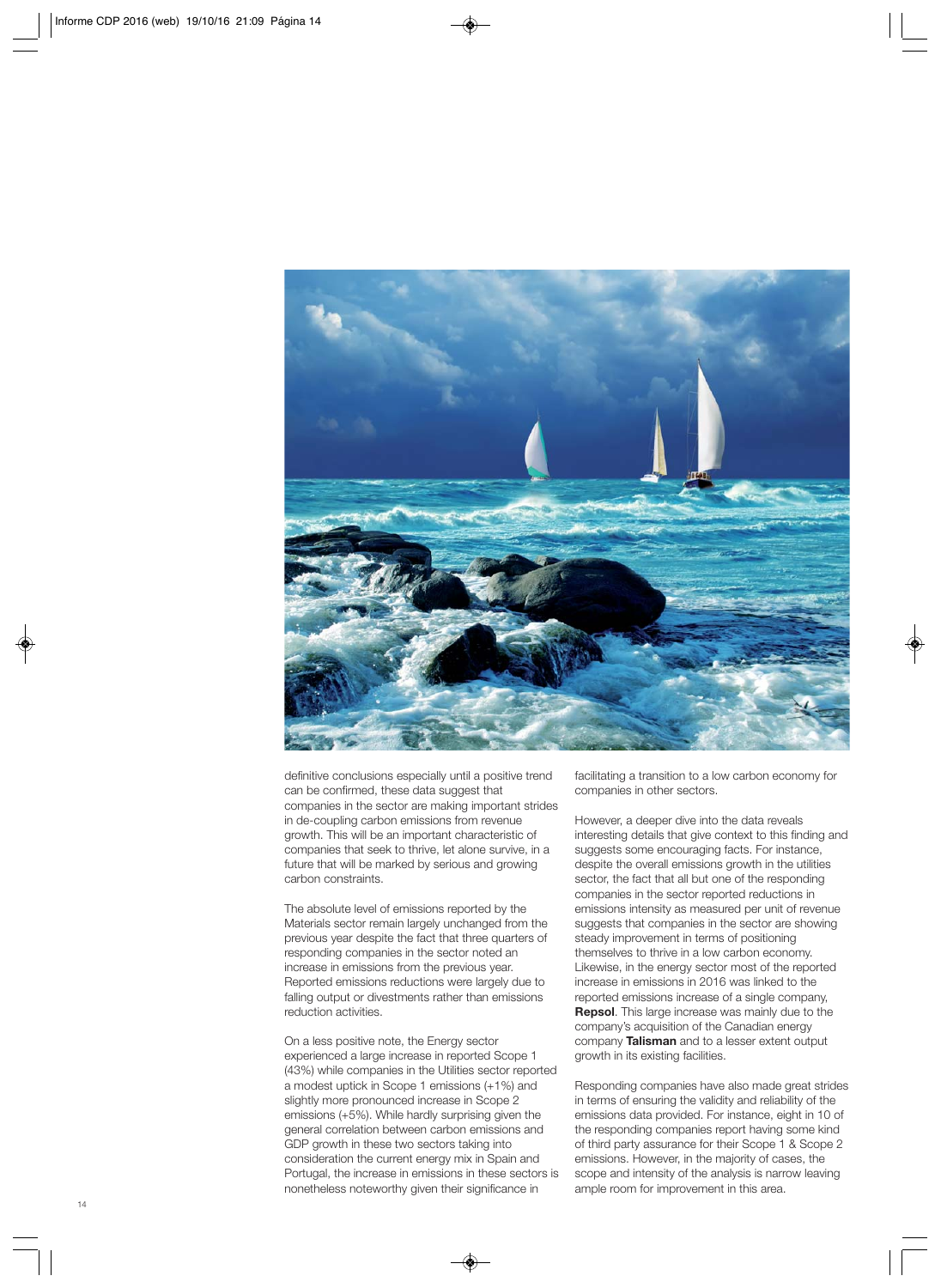definitive conclusions especially until a positive trend can be confirmed, these data suggest that companies in the sector are making important strides in de-coupling carbon emissions from revenue growth. This will be an important characteristic of companies that seek to thrive, let alone survive, in a future that will be marked by serious and growing carbon constraints.

The absolute level of emissions reported by the Materials sector remain largely unchanged from the previous year despite the fact that three quarters of responding companies in the sector noted an increase in emissions from the previous year. Reported emissions reductions were largely due to falling output or divestments rather than emissions reduction activities.

On a less positive note, the Energy sector experienced a large increase in reported Scope 1 (43%) while companies in the Utilities sector reported a modest uptick in Scope 1 emissions (+1%) and slightly more pronounced increase in Scope 2 emissions (+5%). While hardly surprising given the general correlation between carbon emissions and GDP growth in these two sectors taking into consideration the current energy mix in Spain and Portugal, the increase in emissions in these sectors is nonetheless noteworthy given their significance in facilitating a transition to a low carbon economy for companies in other sectors.

However, a deeper dive into the data reveals interesting details that give context to this finding and suggests some encouraging facts. For instance, despite the overall emissions growth in the utilities sector, the fact that all but one of the responding companies in the sector reported reductions in emissions intensity as measured per unit of revenue suggests that companies in the sector are showing steady improvement in terms of positioning themselves to thrive in a low carbon economy. Likewise, in the energy sector most of the reported increase in emissions in 2016 was linked to the reported emissions increase of a single company, **Repsol**. This large increase was mainly due to the company's acquisition of the Canadian energy company **Talisman** and to a lesser extent output growth in its existing facilities.

Responding companies have also made great strides in terms of ensuring the validity and reliability of the emissions data provided. For instance, eight in 10 of the responding companies report having some kind of third party assurance for their Scope 1 & Scope 2 emissions. However, in the majority of cases, the scope and intensity of the analysis is narrow leaving ample room for improvement in this area.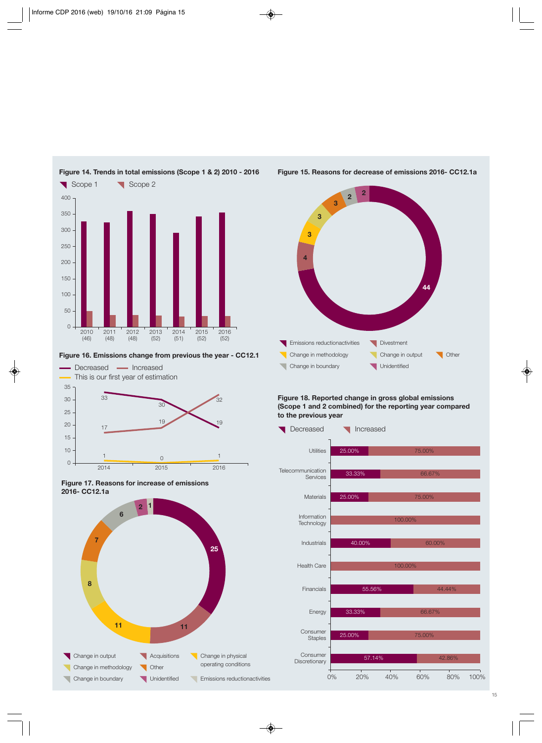**Figure 14. Trends in total emissions (Scope 1 & 2) 2010 - 2016**

Scope 1 | Scope 2

| Year | 2010 (46) | 2011 (48) | 2012 (48) | 2013 (52) | 2014 (51) | 2015 (52) | 2016 (52) |
|---|---|---|---|---|---|---|---|

**Figure 15. Reasons for decrease of emissions 2016- CC12.1a**

| Reason | Count |
|---|---|
| Emissions reductionactivities | 44 |
| Divestment | 4 |
| Change in methodology | 3 |
| Change in output | 3 |
| Other | 3 |
| Change in boundary | 2 |
| Unidentified | 2 |

**Figure 16. Emissions change from previous the year - CC12.1**

| | 2014 | 2015 | 2016 |
|---|---|---|---|
| Decreased | 33 | 30 | 19 |
| Increased | 17 | 19 | 32 |
| This is our first year of estimation | 1 | 0 | 1 |

**Figure 17. Reasons for increase of emissions 2016- CC12.1a**

| Reason | Count |
|---|---|
| Change in output | 25 |
| Acquisitions | 11 |
| Change in physical operating conditions | 11 |
| Change in methodology | 8 |
| Other | 7 |
| Change in boundary | 6 |
| Unidentified | 2 |
| Emissions reductionactivities | 1 |

**Figure 18. Reported change in gross global emissions (Scope 1 and 2 combined) for the reporting year compared to the previous year**

| Sector | Decreased | Increased |
|---|---|---|
| Utilities | 25.00% | 75.00% |
| Telecommunication Services | 33.33% | 66.67% |
| Materials | 25.00% | 75.00% |
| Information Technology | | 100.00% |
| Industrials | 40.00% | 60.00% |
| Health Care | | 100.00% |
| Financials | 55.56% | 44.44% |
| Energy | 33.33% | 66.67% |
| Consumer Staples | 25.00% | 75.00% |
| Consumer Discretionary | 57.14% | 42.86% |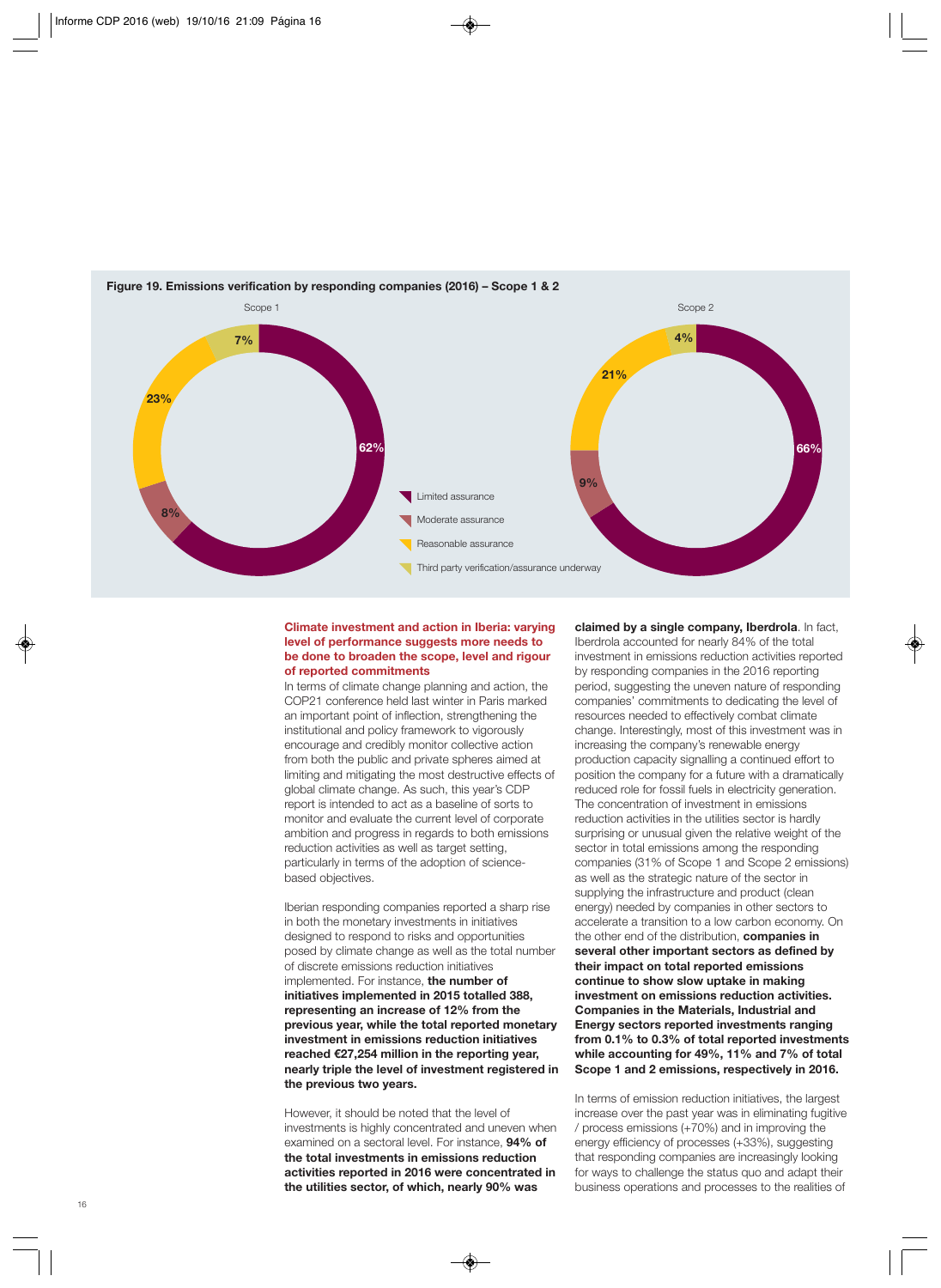**Figure 19. Emissions verification by responding companies (2016) – Scope 1 & 2**

Scope 1

| Category | % |
|---|---|
| Limited assurance | 62% |
| Moderate assurance | 8% |
| Reasonable assurance | 23% |
| Third party verification/assurance underway | 7% |

Scope 2

| Category | % |
|---|---|
| Limited assurance | 66% |
| Moderate assurance | 9% |
| Reasonable assurance | 21% |
| Third party verification/assurance underway | 4% |

## Climate investment and action in Iberia: varying level of performance suggests more needs to be done to broaden the scope, level and rigour of reported commitments

In terms of climate change planning and action, the COP21 conference held last winter in Paris marked an important point of inflection, strengthening the institutional and policy framework to vigorously encourage and credibly monitor collective action from both the public and private spheres aimed at limiting and mitigating the most destructive effects of global climate change. As such, this year's CDP report is intended to act as a baseline of sorts to monitor and evaluate the current level of corporate ambition and progress in regards to both emissions reduction activities as well as target setting, particularly in terms of the adoption of science-based objectives.

Iberian responding companies reported a sharp rise in both the monetary investments in initiatives designed to respond to risks and opportunities posed by climate change as well as the total number of discrete emissions reduction initiatives implemented. For instance, **the number of initiatives implemented in 2015 totalled 388, representing an increase of 12% from the previous year, while the total reported monetary investment in emissions reduction initiatives reached €27,254 million in the reporting year, nearly triple the level of investment registered in the previous two years.**

However, it should be noted that the level of investments is highly concentrated and uneven when examined on a sectoral level. For instance, **94% of the total investments in emissions reduction activities reported in 2016 were concentrated in the utilities sector, of which, nearly 90% was claimed by a single company, Iberdrola**. In fact, Iberdrola accounted for nearly 84% of the total investment in emissions reduction activities reported by responding companies in the 2016 reporting period, suggesting the uneven nature of responding companies' commitments to dedicating the level of resources needed to effectively combat climate change. Interestingly, most of this investment was in increasing the company's renewable energy production capacity signalling a continued effort to position the company for a future with a dramatically reduced role for fossil fuels in electricity generation. The concentration of investment in emissions reduction activities in the utilities sector is hardly surprising or unusual given the relative weight of the sector in total emissions among the responding companies (31% of Scope 1 and Scope 2 emissions) as well as the strategic nature of the sector in supplying the infrastructure and product (clean energy) needed by companies in other sectors to accelerate a transition to a low carbon economy. On the other end of the distribution, **companies in several other important sectors as defined by their impact on total reported emissions continue to show slow uptake in making investment on emissions reduction activities. Companies in the Materials, Industrial and Energy sectors reported investments ranging from 0.1% to 0.3% of total reported investments while accounting for 49%, 11% and 7% of total Scope 1 and 2 emissions, respectively in 2016.**

In terms of emission reduction initiatives, the largest increase over the past year was in eliminating fugitive / process emissions (+70%) and in improving the energy efficiency of processes (+33%), suggesting that responding companies are increasingly looking for ways to challenge the status quo and adapt their business operations and processes to the realities of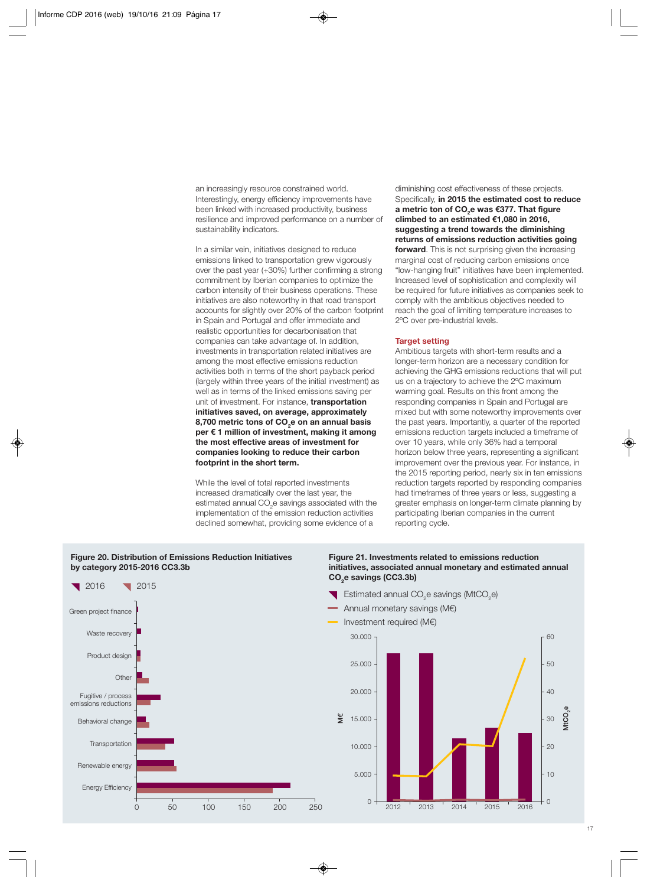an increasingly resource constrained world. Interestingly, energy efficiency improvements have been linked with increased productivity, business resilience and improved performance on a number of sustainability indicators.

In a similar vein, initiatives designed to reduce emissions linked to transportation grew vigorously over the past year (+30%) further confirming a strong commitment by Iberian companies to optimize the carbon intensity of their business operations. These initiatives are also noteworthy in that road transport accounts for slightly over 20% of the carbon footprint in Spain and Portugal and offer immediate and realistic opportunities for decarbonisation that companies can take advantage of. In addition, investments in transportation related initiatives are among the most effective emissions reduction activities both in terms of the short payback period (largely within three years of the initial investment) as well as in terms of the linked emissions saving per unit of investment. For instance, **transportation initiatives saved, on average, approximately 8,700 metric tons of $CO_2e$ on an annual basis per € 1 million of investment, making it among the most effective areas of investment for companies looking to reduce their carbon footprint in the short term.**

While the level of total reported investments increased dramatically over the last year, the estimated annual $CO_2e$ savings associated with the implementation of the emission reduction activities declined somewhat, providing some evidence of a diminishing cost effectiveness of these projects. Specifically, **in 2015 the estimated cost to reduce a metric ton of $CO_2e$ was €377. That figure climbed to an estimated €1,080 in 2016, suggesting a trend towards the diminishing returns of emissions reduction activities going forward**. This is not surprising given the increasing marginal cost of reducing carbon emissions once "low-hanging fruit" initiatives have been implemented. Increased level of sophistication and complexity will be required for future initiatives as companies seek to comply with the ambitious objectives needed to reach the goal of limiting temperature increases to 2ºC over pre-industrial levels.

## Target setting

Ambitious targets with short-term results and a longer-term horizon are a necessary condition for achieving the GHG emissions reductions that will put us on a trajectory to achieve the 2ºC maximum warming goal. Results on this front among the responding companies in Spain and Portugal are mixed but with some noteworthy improvements over the past years. Importantly, a quarter of the reported emissions reduction targets included a timeframe of over 10 years, while only 36% had a temporal horizon below three years, representing a significant improvement over the previous year. For instance, in the 2015 reporting period, nearly six in ten emissions reduction targets reported by responding companies had timeframes of three years or less, suggesting a greater emphasis on longer-term climate planning by participating Iberian companies in the current reporting cycle.

**Figure 20. Distribution of Emissions Reduction Initiatives by category 2015-2016 CC3.3b**

**Figure 21. Investments related to emissions reduction initiatives, associated annual monetary and estimated annual $CO_2e$ savings (CC3.3b)**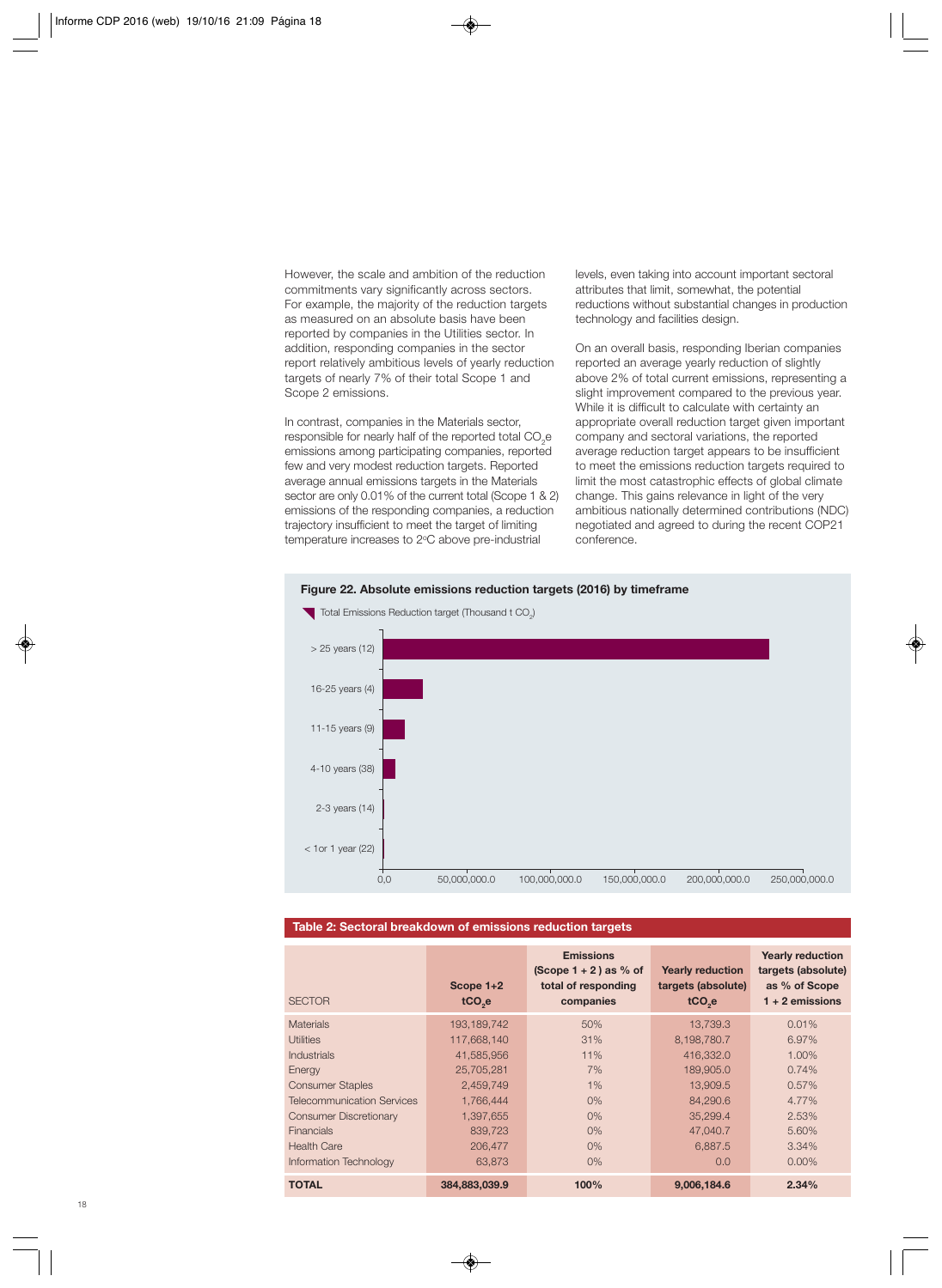However, the scale and ambition of the reduction commitments vary significantly across sectors. For example, the majority of the reduction targets as measured on an absolute basis have been reported by companies in the Utilities sector. In addition, responding companies in the sector report relatively ambitious levels of yearly reduction targets of nearly 7% of their total Scope 1 and Scope 2 emissions.

In contrast, companies in the Materials sector, responsible for nearly half of the reported total $CO_2e$ emissions among participating companies, reported few and very modest reduction targets. Reported average annual emissions targets in the Materials sector are only 0.01% of the current total (Scope 1 & 2) emissions of the responding companies, a reduction trajectory insufficient to meet the target of limiting temperature increases to 2ºC above pre-industrial levels, even taking into account important sectoral attributes that limit, somewhat, the potential reductions without substantial changes in production technology and facilities design.

On an overall basis, responding Iberian companies reported an average yearly reduction of slightly above 2% of total current emissions, representing a slight improvement compared to the previous year. While it is difficult to calculate with certainty an appropriate overall reduction target given important company and sectoral variations, the reported average reduction target appears to be insufficient to meet the emissions reduction targets required to limit the most catastrophic effects of global climate change. This gains relevance in light of the very ambitious nationally determined contributions (NDC) negotiated and agreed to during the recent COP21 conference.

**Figure 22. Absolute emissions reduction targets (2016) by timeframe**

Total Emissions Reduction target (Thousand t $CO_2$)

| Timeframe | Approx. value |
|---|---|
| > 25 years (12) | ~230,000,000 |
| 16-25 years (4) | ~24,000,000 |
| 11-15 years (9) | ~13,000,000 |
| 4-10 years (38) | ~8,000,000 |
| 2-3 years (14) | ~1,000,000 |
| < 1or 1 year (22) | ~1,000,000 |

Axis: 0,0 – 50,000,000.0 – 100,000,000.0 – 150,000,000.0 – 200,000,000.0 – 250,000,000.0

**Table 2: Sectoral breakdown of emissions reduction targets**

| SECTOR | Scope 1+2 $tCO_2e$ | Emissions (Scope 1 + 2 ) as % of total of responding companies | Yearly reduction targets (absolute) $tCO_2e$ | Yearly reduction targets (absolute) as % of Scope 1 + 2 emissions |
|---|---|---|---|---|
| Materials | 193,189,742 | 50% | 13,739.3 | 0.01% |
| Utilities | 117,668,140 | 31% | 8,198,780.7 | 6.97% |
| Industrials | 41,585,956 | 11% | 416,332.0 | 1.00% |
| Energy | 25,705,281 | 7% | 189,905.0 | 0.74% |
| Consumer Staples | 2,459,749 | 1% | 13,909.5 | 0.57% |
| Telecommunication Services | 1,766,444 | 0% | 84,290.6 | 4.77% |
| Consumer Discretionary | 1,397,655 | 0% | 35,299.4 | 2.53% |
| Financials | 839,723 | 0% | 47,040.7 | 5.60% |
| Health Care | 206,477 | 0% | 6,887.5 | 3.34% |
| Information Technology | 63,873 | 0% | 0.0 | 0.00% |
| **TOTAL** | **384,883,039.9** | **100%** | **9,006,184.6** | **2.34%** |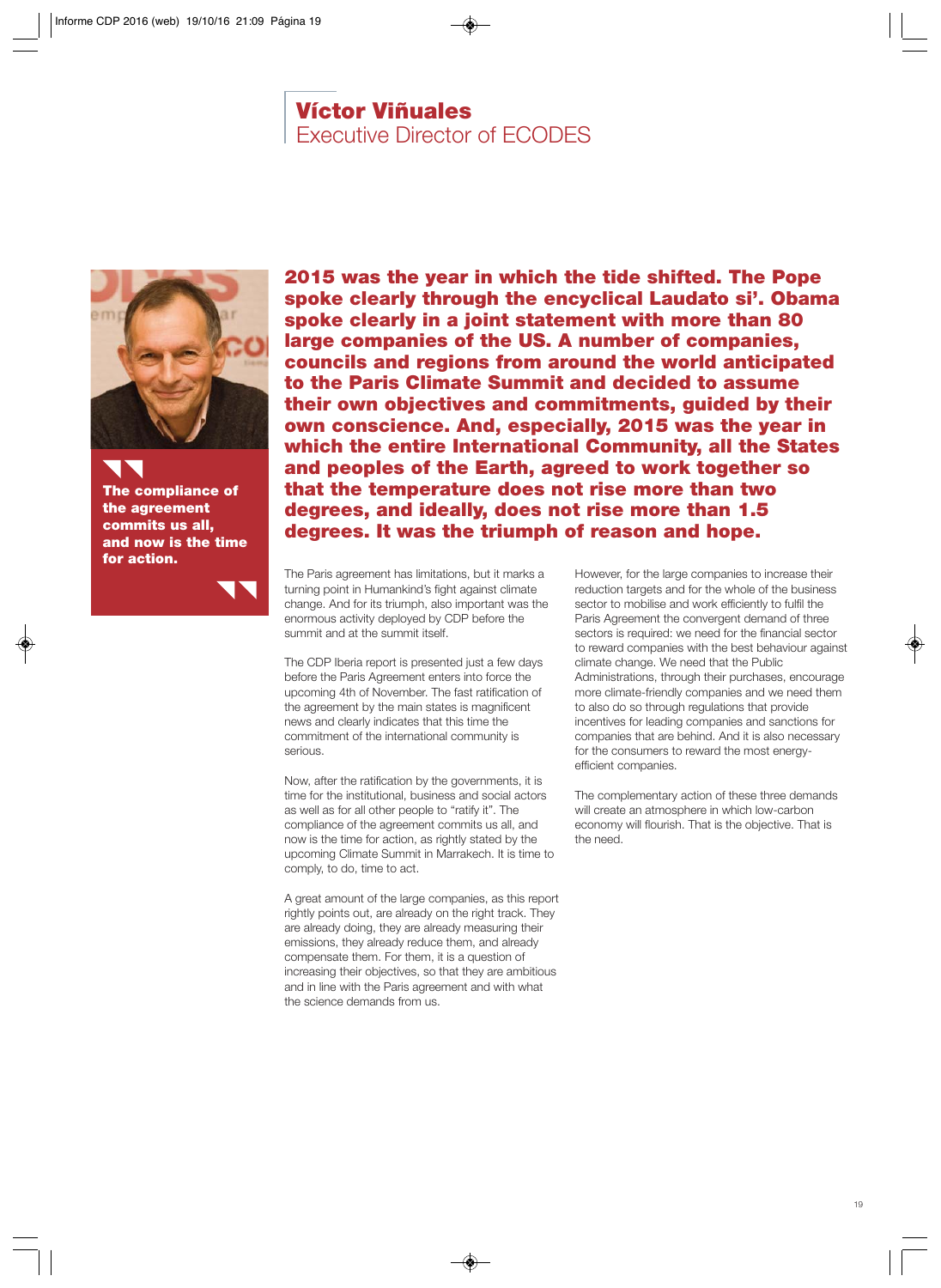# Víctor Viñuales
## Executive Director of ECODES

> **The compliance of the agreement commits us all, and now is the time for action.**

**2015 was the year in which the tide shifted. The Pope spoke clearly through the encyclical Laudato si'. Obama spoke clearly in a joint statement with more than 80 large companies of the US. A number of companies, councils and regions from around the world anticipated to the Paris Climate Summit and decided to assume their own objectives and commitments, guided by their own conscience. And, especially, 2015 was the year in which the entire International Community, all the States and peoples of the Earth, agreed to work together so that the temperature does not rise more than two degrees, and ideally, does not rise more than 1.5 degrees. It was the triumph of reason and hope.**

The Paris agreement has limitations, but it marks a turning point in Humankind's fight against climate change. And for its triumph, also important was the enormous activity deployed by CDP before the summit and at the summit itself.

The CDP Iberia report is presented just a few days before the Paris Agreement enters into force the upcoming 4th of November. The fast ratification of the agreement by the main states is magnificent news and clearly indicates that this time the commitment of the international community is serious.

Now, after the ratification by the governments, it is time for the institutional, business and social actors as well as for all other people to "ratify it". The compliance of the agreement commits us all, and now is the time for action, as rightly stated by the upcoming Climate Summit in Marrakech. It is time to comply, to do, time to act.

A great amount of the large companies, as this report rightly points out, are already on the right track. They are already doing, they are already measuring their emissions, they already reduce them, and already compensate them. For them, it is a question of increasing their objectives, so that they are ambitious and in line with the Paris agreement and with what the science demands from us.

However, for the large companies to increase their reduction targets and for the whole of the business sector to mobilise and work efficiently to fulfil the Paris Agreement the convergent demand of three sectors is required: we need for the financial sector to reward companies with the best behaviour against climate change. We need that the Public Administrations, through their purchases, encourage more climate-friendly companies and we need them to also do so through regulations that provide incentives for leading companies and sanctions for companies that are behind. And it is also necessary for the consumers to reward the most energy-efficient companies.

The complementary action of these three demands will create an atmosphere in which low-carbon economy will flourish. That is the objective. That is the need.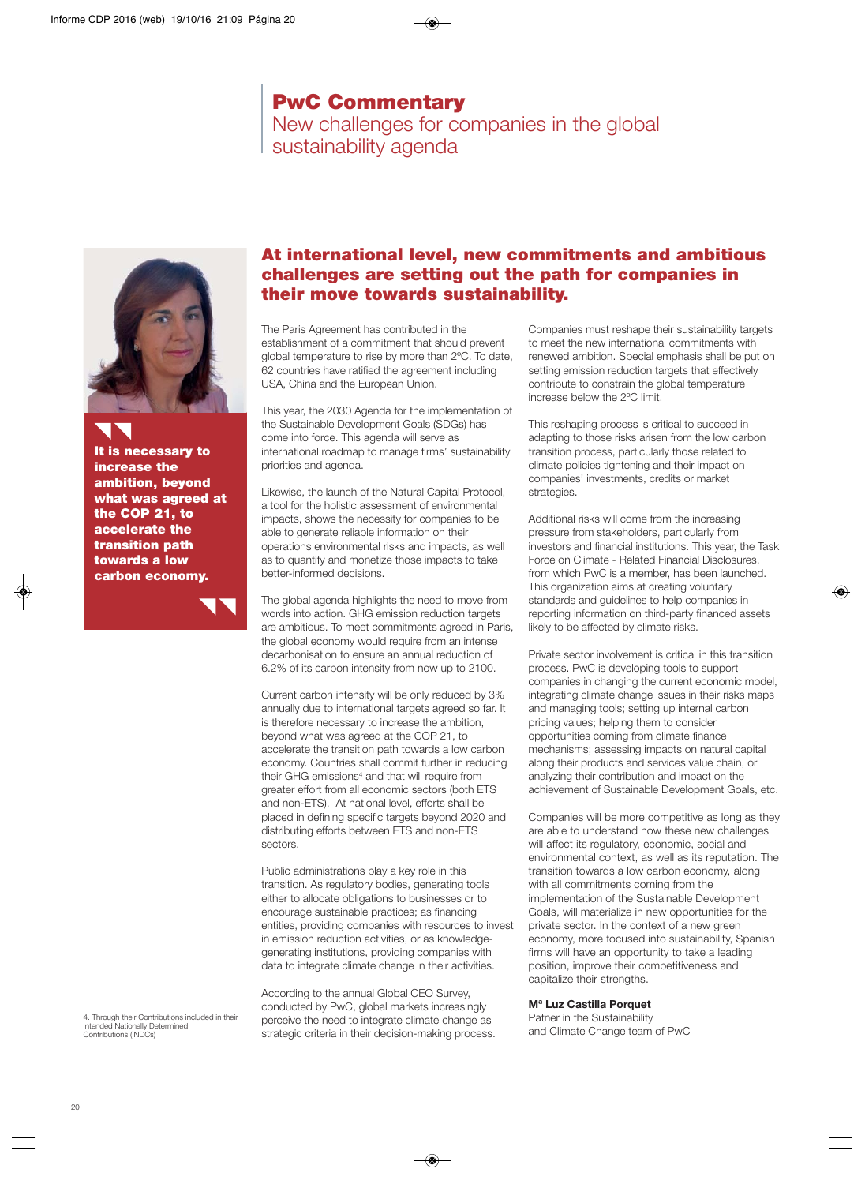# PwC Commentary

## New challenges for companies in the global sustainability agenda

**It is necessary to increase the ambition, beyond what was agreed at the COP 21, to accelerate the transition path towards a low carbon economy.**

## At international level, new commitments and ambitious challenges are setting out the path for companies in their move towards sustainability.

The Paris Agreement has contributed in the establishment of a commitment that should prevent global temperature to rise by more than 2ºC. To date, 62 countries have ratified the agreement including USA, China and the European Union.

This year, the 2030 Agenda for the implementation of the Sustainable Development Goals (SDGs) has come into force. This agenda will serve as international roadmap to manage firms' sustainability priorities and agenda.

Likewise, the launch of the Natural Capital Protocol, a tool for the holistic assessment of environmental impacts, shows the necessity for companies to be able to generate reliable information on their operations environmental risks and impacts, as well as to quantify and monetize those impacts to take better-informed decisions.

The global agenda highlights the need to move from words into action. GHG emission reduction targets are ambitious. To meet commitments agreed in Paris, the global economy would require from an intense decarbonisation to ensure an annual reduction of 6.2% of its carbon intensity from now up to 2100.

Current carbon intensity will be only reduced by 3% annually due to international targets agreed so far. It is therefore necessary to increase the ambition, beyond what was agreed at the COP 21, to accelerate the transition path towards a low carbon economy. Countries shall commit further in reducing their GHG emissions[4] and that will require from greater effort from all economic sectors (both ETS and non-ETS). At national level, efforts shall be placed in defining specific targets beyond 2020 and distributing efforts between ETS and non-ETS sectors.

Public administrations play a key role in this transition. As regulatory bodies, generating tools either to allocate obligations to businesses or to encourage sustainable practices; as financing entities, providing companies with resources to invest in emission reduction activities, or as knowledge-generating institutions, providing companies with data to integrate climate change in their activities.

According to the annual Global CEO Survey, conducted by PwC, global markets increasingly perceive the need to integrate climate change as strategic criteria in their decision-making process.

Companies must reshape their sustainability targets to meet the new international commitments with renewed ambition. Special emphasis shall be put on setting emission reduction targets that effectively contribute to constrain the global temperature increase below the 2ºC limit.

This reshaping process is critical to succeed in adapting to those risks arisen from the low carbon transition process, particularly those related to climate policies tightening and their impact on companies' investments, credits or market strategies.

Additional risks will come from the increasing pressure from stakeholders, particularly from investors and financial institutions. This year, the Task Force on Climate - Related Financial Disclosures, from which PwC is a member, has been launched. This organization aims at creating voluntary standards and guidelines to help companies in reporting information on third-party financed assets likely to be affected by climate risks.

Private sector involvement is critical in this transition process. PwC is developing tools to support companies in changing the current economic model, integrating climate change issues in their risks maps and managing tools; setting up internal carbon pricing values; helping them to consider opportunities coming from climate finance mechanisms; assessing impacts on natural capital along their products and services value chain, or analyzing their contribution and impact on the achievement of Sustainable Development Goals, etc.

Companies will be more competitive as long as they are able to understand how these new challenges will affect its regulatory, economic, social and environmental context, as well as its reputation. The transition towards a low carbon economy, along with all commitments coming from the implementation of the Sustainable Development Goals, will materialize in new opportunities for the private sector. In the context of a new green economy, more focused into sustainability, Spanish firms will have an opportunity to take a leading position, improve their competitiveness and capitalize their strengths.

**Mª Luz Castilla Porquet**
Patner in the Sustainability and Climate Change team of PwC

4. Through their Contributions included in their Intended Nationally Determined Contributions (INDCs)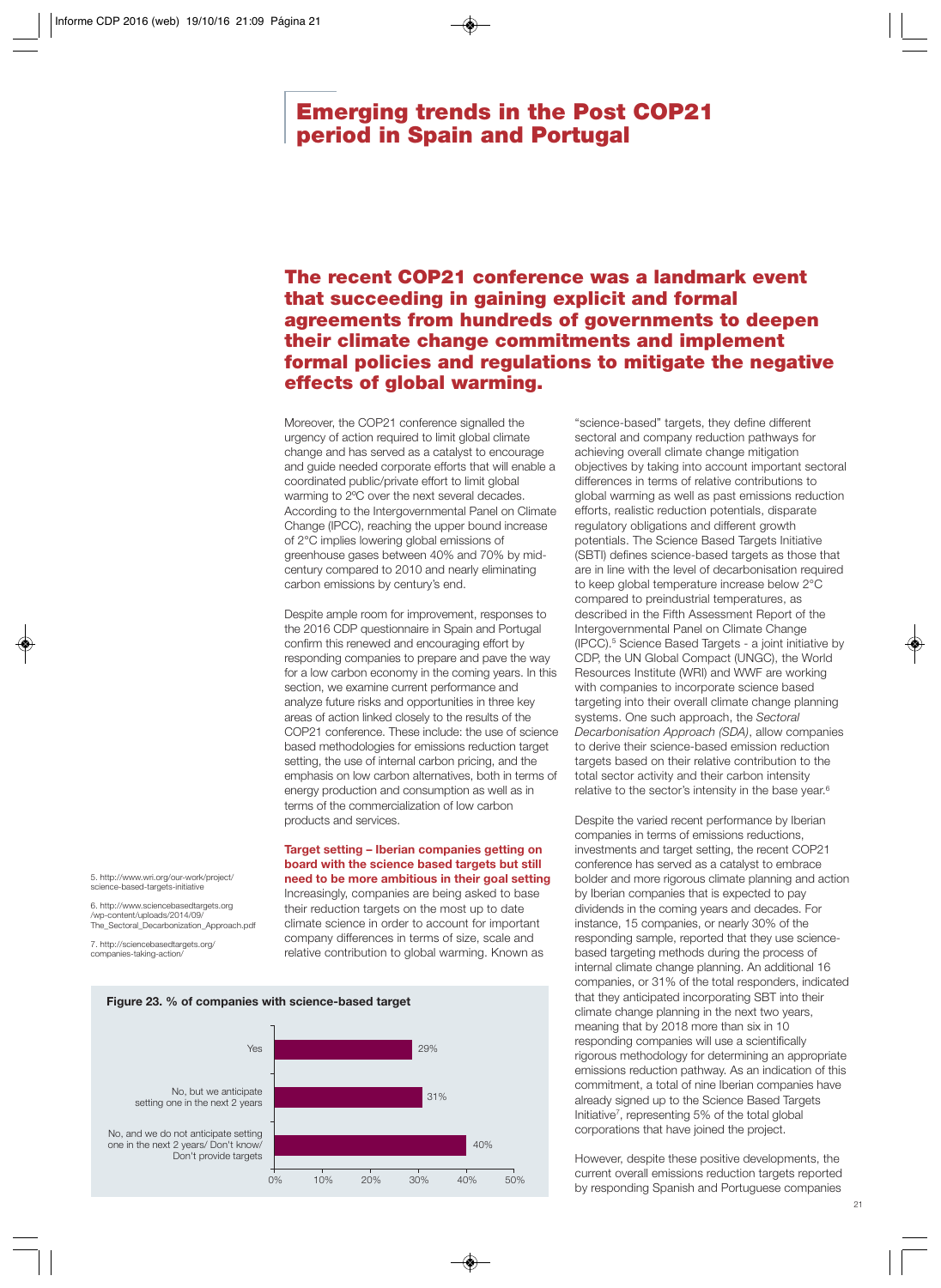# Emerging trends in the Post COP21 period in Spain and Portugal

## The recent COP21 conference was a landmark event that succeeding in gaining explicit and formal agreements from hundreds of governments to deepen their climate change commitments and implement formal policies and regulations to mitigate the negative effects of global warming.

Moreover, the COP21 conference signalled the urgency of action required to limit global climate change and has served as a catalyst to encourage and guide needed corporate efforts that will enable a coordinated public/private effort to limit global warming to 2ºC over the next several decades. According to the Intergovernmental Panel on Climate Change (IPCC), reaching the upper bound increase of 2°C implies lowering global emissions of greenhouse gases between 40% and 70% by mid-century compared to 2010 and nearly eliminating carbon emissions by century's end.

Despite ample room for improvement, responses to the 2016 CDP questionnaire in Spain and Portugal confirm this renewed and encouraging effort by responding companies to prepare and pave the way for a low carbon economy in the coming years. In this section, we examine current performance and analyze future risks and opportunities in three key areas of action linked closely to the results of the COP21 conference. These include: the use of science based methodologies for emissions reduction target setting, the use of internal carbon pricing, and the emphasis on low carbon alternatives, both in terms of energy production and consumption as well as in terms of the commercialization of low carbon products and services.

**Target setting – Iberian companies getting on board with the science based targets but still need to be more ambitious in their goal setting**

Increasingly, companies are being asked to base their reduction targets on the most up to date climate science in order to account for important company differences in terms of size, scale and relative contribution to global warming. Known as "science-based" targets, they define different sectoral and company reduction pathways for achieving overall climate change mitigation objectives by taking into account important sectoral differences in terms of relative contributions to global warming as well as past emissions reduction efforts, realistic reduction potentials, disparate regulatory obligations and different growth potentials. The Science Based Targets Initiative (SBTI) defines science-based targets as those that are in line with the level of decarbonisation required to keep global temperature increase below 2°C compared to preindustrial temperatures, as described in the Fifth Assessment Report of the Intergovernmental Panel on Climate Change (IPCC).[5] Science Based Targets - a joint initiative by CDP, the UN Global Compact (UNGC), the World Resources Institute (WRI) and WWF are working with companies to incorporate science based targeting into their overall climate change planning systems. One such approach, the *Sectoral Decarbonisation Approach (SDA)*, allow companies to derive their science-based emission reduction targets based on their relative contribution to the total sector activity and their carbon intensity relative to the sector's intensity in the base year.[6]

Despite the varied recent performance by Iberian companies in terms of emissions reductions, investments and target setting, the recent COP21 conference has served as a catalyst to embrace bolder and more rigorous climate planning and action by Iberian companies that is expected to pay dividends in the coming years and decades. For instance, 15 companies, or nearly 30% of the responding sample, reported that they use science-based targeting methods during the process of internal climate change planning. An additional 16 companies, or 31% of the total responders, indicated that they anticipated incorporating SBT into their climate change planning in the next two years, meaning that by 2018 more than six in 10 responding companies will use a scientifically rigorous methodology for determining an appropriate emissions reduction pathway. As an indication of this commitment, a total of nine Iberian companies have already signed up to the Science Based Targets Initiative[7], representing 5% of the total global corporations that have joined the project.

However, despite these positive developments, the current overall emissions reduction targets reported by responding Spanish and Portuguese companies

**Figure 23. % of companies with science-based target**

| Response | % |
|---|---|
| Yes | 29% |
| No, but we anticipate setting one in the next 2 years | 31% |
| No, and we do not anticipate setting one in the next 2 years/ Don't know/ Don't provide targets | 40% |

5. http://www.wri.org/our-work/project/science-based-targets-initiative

6. http://www.sciencebasedtargets.org/wp-content/uploads/2014/09/The_Sectoral_Decarbonization_Approach.pdf

7. http://sciencebasedtargets.org/companies-taking-action/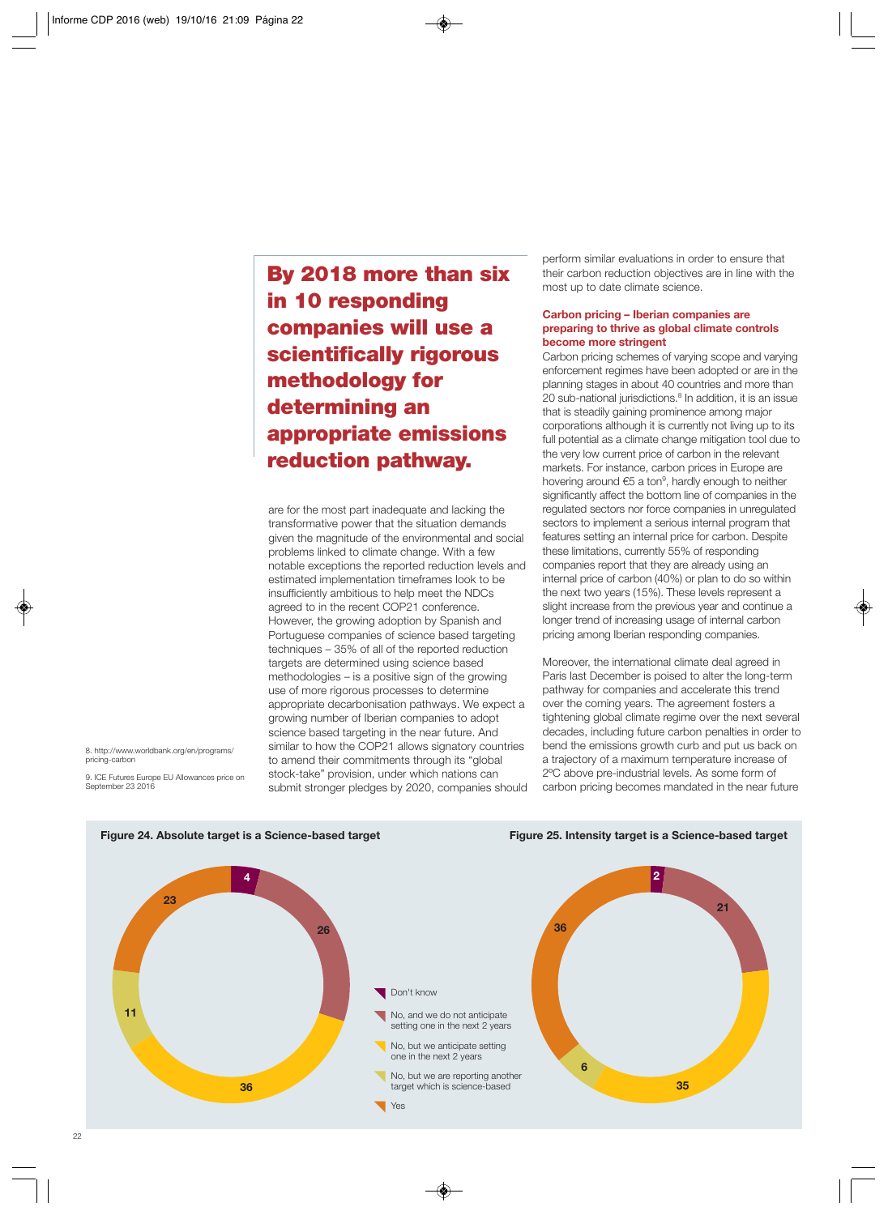## By 2018 more than six in 10 responding companies will use a scientifically rigorous methodology for determining an appropriate emissions reduction pathway.

are for the most part inadequate and lacking the transformative power that the situation demands given the magnitude of the environmental and social problems linked to climate change. With a few notable exceptions the reported reduction levels and estimated implementation timeframes look to be insufficiently ambitious to help meet the NDCs agreed to in the recent COP21 conference. However, the growing adoption by Spanish and Portuguese companies of science based targeting techniques – 35% of all of the reported reduction targets are determined using science based methodologies – is a positive sign of the growing use of more rigorous processes to determine appropriate decarbonisation pathways. We expect a growing number of Iberian companies to adopt science based targeting in the near future. And similar to how the COP21 allows signatory countries to amend their commitments through its "global stock-take" provision, under which nations can submit stronger pledges by 2020, companies should perform similar evaluations in order to ensure that their carbon reduction objectives are in line with the most up to date climate science.

### Carbon pricing – Iberian companies are preparing to thrive as global climate controls become more stringent

Carbon pricing schemes of varying scope and varying enforcement regimes have been adopted or are in the planning stages in about 40 countries and more than 20 sub-national jurisdictions.[8] In addition, it is an issue that is steadily gaining prominence among major corporations although it is currently not living up to its full potential as a climate change mitigation tool due to the very low current price of carbon in the relevant markets. For instance, carbon prices in Europe are hovering around €5 a ton[9], hardly enough to neither significantly affect the bottom line of companies in the regulated sectors nor force companies in unregulated sectors to implement a serious internal program that features setting an internal price for carbon. Despite these limitations, currently 55% of responding companies report that they are already using an internal price of carbon (40%) or plan to do so within the next two years (15%). These levels represent a slight increase from the previous year and continue a longer trend of increasing usage of internal carbon pricing among Iberian responding companies.

Moreover, the international climate deal agreed in Paris last December is poised to alter the long-term pathway for companies and accelerate this trend over the coming years. The agreement fosters a tightening global climate regime over the next several decades, including future carbon penalties in order to bend the emissions growth curb and put us back on a trajectory of a maximum temperature increase of 2ºC above pre-industrial levels. As some form of carbon pricing becomes mandated in the near future

8. http://www.worldbank.org/en/programs/pricing-carbon

9. ICE Futures Europe EU Allowances price on September 23 2016

**Figure 24. Absolute target is a Science-based target**

| Response | % |
|---|---|
| Don't know | 4 |
| No, and we do not anticipate setting one in the next 2 years | 26 |
| No, but we anticipate setting one in the next 2 years | 36 |
| No, but we are reporting another target which is science-based | 11 |
| Yes | 23 |

**Figure 25. Intensity target is a Science-based target**

| Response | % |
|---|---|
| Don't know | 2 |
| No, and we do not anticipate setting one in the next 2 years | 21 |
| No, but we anticipate setting one in the next 2 years | 35 |
| No, but we are reporting another target which is science-based | 6 |
| Yes | 36 |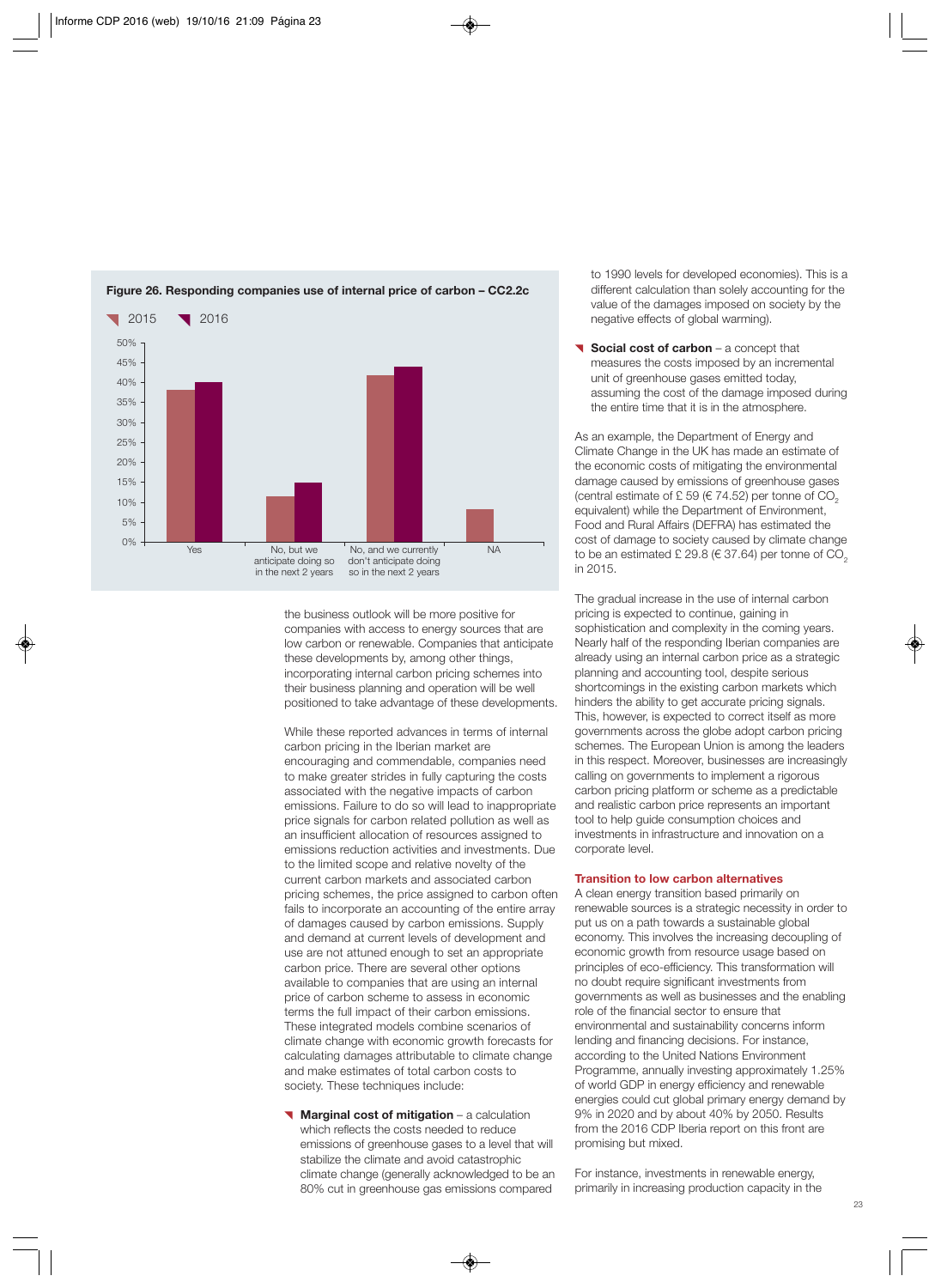**Figure 26. Responding companies use of internal price of carbon – CC2.2c**

| | 2015 | 2016 |
|---|---|---|
| Yes | 38% | 40% |
| No, but we anticipate doing so in the next 2 years | 11.5% | 15% |
| No, and we currently don't anticipate doing so in the next 2 years | 42% | 44% |
| NA | 8% | |

the business outlook will be more positive for companies with access to energy sources that are low carbon or renewable. Companies that anticipate these developments by, among other things, incorporating internal carbon pricing schemes into their business planning and operation will be well positioned to take advantage of these developments.

While these reported advances in terms of internal carbon pricing in the Iberian market are encouraging and commendable, companies need to make greater strides in fully capturing the costs associated with the negative impacts of carbon emissions. Failure to do so will lead to inappropriate price signals for carbon related pollution as well as an insufficient allocation of resources assigned to emissions reduction activities and investments. Due to the limited scope and relative novelty of the current carbon markets and associated carbon pricing schemes, the price assigned to carbon often fails to incorporate an accounting of the entire array of damages caused by carbon emissions. Supply and demand at current levels of development and use are not attuned enough to set an appropriate carbon price. There are several other options available to companies that are using an internal price of carbon scheme to assess in economic terms the full impact of their carbon emissions. These integrated models combine scenarios of climate change with economic growth forecasts for calculating damages attributable to climate change and make estimates of total carbon costs to society. These techniques include:

- **Marginal cost of mitigation** – a calculation which reflects the costs needed to reduce emissions of greenhouse gases to a level that will stabilize the climate and avoid catastrophic climate change (generally acknowledged to be an 80% cut in greenhouse gas emissions compared to 1990 levels for developed economies). This is a different calculation than solely accounting for the value of the damages imposed on society by the negative effects of global warming).
- **Social cost of carbon** – a concept that measures the costs imposed by an incremental unit of greenhouse gases emitted today, assuming the cost of the damage imposed during the entire time that it is in the atmosphere.

As an example, the Department of Energy and Climate Change in the UK has made an estimate of the economic costs of mitigating the environmental damage caused by emissions of greenhouse gases (central estimate of £ 59 (€ 74.52) per tonne of $CO_2$ equivalent) while the Department of Environment, Food and Rural Affairs (DEFRA) has estimated the cost of damage to society caused by climate change to be an estimated £ 29.8 (€ 37.64) per tonne of $CO_2$ in 2015.

The gradual increase in the use of internal carbon pricing is expected to continue, gaining in sophistication and complexity in the coming years. Nearly half of the responding Iberian companies are already using an internal carbon price as a strategic planning and accounting tool, despite serious shortcomings in the existing carbon markets which hinders the ability to get accurate pricing signals. This, however, is expected to correct itself as more governments across the globe adopt carbon pricing schemes. The European Union is among the leaders in this respect. Moreover, businesses are increasingly calling on governments to implement a rigorous carbon pricing platform or scheme as a predictable and realistic carbon price represents an important tool to help guide consumption choices and investments in infrastructure and innovation on a corporate level.

## Transition to low carbon alternatives

A clean energy transition based primarily on renewable sources is a strategic necessity in order to put us on a path towards a sustainable global economy. This involves the increasing decoupling of economic growth from resource usage based on principles of eco-efficiency. This transformation will no doubt require significant investments from governments as well as businesses and the enabling role of the financial sector to ensure that environmental and sustainability concerns inform lending and financing decisions. For instance, according to the United Nations Environment Programme, annually investing approximately 1.25% of world GDP in energy efficiency and renewable energies could cut global primary energy demand by 9% in 2020 and by about 40% by 2050. Results from the 2016 CDP Iberia report on this front are promising but mixed.

For instance, investments in renewable energy, primarily in increasing production capacity in the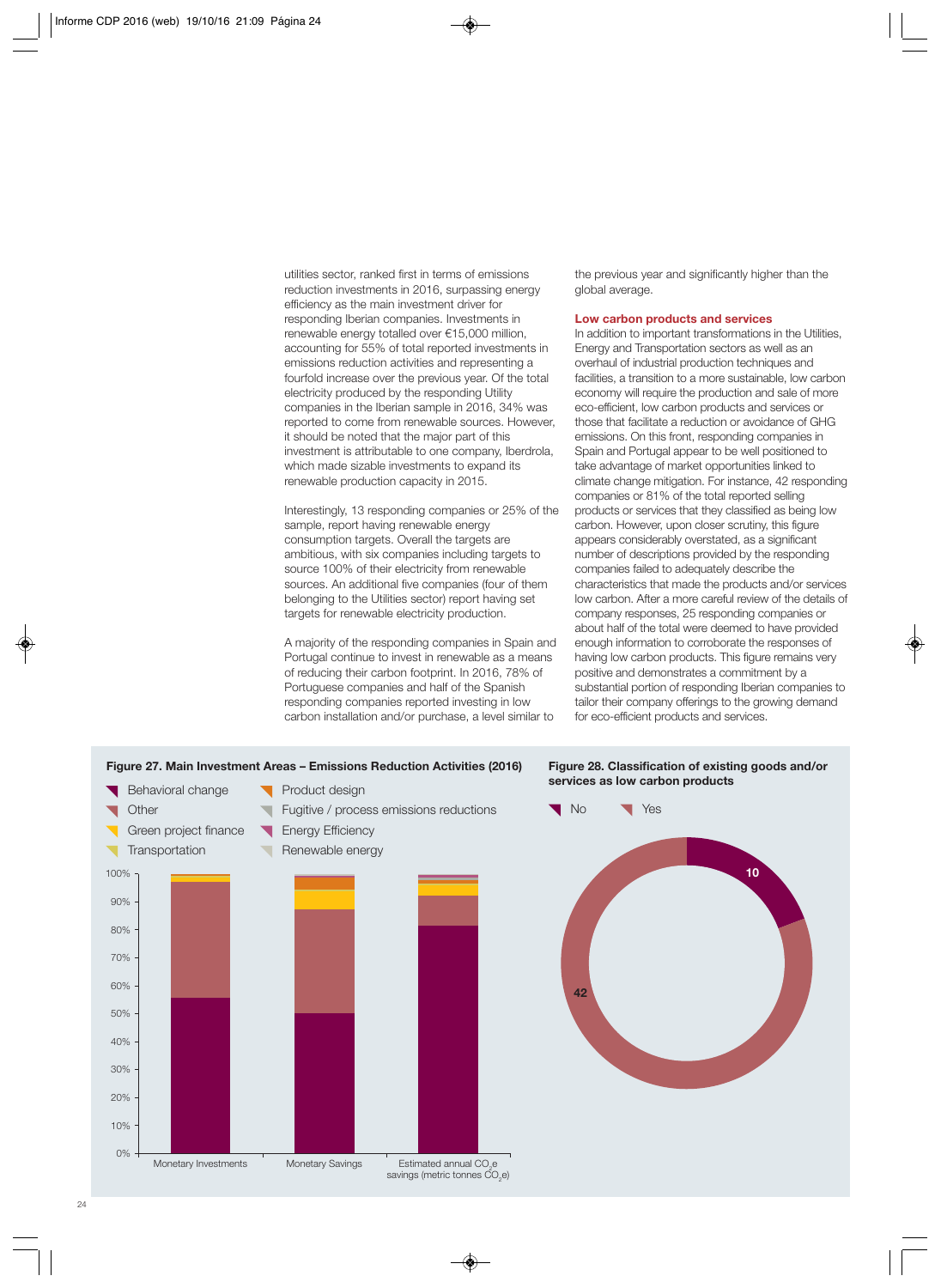utilities sector, ranked first in terms of emissions reduction investments in 2016, surpassing energy efficiency as the main investment driver for responding Iberian companies. Investments in renewable energy totalled over €15,000 million, accounting for 55% of total reported investments in emissions reduction activities and representing a fourfold increase over the previous year. Of the total electricity produced by the responding Utility companies in the Iberian sample in 2016, 34% was reported to come from renewable sources. However, it should be noted that the major part of this investment is attributable to one company, Iberdrola, which made sizable investments to expand its renewable production capacity in 2015.

Interestingly, 13 responding companies or 25% of the sample, report having renewable energy consumption targets. Overall the targets are ambitious, with six companies including targets to source 100% of their electricity from renewable sources. An additional five companies (four of them belonging to the Utilities sector) report having set targets for renewable electricity production.

A majority of the responding companies in Spain and Portugal continue to invest in renewable as a means of reducing their carbon footprint. In 2016, 78% of Portuguese companies and half of the Spanish responding companies reported investing in low carbon installation and/or purchase, a level similar to the previous year and significantly higher than the global average.

### Low carbon products and services

In addition to important transformations in the Utilities, Energy and Transportation sectors as well as an overhaul of industrial production techniques and facilities, a transition to a more sustainable, low carbon economy will require the production and sale of more eco-efficient, low carbon products and services or those that facilitate a reduction or avoidance of GHG emissions. On this front, responding companies in Spain and Portugal appear to be well positioned to take advantage of market opportunities linked to climate change mitigation. For instance, 42 responding companies or 81% of the total reported selling products or services that they classified as being low carbon. However, upon closer scrutiny, this figure appears considerably overstated, as a significant number of descriptions provided by the responding companies failed to adequately describe the characteristics that made the products and/or services low carbon. After a more careful review of the details of company responses, 25 responding companies or about half of the total were deemed to have provided enough information to corroborate the responses of having low carbon products. This figure remains very positive and demonstrates a commitment by a substantial portion of responding Iberian companies to tailor their company offerings to the growing demand for eco-efficient products and services.

**Figure 27. Main Investment Areas – Emissions Reduction Activities (2016)**

Legend: Behavioral change; Other; Green project finance; Transportation; Product design; Fugitive / process emissions reductions; Energy Efficiency; Renewable energy

Categories: Monetary Investments; Monetary Savings; Estimated annual $CO_2e$ savings (metric tonnes $CO_2e$)

**Figure 28. Classification of existing goods and/or services as low carbon products**

| No | Yes |
|---|---|
| 10 | 42 |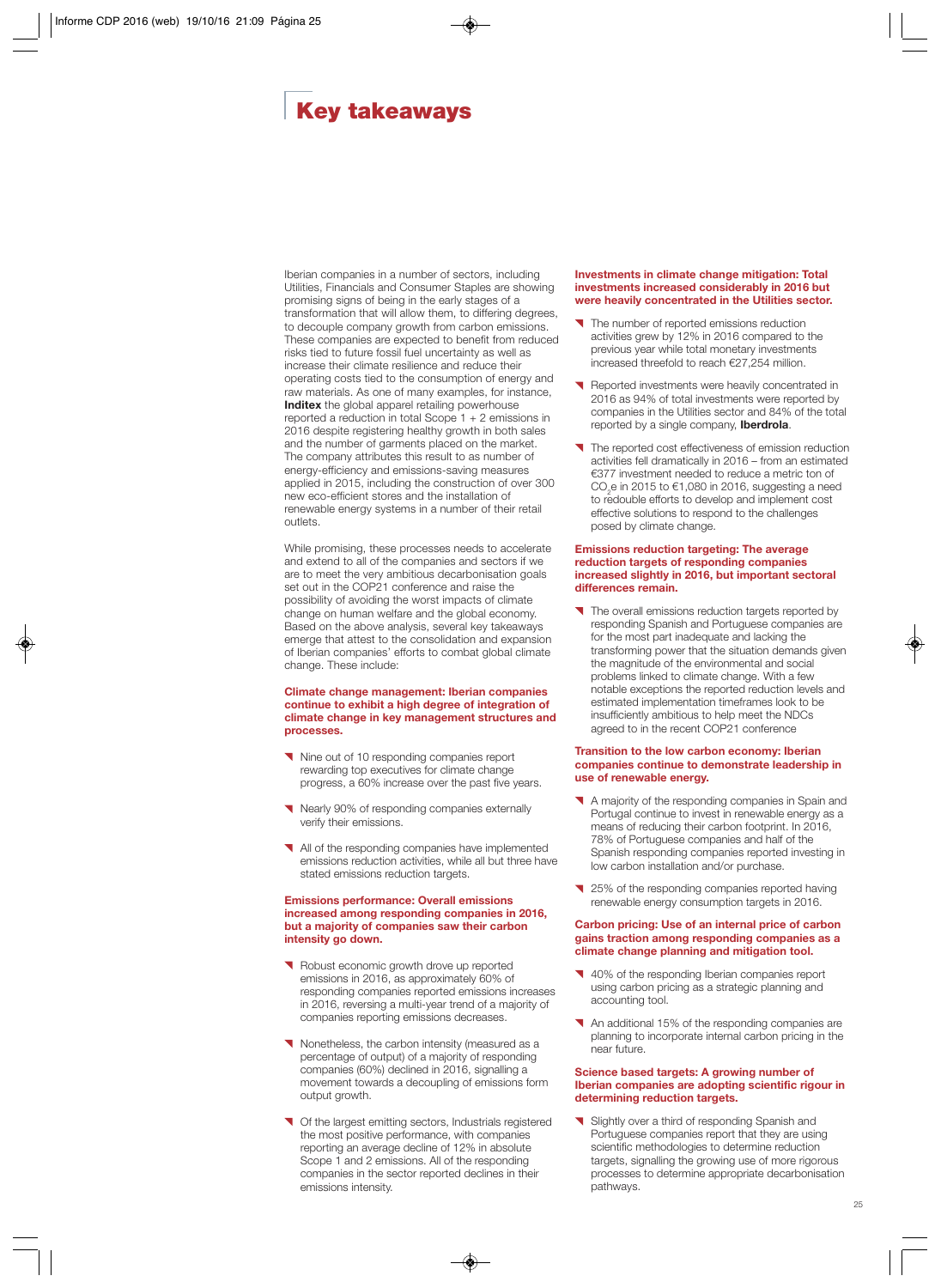# Key takeaways

Iberian companies in a number of sectors, including Utilities, Financials and Consumer Staples are showing promising signs of being in the early stages of a transformation that will allow them, to differing degrees, to decouple company growth from carbon emissions. These companies are expected to benefit from reduced risks tied to future fossil fuel uncertainty as well as increase their climate resilience and reduce their operating costs tied to the consumption of energy and raw materials. As one of many examples, for instance, **Inditex** the global apparel retailing powerhouse reported a reduction in total Scope 1 + 2 emissions in 2016 despite registering healthy growth in both sales and the number of garments placed on the market. The company attributes this result to as number of energy-efficiency and emissions-saving measures applied in 2015, including the construction of over 300 new eco-efficient stores and the installation of renewable energy systems in a number of their retail outlets.

While promising, these processes needs to accelerate and extend to all of the companies and sectors if we are to meet the very ambitious decarbonisation goals set out in the COP21 conference and raise the possibility of avoiding the worst impacts of climate change on human welfare and the global economy. Based on the above analysis, several key takeaways emerge that attest to the consolidation and expansion of Iberian companies' efforts to combat global climate change. These include:

**Climate change management: Iberian companies continue to exhibit a high degree of integration of climate change in key management structures and processes.**

- Nine out of 10 responding companies report rewarding top executives for climate change progress, a 60% increase over the past five years.
- Nearly 90% of responding companies externally verify their emissions.
- All of the responding companies have implemented emissions reduction activities, while all but three have stated emissions reduction targets.

**Emissions performance: Overall emissions increased among responding companies in 2016, but a majority of companies saw their carbon intensity go down.**

- Robust economic growth drove up reported emissions in 2016, as approximately 60% of responding companies reported emissions increases in 2016, reversing a multi-year trend of a majority of companies reporting emissions decreases.
- Nonetheless, the carbon intensity (measured as a percentage of output) of a majority of responding companies (60%) declined in 2016, signalling a movement towards a decoupling of emissions form output growth.
- Of the largest emitting sectors, Industrials registered the most positive performance, with companies reporting an average decline of 12% in absolute Scope 1 and 2 emissions. All of the responding companies in the sector reported declines in their emissions intensity.

**Investments in climate change mitigation: Total investments increased considerably in 2016 but were heavily concentrated in the Utilities sector.**

- The number of reported emissions reduction activities grew by 12% in 2016 compared to the previous year while total monetary investments increased threefold to reach €27,254 million.
- Reported investments were heavily concentrated in 2016 as 94% of total investments were reported by companies in the Utilities sector and 84% of the total reported by a single company, **Iberdrola**.
- The reported cost effectiveness of emission reduction activities fell dramatically in 2016 – from an estimated €377 investment needed to reduce a metric ton of $CO_2e$ in 2015 to €1,080 in 2016, suggesting a need to redouble efforts to develop and implement cost effective solutions to respond to the challenges posed by climate change.

**Emissions reduction targeting: The average reduction targets of responding companies increased slightly in 2016, but important sectoral differences remain.**

- The overall emissions reduction targets reported by responding Spanish and Portuguese companies are for the most part inadequate and lacking the transforming power that the situation demands given the magnitude of the environmental and social problems linked to climate change. With a few notable exceptions the reported reduction levels and estimated implementation timeframes look to be insufficiently ambitious to help meet the NDCs agreed to in the recent COP21 conference

**Transition to the low carbon economy: Iberian companies continue to demonstrate leadership in use of renewable energy.**

- A majority of the responding companies in Spain and Portugal continue to invest in renewable energy as a means of reducing their carbon footprint. In 2016, 78% of Portuguese companies and half of the Spanish responding companies reported investing in low carbon installation and/or purchase.
- 25% of the responding companies reported having renewable energy consumption targets in 2016.

**Carbon pricing: Use of an internal price of carbon gains traction among responding companies as a climate change planning and mitigation tool.**

- 40% of the responding Iberian companies report using carbon pricing as a strategic planning and accounting tool.
- An additional 15% of the responding companies are planning to incorporate internal carbon pricing in the near future.

**Science based targets: A growing number of Iberian companies are adopting scientific rigour in determining reduction targets.**

- Slightly over a third of responding Spanish and Portuguese companies report that they are using scientific methodologies to determine reduction targets, signalling the growing use of more rigorous processes to determine appropriate decarbonisation pathways.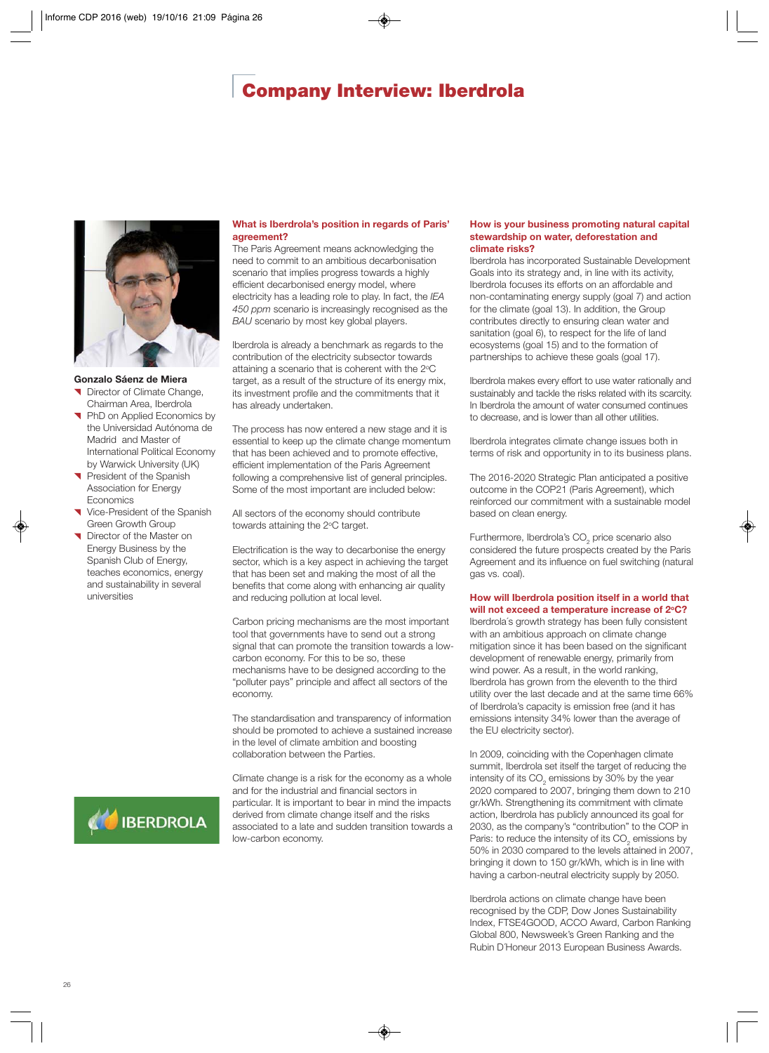# Company Interview: Iberdrola

**Gonzalo Sáenz de Miera**

- Director of Climate Change, Chairman Area, Iberdrola
- PhD on Applied Economics by the Universidad Autónoma de Madrid and Master of International Political Economy by Warwick University (UK)
- President of the Spanish Association for Energy Economics
- Vice-President of the Spanish Green Growth Group
- Director of the Master on Energy Business by the Spanish Club of Energy, teaches economics, energy and sustainability in several universities

### What is Iberdrola's position in regards of Paris' agreement?

The Paris Agreement means acknowledging the need to commit to an ambitious decarbonisation scenario that implies progress towards a highly efficient decarbonised energy model, where electricity has a leading role to play. In fact, the *IEA 450 ppm* scenario is increasingly recognised as the *BAU* scenario by most key global players.

Iberdrola is already a benchmark as regards to the contribution of the electricity subsector towards attaining a scenario that is coherent with the 2ºC target, as a result of the structure of its energy mix, its investment profile and the commitments that it has already undertaken.

The process has now entered a new stage and it is essential to keep up the climate change momentum that has been achieved and to promote effective, efficient implementation of the Paris Agreement following a comprehensive list of general principles. Some of the most important are included below:

All sectors of the economy should contribute towards attaining the 2ºC target.

Electrification is the way to decarbonise the energy sector, which is a key aspect in achieving the target that has been set and making the most of all the benefits that come along with enhancing air quality and reducing pollution at local level.

Carbon pricing mechanisms are the most important tool that governments have to send out a strong signal that can promote the transition towards a low-carbon economy. For this to be so, these mechanisms have to be designed according to the "polluter pays" principle and affect all sectors of the economy.

The standardisation and transparency of information should be promoted to achieve a sustained increase in the level of climate ambition and boosting collaboration between the Parties.

Climate change is a risk for the economy as a whole and for the industrial and financial sectors in particular. It is important to bear in mind the impacts derived from climate change itself and the risks associated to a late and sudden transition towards a low-carbon economy.

### How is your business promoting natural capital stewardship on water, deforestation and climate risks?

Iberdrola has incorporated Sustainable Development Goals into its strategy and, in line with its activity, Iberdrola focuses its efforts on an affordable and non-contaminating energy supply (goal 7) and action for the climate (goal 13). In addition, the Group contributes directly to ensuring clean water and sanitation (goal 6), to respect for the life of land ecosystems (goal 15) and to the formation of partnerships to achieve these goals (goal 17).

Iberdrola makes every effort to use water rationally and sustainably and tackle the risks related with its scarcity. In Iberdrola the amount of water consumed continues to decrease, and is lower than all other utilities.

Iberdrola integrates climate change issues both in terms of risk and opportunity in to its business plans.

The 2016-2020 Strategic Plan anticipated a positive outcome in the COP21 (Paris Agreement), which reinforced our commitment with a sustainable model based on clean energy.

Furthermore, Iberdrola's $CO_2$ price scenario also considered the future prospects created by the Paris Agreement and its influence on fuel switching (natural gas vs. coal).

### How will Iberdrola position itself in a world that will not exceed a temperature increase of 2ºC?

Iberdrola´s growth strategy has been fully consistent with an ambitious approach on climate change mitigation since it has been based on the significant development of renewable energy, primarily from wind power. As a result, in the world ranking, Iberdrola has grown from the eleventh to the third utility over the last decade and at the same time 66% of Iberdrola's capacity is emission free (and it has emissions intensity 34% lower than the average of the EU electricity sector).

In 2009, coinciding with the Copenhagen climate summit, Iberdrola set itself the target of reducing the intensity of its $CO_2$ emissions by 30% by the year 2020 compared to 2007, bringing them down to 210 gr/kWh. Strengthening its commitment with climate action, Iberdrola has publicly announced its goal for 2030, as the company's "contribution" to the COP in Paris: to reduce the intensity of its $CO_2$ emissions by 50% in 2030 compared to the levels attained in 2007, bringing it down to 150 gr/kWh, which is in line with having a carbon-neutral electricity supply by 2050.

Iberdrola actions on climate change have been recognised by the CDP, Dow Jones Sustainability Index, FTSE4GOOD, ACCO Award, Carbon Ranking Global 800, Newsweek's Green Ranking and the Rubin D'Honeur 2013 European Business Awards.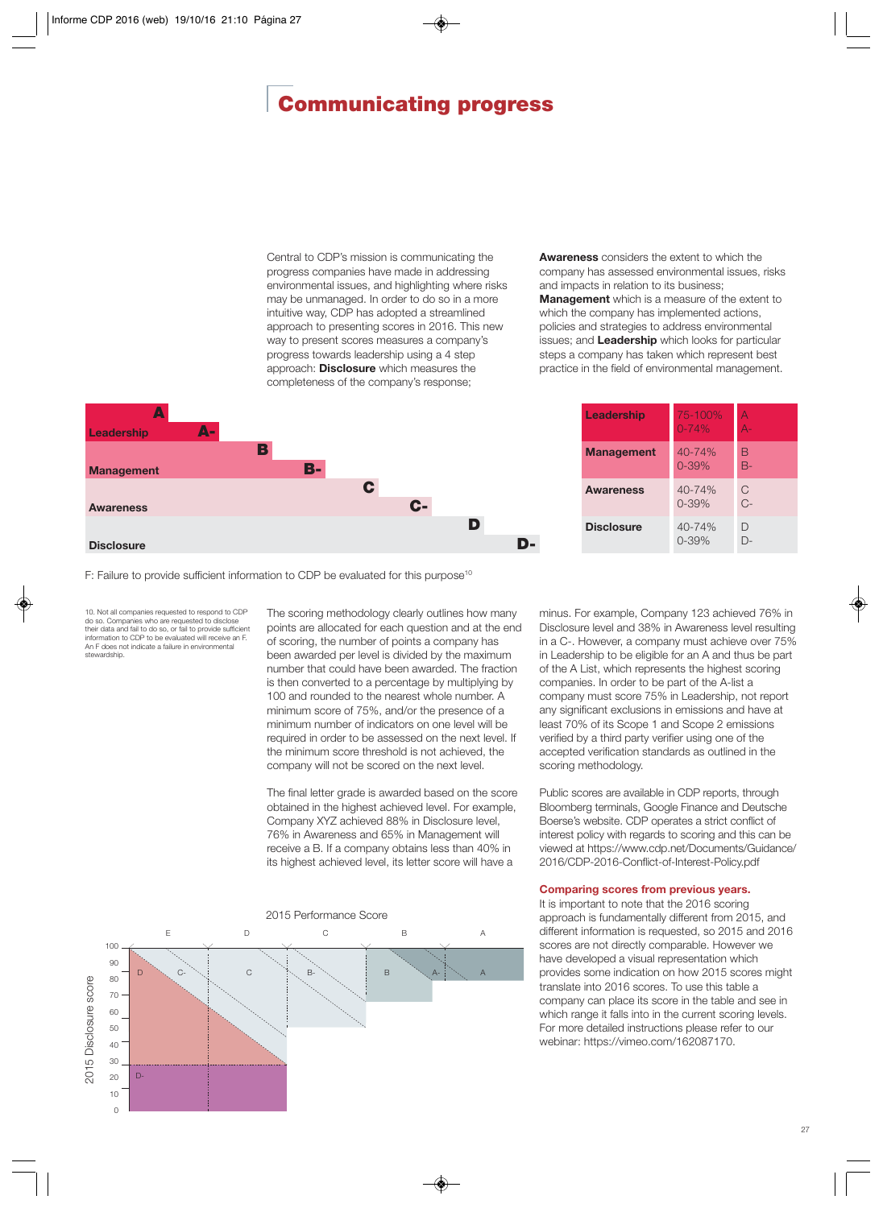# Communicating progress

Central to CDP's mission is communicating the progress companies have made in addressing environmental issues, and highlighting where risks may be unmanaged. In order to do so in a more intuitive way, CDP has adopted a streamlined approach to presenting scores in 2016. This new way to present scores measures a company's progress towards leadership using a 4 step approach: **Disclosure** which measures the completeness of the company's response; **Awareness** considers the extent to which the company has assessed environmental issues, risks and impacts in relation to its business; **Management** which is a measure of the extent to which the company has implemented actions, policies and strategies to address environmental issues; and **Leadership** which looks for particular steps a company has taken which represent best practice in the field of environmental management.

| Level | Score | Grade |
|---|---|---|
| **Leadership** | 75-100%<br>0-74% | A<br>A- |
| **Management** | 40-74%<br>0-39% | B<br>B- |
| **Awareness** | 40-74%<br>0-39% | C<br>C- |
| **Disclosure** | 40-74%<br>0-39% | D<br>D- |

F: Failure to provide sufficient information to CDP be evaluated for this purpose[10]

10. Not all companies requested to respond to CDP do so. Companies who are requested to disclose their data and fail to do so, or fail to provide sufficient information to CDP to be evaluated will receive an F. An F does not indicate a failure in environmental stewardship.

The scoring methodology clearly outlines how many points are allocated for each question and at the end of scoring, the number of points a company has been awarded per level is divided by the maximum number that could have been awarded. The fraction is then converted to a percentage by multiplying by 100 and rounded to the nearest whole number. A minimum score of 75%, and/or the presence of a minimum number of indicators on one level will be required in order to be assessed on the next level. If the minimum score threshold is not achieved, the company will not be scored on the next level.

The final letter grade is awarded based on the score obtained in the highest achieved level. For example, Company XYZ achieved 88% in Disclosure level, 76% in Awareness and 65% in Management will receive a B. If a company obtains less than 40% in its highest achieved level, its letter score will have a minus. For example, Company 123 achieved 76% in Disclosure level and 38% in Awareness level resulting in a C-. However, a company must achieve over 75% in Leadership to be eligible for an A and thus be part of the A List, which represents the highest scoring companies. In order to be part of the A-list a company must score 75% in Leadership, not report any significant exclusions in emissions and have at least 70% of its Scope 1 and Scope 2 emissions verified by a third party verifier using one of the accepted verification standards as outlined in the scoring methodology.

Public scores are available in CDP reports, through Bloomberg terminals, Google Finance and Deutsche Boerse's website. CDP operates a strict conflict of interest policy with regards to scoring and this can be viewed at https://www.cdp.net/Documents/Guidance/2016/CDP-2016-Conflict-of-Interest-Policy.pdf

### Comparing scores from previous years.

It is important to note that the 2016 scoring approach is fundamentally different from 2015, and different information is requested, so 2015 and 2016 scores are not directly comparable. However we have developed a visual representation which provides some indication on how 2015 scores might translate into 2016 scores. To use this table a company can place its score in the table and see in which range it falls into in the current scoring levels. For more detailed instructions please refer to our webinar: https://vimeo.com/162087170.

2015 Performance Score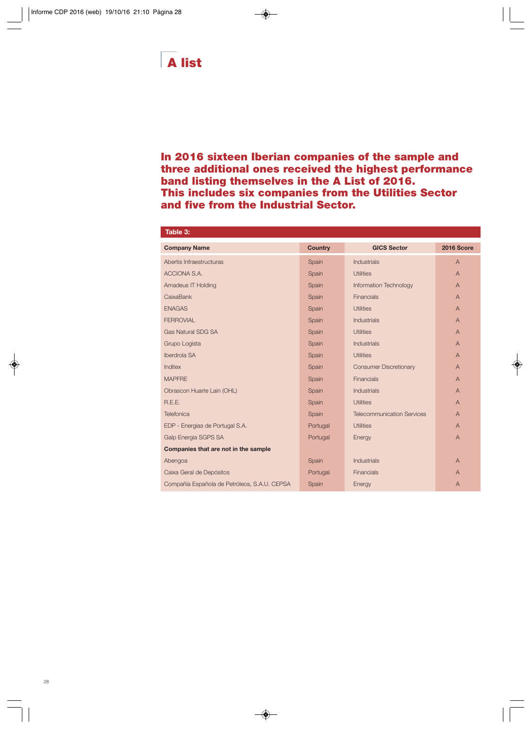# A list

**In 2016 sixteen Iberian companies of the sample and three additional ones received the highest performance band listing themselves in the A List of 2016. This includes six companies from the Utilities Sector and five from the Industrial Sector.**

**Table 3:**

| Company Name | Country | GICS Sector | 2016 Score |
|---|---|---|---|
| Abertis Infraestructuras | Spain | Industrials | A |
| ACCIONA S.A. | Spain | Utilities | A |
| Amadeus IT Holding | Spain | Information Technology | A |
| CaixaBank | Spain | Financials | A |
| ENAGAS | Spain | Utilities | A |
| FERROVIAL | Spain | Industrials | A |
| Gas Natural SDG SA | Spain | Utilities | A |
| Grupo Logista | Spain | Industrials | A |
| Iberdrola SA | Spain | Utilities | A |
| Inditex | Spain | Consumer Discretionary | A |
| MAPFRE | Spain | Financials | A |
| Obrascon Huarte Lain (OHL) | Spain | Industrials | A |
| R.E.E. | Spain | Utilities | A |
| Telefonica | Spain | Telecommunication Services | A |
| EDP - Energias de Portugal S.A. | Portugal | Utilities | A |
| Galp Energia SGPS SA | Portugal | Energy | A |
| **Companies that are not in the sample** | | | |
| Abengoa | Spain | Industrials | A |
| Caixa Geral de Depósitos | Portugal | Financials | A |
| Compañía Española de Petróleos, S.A.U. CEPSA | Spain | Energy | A |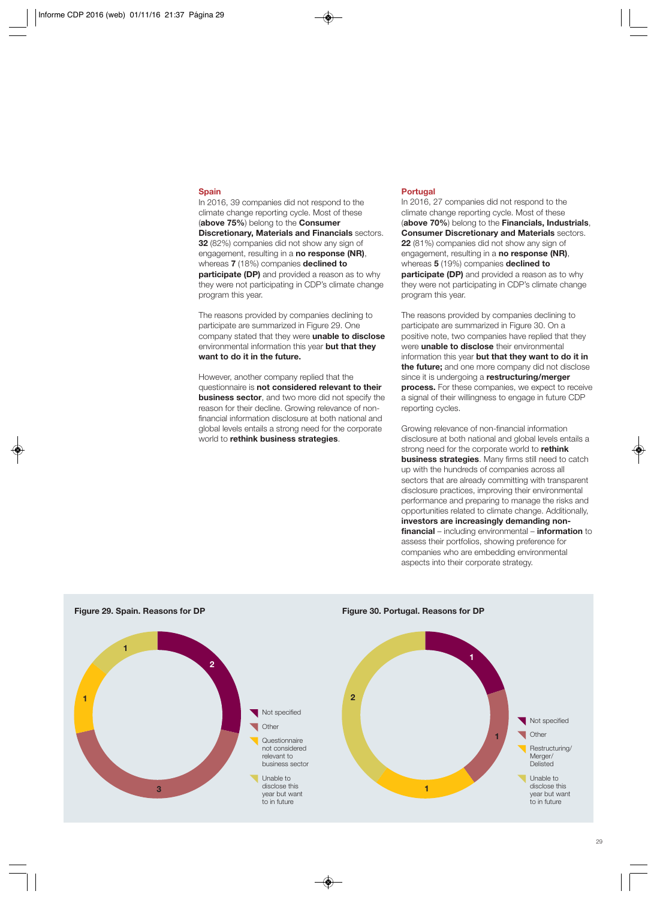## Spain

In 2016, 39 companies did not respond to the climate change reporting cycle. Most of these (**above 75%**) belong to the **Consumer Discretionary, Materials and Financials** sectors. **32** (82%) companies did not show any sign of engagement, resulting in a **no response (NR)**, whereas **7** (18%) companies **declined to participate (DP)** and provided a reason as to why they were not participating in CDP's climate change program this year.

The reasons provided by companies declining to participate are summarized in Figure 29. One company stated that they were **unable to disclose** environmental information this year **but that they want to do it in the future.**

However, another company replied that the questionnaire is **not considered relevant to their business sector**, and two more did not specify the reason for their decline. Growing relevance of non-financial information disclosure at both national and global levels entails a strong need for the corporate world to **rethink business strategies**.

## Portugal

In 2016, 27 companies did not respond to the climate change reporting cycle. Most of these (**above 70%**) belong to the **Financials, Industrials**, **Consumer Discretionary and Materials** sectors. **22** (81%) companies did not show any sign of engagement, resulting in a **no response (NR)**, whereas **5** (19%) companies **declined to participate (DP)** and provided a reason as to why they were not participating in CDP's climate change program this year.

The reasons provided by companies declining to participate are summarized in Figure 30. On a positive note, two companies have replied that they were **unable to disclose** their environmental information this year **but that they want to do it in the future;** and one more company did not disclose since it is undergoing a **restructuring/merger process.** For these companies, we expect to receive a signal of their willingness to engage in future CDP reporting cycles.

Growing relevance of non-financial information disclosure at both national and global levels entails a strong need for the corporate world to **rethink business strategies**. Many firms still need to catch up with the hundreds of companies across all sectors that are already committing with transparent disclosure practices, improving their environmental performance and preparing to manage the risks and opportunities related to climate change. Additionally, **investors are increasingly demanding non-financial** – including environmental – **information** to assess their portfolios, showing preference for companies who are embedding environmental aspects into their corporate strategy.

**Figure 29. Spain. Reasons for DP**

| Reason | Companies |
|---|---|
| Not specified | 2 |
| Other | 3 |
| Questionnaire not considered relevant to business sector | 1 |
| Unable to disclose this year but want to in future | 1 |

**Figure 30. Portugal. Reasons for DP**

| Reason | Companies |
|---|---|
| Not specified | 1 |
| Other | 1 |
| Restructuring/ Merger/ Delisted | 1 |
| Unable to disclose this year but want to in future | 2 |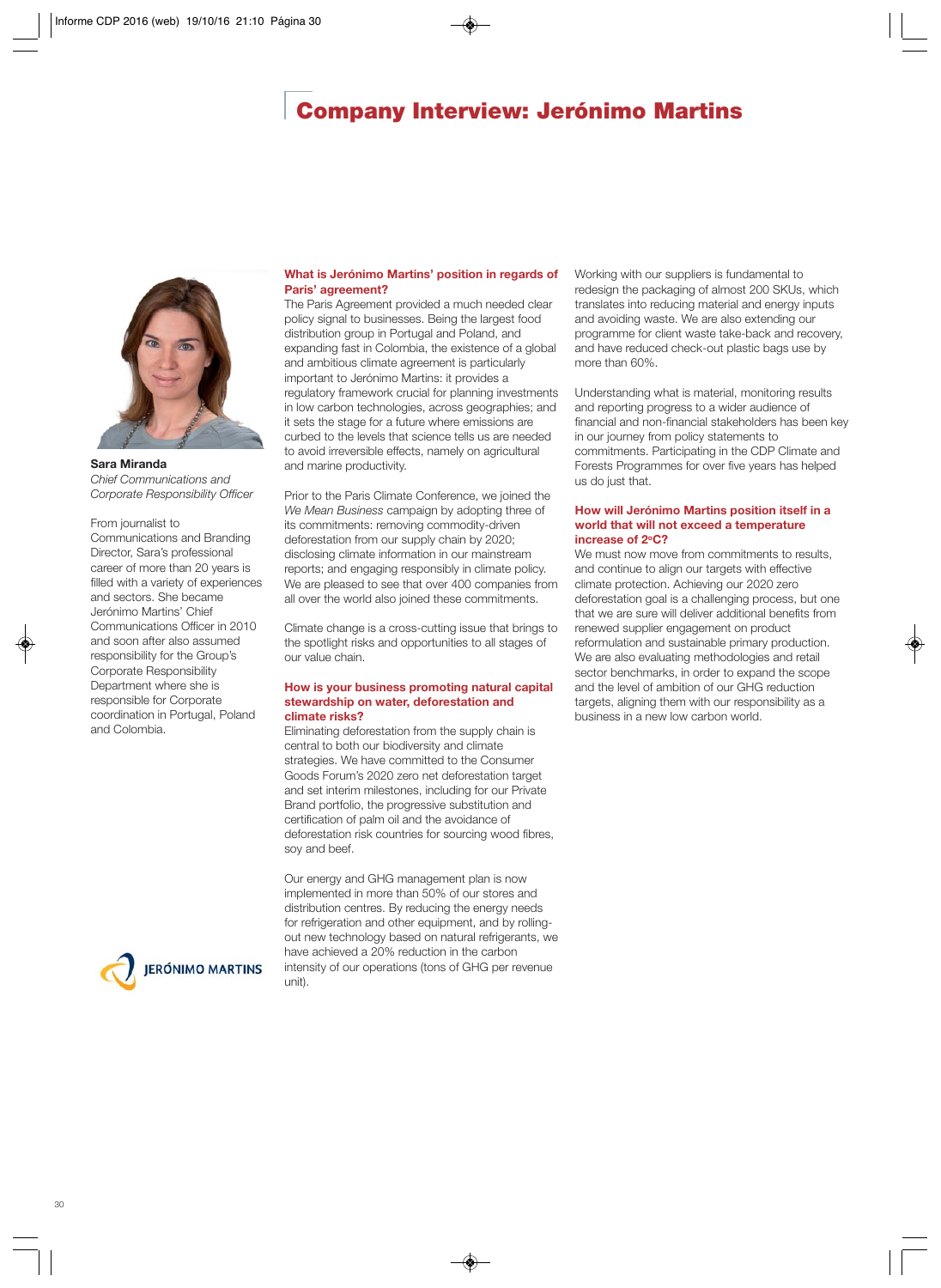# Company Interview: Jerónimo Martins

**Sara Miranda**
*Chief Communications and Corporate Responsibility Officer*

From journalist to Communications and Branding Director, Sara's professional career of more than 20 years is filled with a variety of experiences and sectors. She became Jerónimo Martins' Chief Communications Officer in 2010 and soon after also assumed responsibility for the Group's Corporate Responsibility Department where she is responsible for Corporate coordination in Portugal, Poland and Colombia.

JERÓNIMO MARTINS

### What is Jerónimo Martins' position in regards of Paris' agreement?

The Paris Agreement provided a much needed clear policy signal to businesses. Being the largest food distribution group in Portugal and Poland, and expanding fast in Colombia, the existence of a global and ambitious climate agreement is particularly important to Jerónimo Martins: it provides a regulatory framework crucial for planning investments in low carbon technologies, across geographies; and it sets the stage for a future where emissions are curbed to the levels that science tells us are needed to avoid irreversible effects, namely on agricultural and marine productivity.

Prior to the Paris Climate Conference, we joined the *We Mean Business* campaign by adopting three of its commitments: removing commodity-driven deforestation from our supply chain by 2020; disclosing climate information in our mainstream reports; and engaging responsibly in climate policy. We are pleased to see that over 400 companies from all over the world also joined these commitments.

Climate change is a cross-cutting issue that brings to the spotlight risks and opportunities to all stages of our value chain.

### How is your business promoting natural capital stewardship on water, deforestation and climate risks?

Eliminating deforestation from the supply chain is central to both our biodiversity and climate strategies. We have committed to the Consumer Goods Forum's 2020 zero net deforestation target and set interim milestones, including for our Private Brand portfolio, the progressive substitution and certification of palm oil and the avoidance of deforestation risk countries for sourcing wood fibres, soy and beef.

Our energy and GHG management plan is now implemented in more than 50% of our stores and distribution centres. By reducing the energy needs for refrigeration and other equipment, and by rolling-out new technology based on natural refrigerants, we have achieved a 20% reduction in the carbon intensity of our operations (tons of GHG per revenue unit).

Working with our suppliers is fundamental to redesign the packaging of almost 200 SKUs, which translates into reducing material and energy inputs and avoiding waste. We are also extending our programme for client waste take-back and recovery, and have reduced check-out plastic bags use by more than 60%.

Understanding what is material, monitoring results and reporting progress to a wider audience of financial and non-financial stakeholders has been key in our journey from policy statements to commitments. Participating in the CDP Climate and Forests Programmes for over five years has helped us do just that.

### How will Jerónimo Martins position itself in a world that will not exceed a temperature increase of 2ºC?

We must now move from commitments to results, and continue to align our targets with effective climate protection. Achieving our 2020 zero deforestation goal is a challenging process, but one that we are sure will deliver additional benefits from renewed supplier engagement on product reformulation and sustainable primary production. We are also evaluating methodologies and retail sector benchmarks, in order to expand the scope and the level of ambition of our GHG reduction targets, aligning them with our responsibility as a business in a new low carbon world.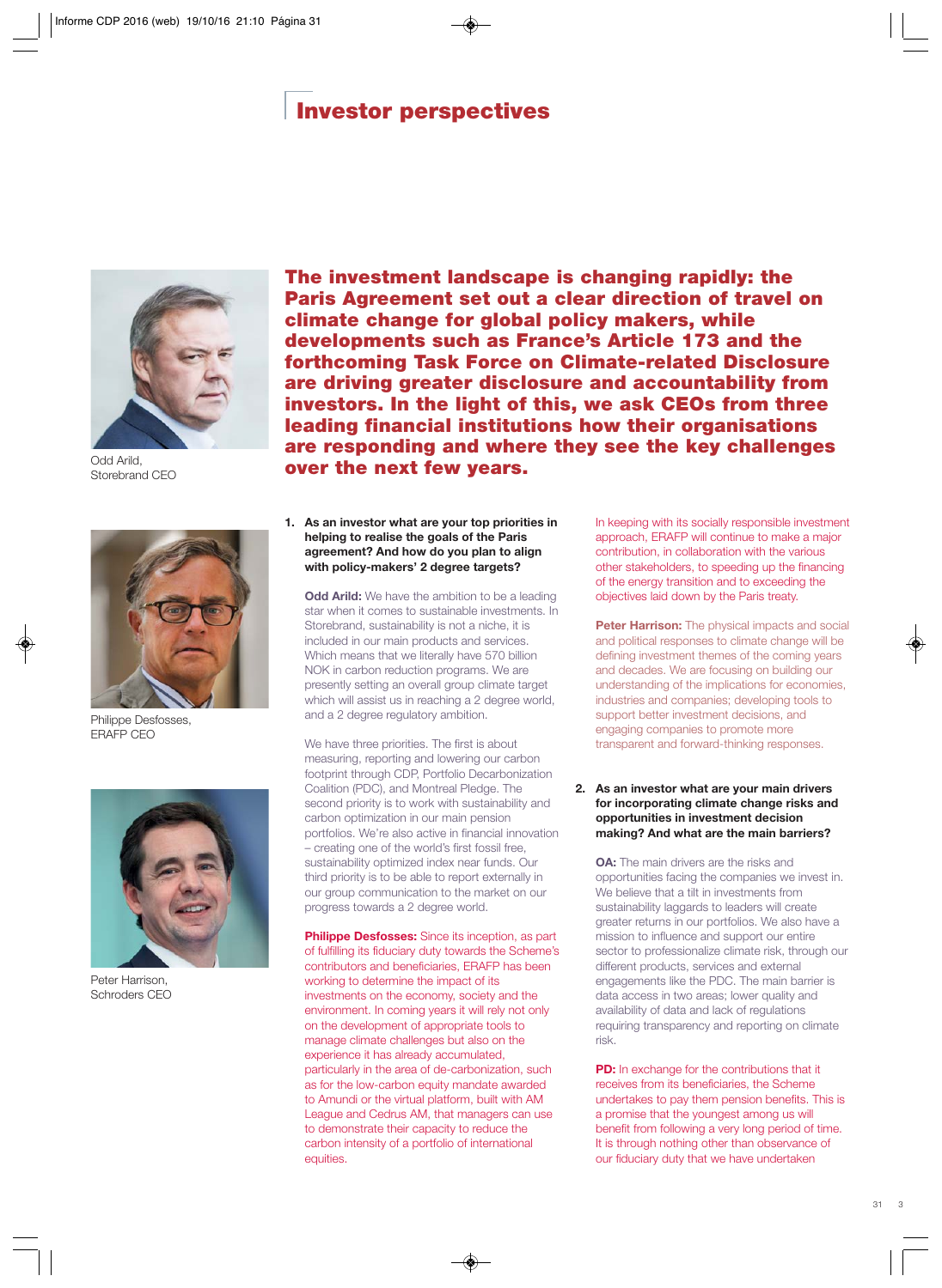# Investor perspectives

**The investment landscape is changing rapidly: the Paris Agreement set out a clear direction of travel on climate change for global policy makers, while developments such as France's Article 173 and the forthcoming Task Force on Climate-related Disclosure are driving greater disclosure and accountability from investors. In the light of this, we ask CEOs from three leading financial institutions how their organisations are responding and where they see the key challenges over the next few years.**

Odd Arild,
Storebrand CEO

Philippe Desfosses,
ERAFP CEO

Peter Harrison,
Schroders CEO

**1. As an investor what are your top priorities in helping to realise the goals of the Paris agreement? And how do you plan to align with policy-makers' 2 degree targets?**

**Odd Arild:** We have the ambition to be a leading star when it comes to sustainable investments. In Storebrand, sustainability is not a niche, it is included in our main products and services. Which means that we literally have 570 billion NOK in carbon reduction programs. We are presently setting an overall group climate target which will assist us in reaching a 2 degree world, and a 2 degree regulatory ambition.

We have three priorities. The first is about measuring, reporting and lowering our carbon footprint through CDP, Portfolio Decarbonization Coalition (PDC), and Montreal Pledge. The second priority is to work with sustainability and carbon optimization in our main pension portfolios. We're also active in financial innovation – creating one of the world's first fossil free, sustainability optimized index near funds. Our third priority is to be able to report externally in our group communication to the market on our progress towards a 2 degree world.

**Philippe Desfosses:** Since its inception, as part of fulfilling its fiduciary duty towards the Scheme's contributors and beneficiaries, ERAFP has been working to determine the impact of its investments on the economy, society and the environment. In coming years it will rely not only on the development of appropriate tools to manage climate challenges but also on the experience it has already accumulated, particularly in the area of de-carbonization, such as for the low-carbon equity mandate awarded to Amundi or the virtual platform, built with AM League and Cedrus AM, that managers can use to demonstrate their capacity to reduce the carbon intensity of a portfolio of international equities.

In keeping with its socially responsible investment approach, ERAFP will continue to make a major contribution, in collaboration with the various other stakeholders, to speeding up the financing of the energy transition and to exceeding the objectives laid down by the Paris treaty.

**Peter Harrison:** The physical impacts and social and political responses to climate change will be defining investment themes of the coming years and decades. We are focusing on building our understanding of the implications for economies, industries and companies; developing tools to support better investment decisions, and engaging companies to promote more transparent and forward-thinking responses.

**2. As an investor what are your main drivers for incorporating climate change risks and opportunities in investment decision making? And what are the main barriers?**

**OA:** The main drivers are the risks and opportunities facing the companies we invest in. We believe that a tilt in investments from sustainability laggards to leaders will create greater returns in our portfolios. We also have a mission to influence and support our entire sector to professionalize climate risk, through our different products, services and external engagements like the PDC. The main barrier is data access in two areas; lower quality and availability of data and lack of regulations requiring transparency and reporting on climate risk.

**PD:** In exchange for the contributions that it receives from its beneficiaries, the Scheme undertakes to pay them pension benefits. This is a promise that the youngest among us will benefit from following a very long period of time. It is through nothing other than observance of our fiduciary duty that we have undertaken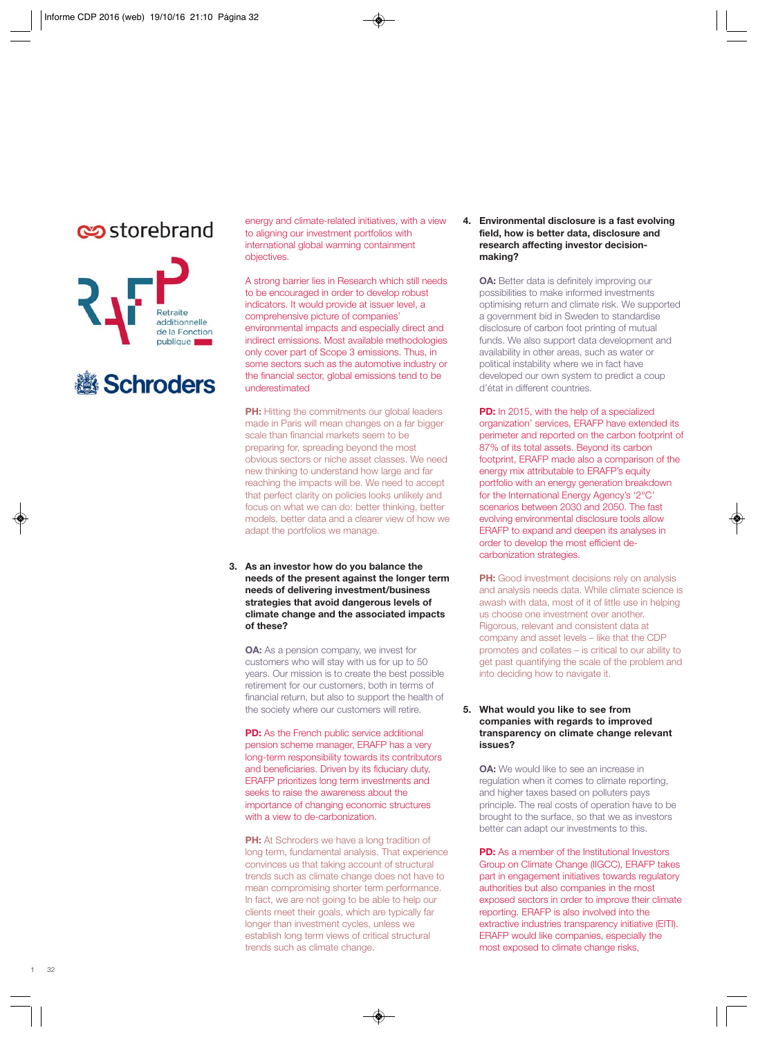energy and climate-related initiatives, with a view to aligning our investment portfolios with international global warming containment objectives.

A strong barrier lies in Research which still needs to be encouraged in order to develop robust indicators. It would provide at issuer level, a comprehensive picture of companies' environmental impacts and especially direct and indirect emissions. Most available methodologies only cover part of Scope 3 emissions. Thus, in some sectors such as the automotive industry or the financial sector, global emissions tend to be underestimated

**PH:** Hitting the commitments our global leaders made in Paris will mean changes on a far bigger scale than financial markets seem to be preparing for, spreading beyond the most obvious sectors or niche asset classes. We need new thinking to understand how large and far reaching the impacts will be. We need to accept that perfect clarity on policies looks unlikely and focus on what we can do: better thinking, better models, better data and a clearer view of how we adapt the portfolios we manage.

**3. As an investor how do you balance the needs of the present against the longer term needs of delivering investment/business strategies that avoid dangerous levels of climate change and the associated impacts of these?**

**OA:** As a pension company, we invest for customers who will stay with us for up to 50 years. Our mission is to create the best possible retirement for our customers, both in terms of financial return, but also to support the health of the society where our customers will retire.

**PD:** As the French public service additional pension scheme manager, ERAFP has a very long-term responsibility towards its contributors and beneficiaries. Driven by its fiduciary duty, ERAFP prioritizes long term investments and seeks to raise the awareness about the importance of changing economic structures with a view to de-carbonization.

**PH:** At Schroders we have a long tradition of long term, fundamental analysis. That experience convinces us that taking account of structural trends such as climate change does not have to mean compromising shorter term performance. In fact, we are not going to be able to help our clients meet their goals, which are typically far longer than investment cycles, unless we establish long term views of critical structural trends such as climate change.

**4. Environmental disclosure is a fast evolving field, how is better data, disclosure and research affecting investor decision-making?**

**OA:** Better data is definitely improving our possibilities to make informed investments optimising return and climate risk. We supported a government bid in Sweden to standardise disclosure of carbon foot printing of mutual funds. We also support data development and availability in other areas, such as water or political instability where we in fact have developed our own system to predict a coup d'état in different countries.

**PD:** In 2015, with the help of a specialized organization' services, ERAFP have extended its perimeter and reported on the carbon footprint of 87% of its total assets. Beyond its carbon footprint, ERAFP made also a comparison of the energy mix attributable to ERAFP's equity portfolio with an energy generation breakdown for the International Energy Agency's '2°C' scenarios between 2030 and 2050. The fast evolving environmental disclosure tools allow ERAFP to expand and deepen its analyses in order to develop the most efficient de-carbonization strategies.

**PH:** Good investment decisions rely on analysis and analysis needs data. While climate science is awash with data, most of it of little use in helping us choose one investment over another. Rigorous, relevant and consistent data at company and asset levels – like that the CDP promotes and collates – is critical to our ability to get past quantifying the scale of the problem and into deciding how to navigate it.

**5. What would you like to see from companies with regards to improved transparency on climate change relevant issues?**

**OA:** We would like to see an increase in regulation when it comes to climate reporting, and higher taxes based on polluters pays principle. The real costs of operation have to be brought to the surface, so that we as investors better can adapt our investments to this.

**PD:** As a member of the Institutional Investors Group on Climate Change (IIGCC), ERAFP takes part in engagement initiatives towards regulatory authorities but also companies in the most exposed sectors in order to improve their climate reporting. ERAFP is also involved into the extractive industries transparency initiative (EITI). ERAFP would like companies, especially the most exposed to climate change risks,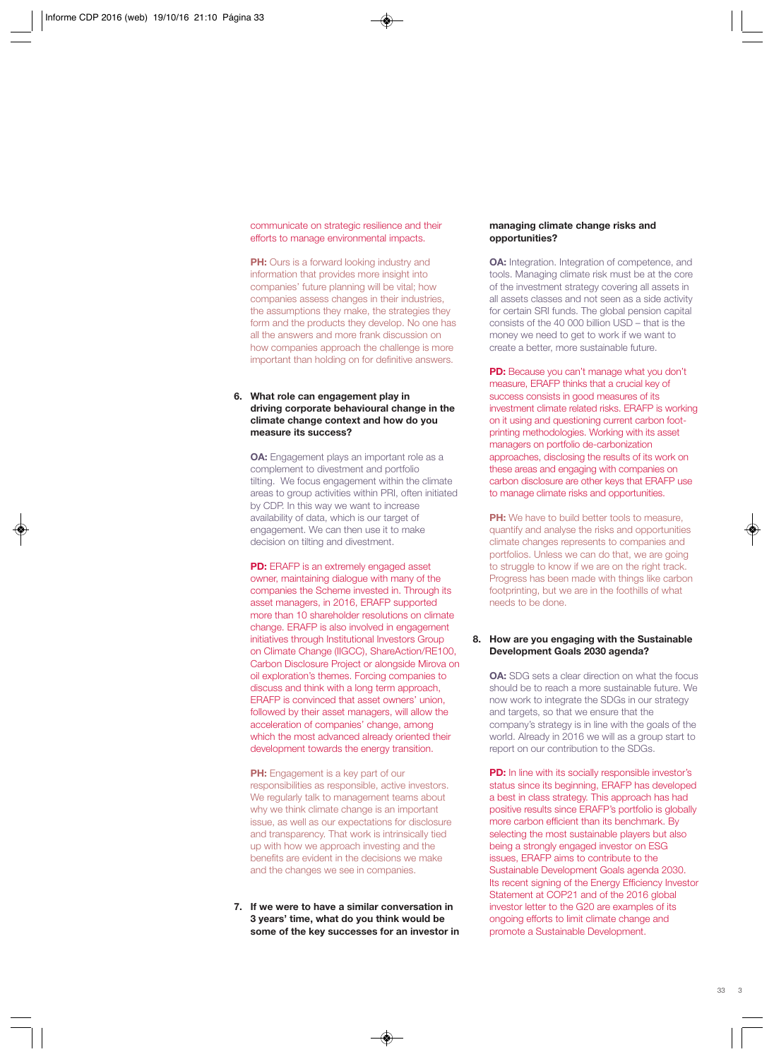communicate on strategic resilience and their efforts to manage environmental impacts.

**PH:** Ours is a forward looking industry and information that provides more insight into companies' future planning will be vital; how companies assess changes in their industries, the assumptions they make, the strategies they form and the products they develop. No one has all the answers and more frank discussion on how companies approach the challenge is more important than holding on for definitive answers.

**6. What role can engagement play in driving corporate behavioural change in the climate change context and how do you measure its success?**

**OA:** Engagement plays an important role as a complement to divestment and portfolio tilting. We focus engagement within the climate areas to group activities within PRI, often initiated by CDP. In this way we want to increase availability of data, which is our target of engagement. We can then use it to make decision on tilting and divestment.

**PD:** ERAFP is an extremely engaged asset owner, maintaining dialogue with many of the companies the Scheme invested in. Through its asset managers, in 2016, ERAFP supported more than 10 shareholder resolutions on climate change. ERAFP is also involved in engagement initiatives through Institutional Investors Group on Climate Change (IIGCC), ShareAction/RE100, Carbon Disclosure Project or alongside Mirova on oil exploration's themes. Forcing companies to discuss and think with a long term approach, ERAFP is convinced that asset owners' union, followed by their asset managers, will allow the acceleration of companies' change, among which the most advanced already oriented their development towards the energy transition.

**PH:** Engagement is a key part of our responsibilities as responsible, active investors. We regularly talk to management teams about why we think climate change is an important issue, as well as our expectations for disclosure and transparency. That work is intrinsically tied up with how we approach investing and the benefits are evident in the decisions we make and the changes we see in companies.

**7. If we were to have a similar conversation in 3 years' time, what do you think would be some of the key successes for an investor in managing climate change risks and opportunities?**

**OA:** Integration. Integration of competence, and tools. Managing climate risk must be at the core of the investment strategy covering all assets in all assets classes and not seen as a side activity for certain SRI funds. The global pension capital consists of the 40 000 billion USD – that is the money we need to get to work if we want to create a better, more sustainable future.

**PD:** Because you can't manage what you don't measure, ERAFP thinks that a crucial key of success consists in good measures of its investment climate related risks. ERAFP is working on it using and questioning current carbon foot-printing methodologies. Working with its asset managers on portfolio de-carbonization approaches, disclosing the results of its work on these areas and engaging with companies on carbon disclosure are other keys that ERAFP use to manage climate risks and opportunities.

**PH:** We have to build better tools to measure, quantify and analyse the risks and opportunities climate changes represents to companies and portfolios. Unless we can do that, we are going to struggle to know if we are on the right track. Progress has been made with things like carbon footprinting, but we are in the foothills of what needs to be done.

**8. How are you engaging with the Sustainable Development Goals 2030 agenda?**

**OA:** SDG sets a clear direction on what the focus should be to reach a more sustainable future. We now work to integrate the SDGs in our strategy and targets, so that we ensure that the company's strategy is in line with the goals of the world. Already in 2016 we will as a group start to report on our contribution to the SDGs.

**PD:** In line with its socially responsible investor's status since its beginning, ERAFP has developed a best in class strategy. This approach has had positive results since ERAFP's portfolio is globally more carbon efficient than its benchmark. By selecting the most sustainable players but also being a strongly engaged investor on ESG issues, ERAFP aims to contribute to the Sustainable Development Goals agenda 2030. Its recent signing of the Energy Efficiency Investor Statement at COP21 and of the 2016 global investor letter to the G20 are examples of its ongoing efforts to limit climate change and promote a Sustainable Development.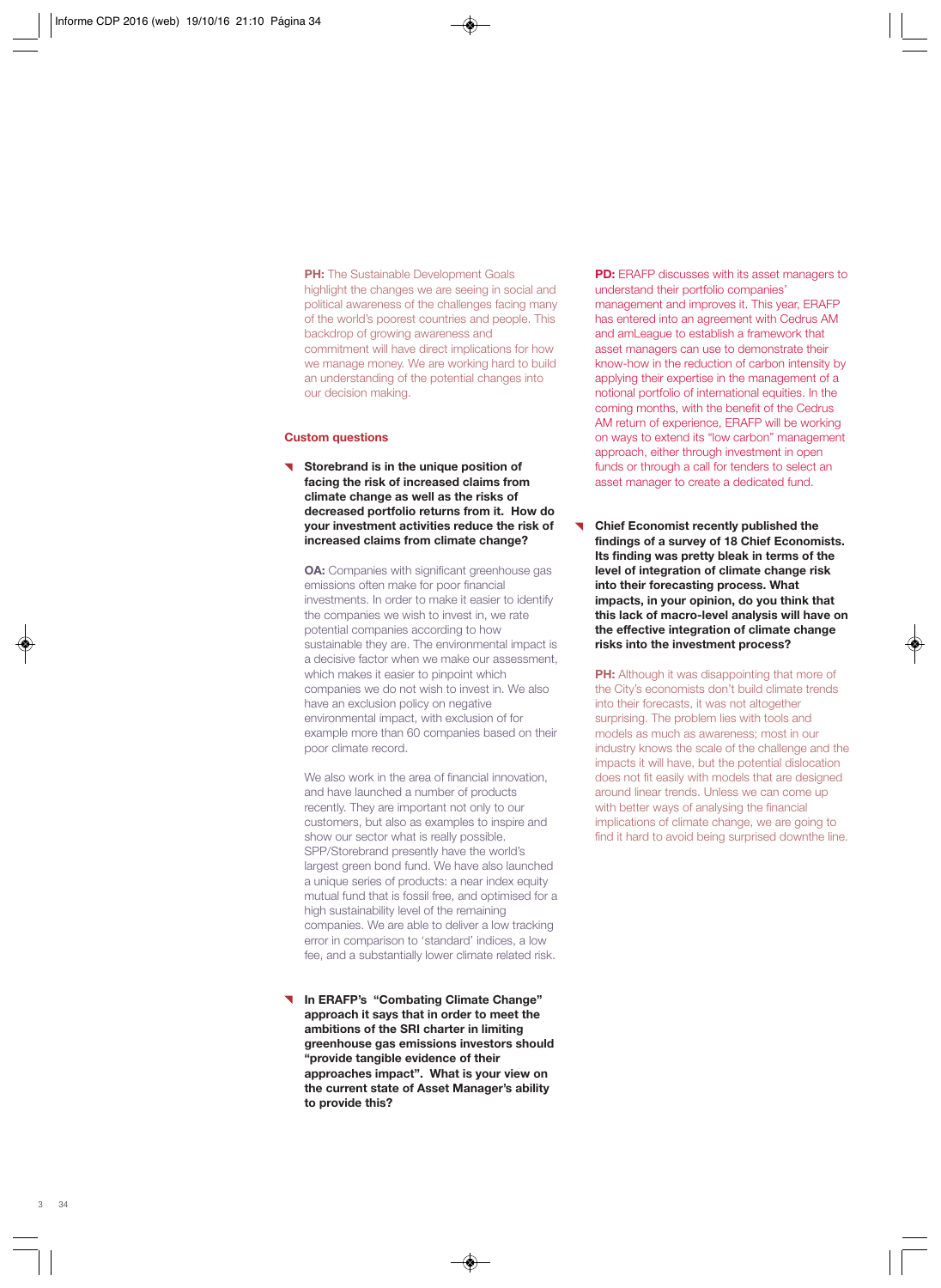**PH:** The Sustainable Development Goals highlight the changes we are seeing in social and political awareness of the challenges facing many of the world's poorest countries and people. This backdrop of growing awareness and commitment will have direct implications for how we manage money. We are working hard to build an understanding of the potential changes into our decision making.

## Custom questions

- **Storebrand is in the unique position of facing the risk of increased claims from climate change as well as the risks of decreased portfolio returns from it. How do your investment activities reduce the risk of increased claims from climate change?**

**OA:** Companies with significant greenhouse gas emissions often make for poor financial investments. In order to make it easier to identify the companies we wish to invest in, we rate potential companies according to how sustainable they are. The environmental impact is a decisive factor when we make our assessment, which makes it easier to pinpoint which companies we do not wish to invest in. We also have an exclusion policy on negative environmental impact, with exclusion of for example more than 60 companies based on their poor climate record.

We also work in the area of financial innovation, and have launched a number of products recently. They are important not only to our customers, but also as examples to inspire and show our sector what is really possible. SPP/Storebrand presently have the world's largest green bond fund. We have also launched a unique series of products: a near index equity mutual fund that is fossil free, and optimised for a high sustainability level of the remaining companies. We are able to deliver a low tracking error in comparison to 'standard' indices, a low fee, and a substantially lower climate related risk.

- **In ERAFP's "Combating Climate Change" approach it says that in order to meet the ambitions of the SRI charter in limiting greenhouse gas emissions investors should "provide tangible evidence of their approaches impact". What is your view on the current state of Asset Manager's ability to provide this?**

**PD:** ERAFP discusses with its asset managers to understand their portfolio companies' management and improves it. This year, ERAFP has entered into an agreement with Cedrus AM and amLeague to establish a framework that asset managers can use to demonstrate their know-how in the reduction of carbon intensity by applying their expertise in the management of a notional portfolio of international equities. In the coming months, with the benefit of the Cedrus AM return of experience, ERAFP will be working on ways to extend its "low carbon" management approach, either through investment in open funds or through a call for tenders to select an asset manager to create a dedicated fund.

- **Chief Economist recently published the findings of a survey of 18 Chief Economists. Its finding was pretty bleak in terms of the level of integration of climate change risk into their forecasting process. What impacts, in your opinion, do you think that this lack of macro-level analysis will have on the effective integration of climate change risks into the investment process?**

**PH:** Although it was disappointing that more of the City's economists don't build climate trends into their forecasts, it was not altogether surprising. The problem lies with tools and models as much as awareness; most in our industry knows the scale of the challenge and the impacts it will have, but the potential dislocation does not fit easily with models that are designed around linear trends. Unless we can come up with better ways of analysing the financial implications of climate change, we are going to find it hard to avoid being surprised downthe line.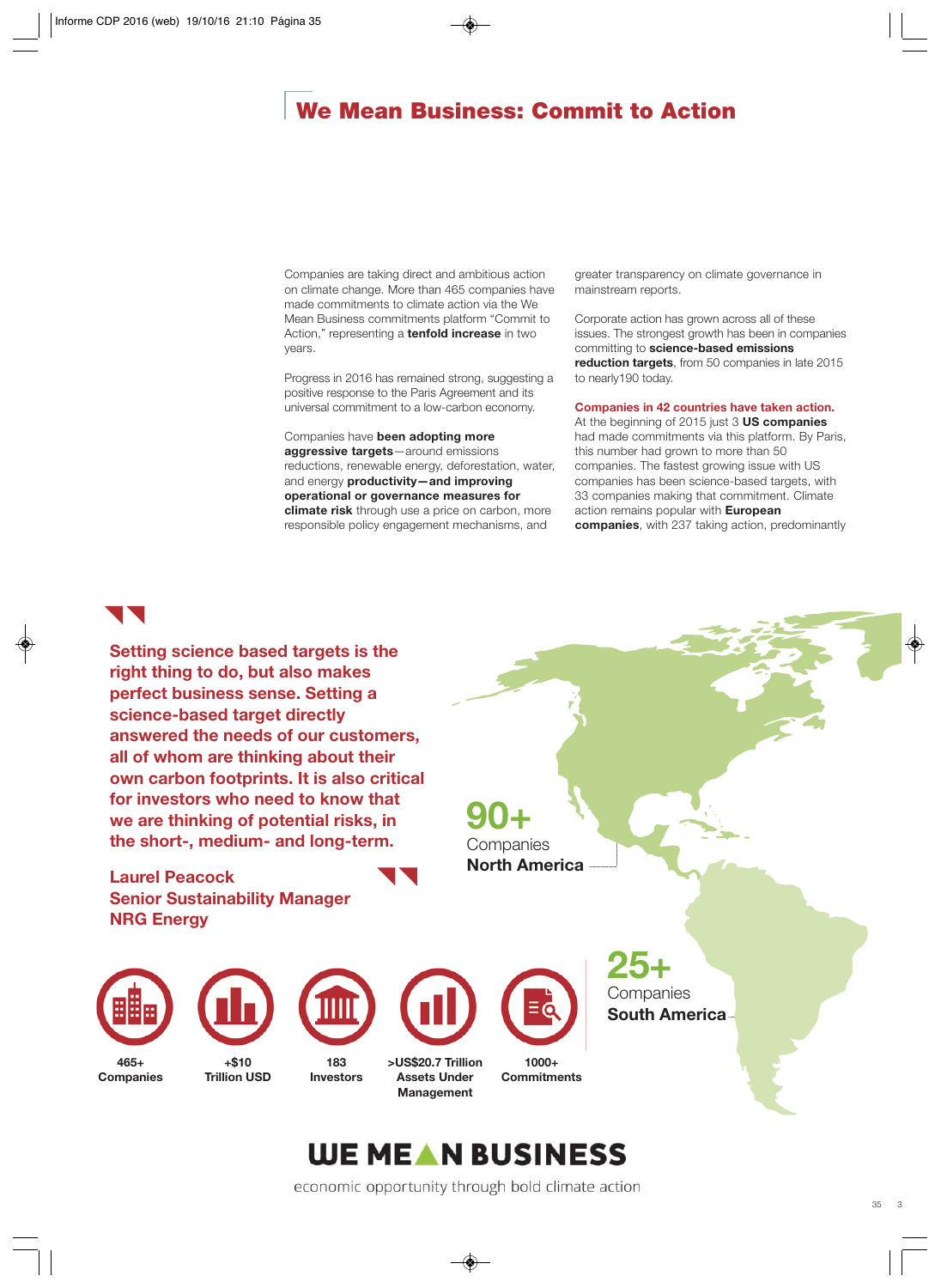# We Mean Business: Commit to Action

Companies are taking direct and ambitious action on climate change. More than 465 companies have made commitments to climate action via the We Mean Business commitments platform "Commit to Action," representing a **tenfold increase** in two years.

Progress in 2016 has remained strong, suggesting a positive response to the Paris Agreement and its universal commitment to a low-carbon economy.

Companies have **been adopting more aggressive targets**—around emissions reductions, renewable energy, deforestation, water, and energy **productivity—and improving operational or governance measures for climate risk** through use a price on carbon, more responsible policy engagement mechanisms, and greater transparency on climate governance in mainstream reports.

Corporate action has grown across all of these issues. The strongest growth has been in companies committing to **science-based emissions reduction targets**, from 50 companies in late 2015 to nearly190 today.

**Companies in 42 countries have taken action.** At the beginning of 2015 just 3 **US companies** had made commitments via this platform. By Paris, this number had grown to more than 50 companies. The fastest growing issue with US companies has been science-based targets, with 33 companies making that commitment. Climate action remains popular with **European companies**, with 237 taking action, predominantly

> **Setting science based targets is the right thing to do, but also makes perfect business sense. Setting a science-based target directly answered the needs of our customers, all of whom are thinking about their own carbon footprints. It is also critical for investors who need to know that we are thinking of potential risks, in the short-, medium- and long-term.**
>
> **Laurel Peacock**
> **Senior Sustainability Manager**
> **NRG Energy**

**90+** Companies **North America**

**25+** Companies **South America**

**465+ Companies**

**+$10 Trillion USD**

**183 Investors**

**>US$20.7 Trillion Assets Under Management**

**1000+ Commitments**

**WE MEAN BUSINESS**

economic opportunity through bold climate action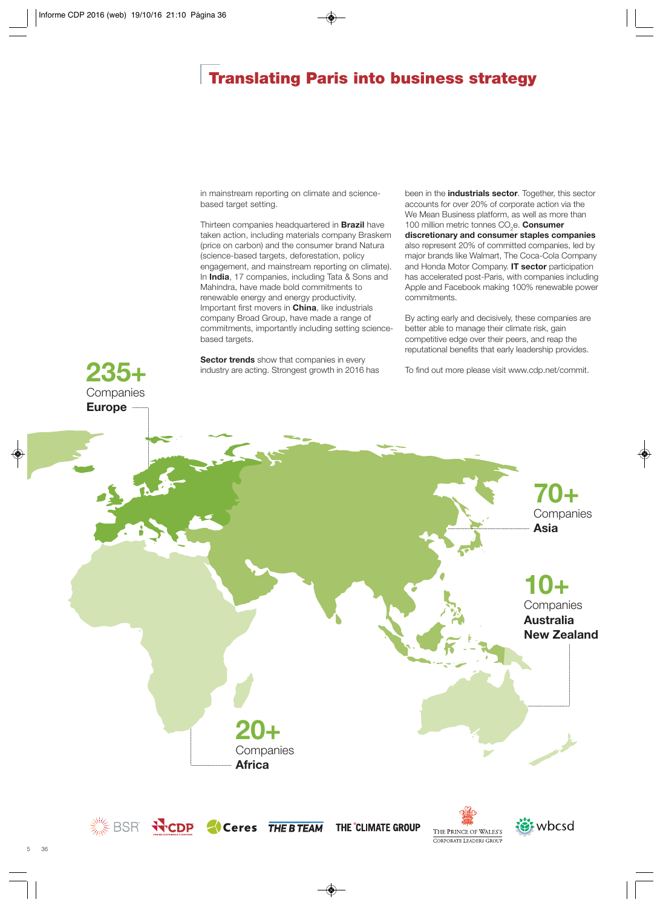# Translating Paris into business strategy

in mainstream reporting on climate and science-based target setting.

Thirteen companies headquartered in **Brazil** have taken action, including materials company Braskem (price on carbon) and the consumer brand Natura (science-based targets, deforestation, policy engagement, and mainstream reporting on climate). In **India**, 17 companies, including Tata & Sons and Mahindra, have made bold commitments to renewable energy and energy productivity. Important first movers in **China**, like industrials company Broad Group, have made a range of commitments, importantly including setting science-based targets.

**Sector trends** show that companies in every industry are acting. Strongest growth in 2016 has been in the **industrials sector**. Together, this sector accounts for over 20% of corporate action via the We Mean Business platform, as well as more than 100 million metric tonnes $CO_2e$. **Consumer discretionary and consumer staples companies** also represent 20% of committed companies, led by major brands like Walmart, The Coca-Cola Company and Honda Motor Company. **IT sector** participation has accelerated post-Paris, with companies including Apple and Facebook making 100% renewable power commitments.

By acting early and decisively, these companies are better able to manage their climate risk, gain competitive edge over their peers, and reap the reputational benefits that early leadership provides.

To find out more please visit www.cdp.net/commit.

**235+** Companies **Europe**

**70+** Companies **Asia**

**10+** Companies **Australia New Zealand**

**20+** Companies **Africa**

BSR · CDP · Ceres · The B Team · The Climate Group · The Prince of Wales's Corporate Leaders Group · wbcsd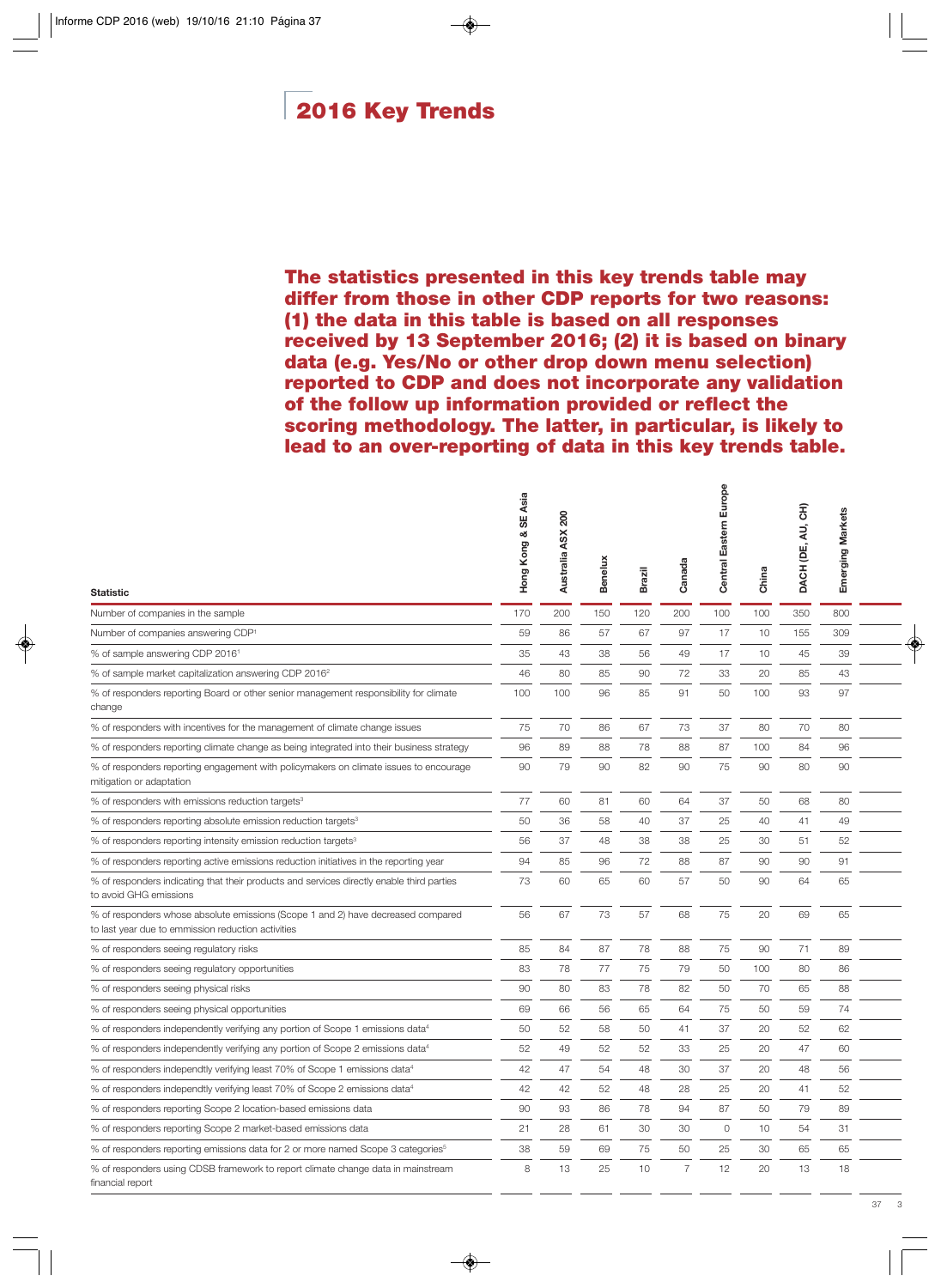# 2016 Key Trends

**The statistics presented in this key trends table may differ from those in other CDP reports for two reasons: (1) the data in this table is based on all responses received by 13 September 2016; (2) it is based on binary data (e.g. Yes/No or other drop down menu selection) reported to CDP and does not incorporate any validation of the follow up information provided or reflect the scoring methodology. The latter, in particular, is likely to lead to an over-reporting of data in this key trends table.**

| Statistic | Hong Kong & SE Asia | Australia ASX 200 | Benelux | Brazil | Canada | Central Eastern Europe | China | DACH (DE, AU, CH) | Emerging Markets |
|---|---|---|---|---|---|---|---|---|---|
| Number of companies in the sample | 170 | 200 | 150 | 120 | 200 | 100 | 100 | 350 | 800 |
| Number of companies answering CDP[1] | 59 | 86 | 57 | 67 | 97 | 17 | 10 | 155 | 309 |
| % of sample answering CDP 2016[1] | 35 | 43 | 38 | 56 | 49 | 17 | 10 | 45 | 39 |
| % of sample market capitalization answering CDP 2016[2] | 46 | 80 | 85 | 90 | 72 | 33 | 20 | 85 | 43 |
| % of responders reporting Board or other senior management responsibility for climate change | 100 | 100 | 96 | 85 | 91 | 50 | 100 | 93 | 97 |
| % of responders with incentives for the management of climate change issues | 75 | 70 | 86 | 67 | 73 | 37 | 80 | 70 | 80 |
| % of responders reporting climate change as being integrated into their business strategy | 96 | 89 | 88 | 78 | 88 | 87 | 100 | 84 | 96 |
| % of responders reporting engagement with policymakers on climate issues to encourage mitigation or adaptation | 90 | 79 | 90 | 82 | 90 | 75 | 90 | 80 | 90 |
| % of responders with emissions reduction targets[3] | 77 | 60 | 81 | 60 | 64 | 37 | 50 | 68 | 80 |
| % of responders reporting absolute emission reduction targets[3] | 50 | 36 | 58 | 40 | 37 | 25 | 40 | 41 | 49 |
| % of responders reporting intensity emission reduction targets[3] | 56 | 37 | 48 | 38 | 38 | 25 | 30 | 51 | 52 |
| % of responders reporting active emissions reduction initiatives in the reporting year | 94 | 85 | 96 | 72 | 88 | 87 | 90 | 90 | 91 |
| % of responders indicating that their products and services directly enable third parties to avoid GHG emissions | 73 | 60 | 65 | 60 | 57 | 50 | 90 | 64 | 65 |
| % of responders whose absolute emissions (Scope 1 and 2) have decreased compared to last year due to emmission reduction activities | 56 | 67 | 73 | 57 | 68 | 75 | 20 | 69 | 65 |
| % of responders seeing regulatory risks | 85 | 84 | 87 | 78 | 88 | 75 | 90 | 71 | 89 |
| % of responders seeing regulatory opportunities | 83 | 78 | 77 | 75 | 79 | 50 | 100 | 80 | 86 |
| % of responders seeing physical risks | 90 | 80 | 83 | 78 | 82 | 50 | 70 | 65 | 88 |
| % of responders seeing physical opportunities | 69 | 66 | 56 | 65 | 64 | 75 | 50 | 59 | 74 |
| % of responders independently verifying any portion of Scope 1 emissions data[4] | 50 | 52 | 58 | 50 | 41 | 37 | 20 | 52 | 62 |
| % of responders independently verifying any portion of Scope 2 emissions data[4] | 52 | 49 | 52 | 52 | 33 | 25 | 20 | 47 | 60 |
| % of responders independtly verifying least 70% of Scope 1 emissions data[4] | 42 | 47 | 54 | 48 | 30 | 37 | 20 | 48 | 56 |
| % of responders independtly verifying least 70% of Scope 2 emissions data[4] | 42 | 42 | 52 | 48 | 28 | 25 | 20 | 41 | 52 |
| % of responders reporting Scope 2 location-based emissions data | 90 | 93 | 86 | 78 | 94 | 87 | 50 | 79 | 89 |
| % of responders reporting Scope 2 market-based emissions data | 21 | 28 | 61 | 30 | 30 | 0 | 10 | 54 | 31 |
| % of responders reporting emissions data for 2 or more named Scope 3 categories[5] | 38 | 59 | 69 | 75 | 50 | 25 | 30 | 65 | 65 |
| % of responders using CDSB framework to report climate change data in mainstream financial report | 8 | 13 | 25 | 10 | 7 | 12 | 20 | 13 | 18 |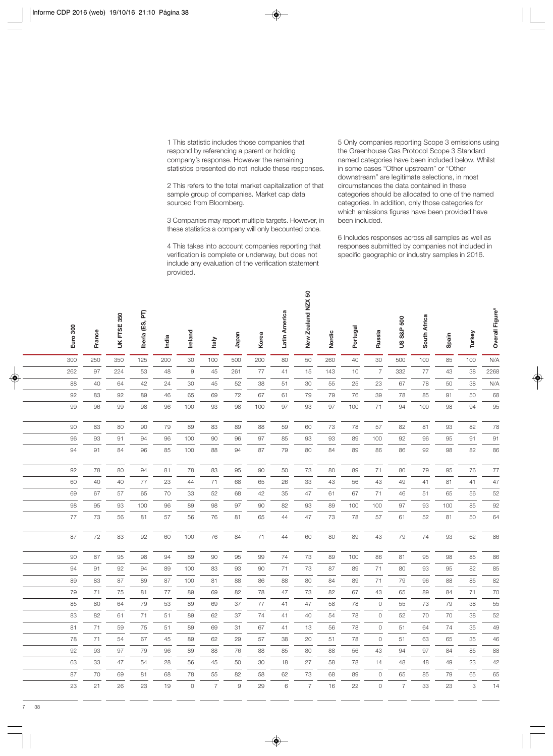1 This statistic includes those companies that respond by referencing a parent or holding company's response. However the remaining statistics presented do not include these responses.

2 This refers to the total market capitalization of that sample group of companies. Market cap data sourced from Bloomberg.

3 Companies may report multiple targets. However, in these statistics a company will only becounted once.

4 This takes into account companies reporting that verification is complete or underway, but does not include any evaluation of the verification statement provided.

5 Only companies reporting Scope 3 emissions using the Greenhouse Gas Protocol Scope 3 Standard named categories have been included below. Whilst in some cases "Other upstream" or "Other downstream" are legitimate selections, in most circumstances the data contained in these categories should be allocated to one of the named categories. In addition, only those categories for which emissions figures have been provided have been included.

6 Includes responses across all samples as well as responses submitted by companies not included in specific geographic or industry samples in 2016.

| Euro 300 | France | UK FTSE 350 | Iberia (ES, PT) | India | Ireland | Italy | Japan | Korea | Latin America | New Zealand NZX 50 | Nordic | Portugal | Russia | US S&P 500 | South Africa | Spain | Turkey | Overall Figure[6] |
|---|---|---|---|---|---|---|---|---|---|---|---|---|---|---|---|---|---|---|
| 300 | 250 | 350 | 125 | 200 | 30 | 100 | 500 | 200 | 80 | 50 | 260 | 40 | 30 | 500 | 100 | 85 | 100 | N/A |
| 262 | 97 | 224 | 53 | 48 | 9 | 45 | 261 | 77 | 41 | 15 | 143 | 10 | 7 | 332 | 77 | 43 | 38 | 2268 |
| 88 | 40 | 64 | 42 | 24 | 30 | 45 | 52 | 38 | 51 | 30 | 55 | 25 | 23 | 67 | 78 | 50 | 38 | N/A |
| 92 | 83 | 92 | 89 | 46 | 65 | 69 | 72 | 67 | 61 | 79 | 79 | 76 | 39 | 78 | 85 | 91 | 50 | 68 |
| 99 | 96 | 99 | 98 | 96 | 100 | 93 | 98 | 100 | 97 | 93 | 97 | 100 | 71 | 94 | 100 | 98 | 94 | 95 |
| 90 | 83 | 80 | 90 | 79 | 89 | 83 | 89 | 88 | 59 | 60 | 73 | 78 | 57 | 82 | 81 | 93 | 82 | 78 |
| 96 | 93 | 91 | 94 | 96 | 100 | 90 | 96 | 97 | 85 | 93 | 93 | 89 | 100 | 92 | 96 | 95 | 91 | 91 |
| 94 | 91 | 84 | 96 | 85 | 100 | 88 | 94 | 87 | 79 | 80 | 84 | 89 | 86 | 86 | 92 | 98 | 82 | 86 |
| 92 | 78 | 80 | 94 | 81 | 78 | 83 | 95 | 90 | 50 | 73 | 80 | 89 | 71 | 80 | 79 | 95 | 76 | 77 |
| 60 | 40 | 40 | 77 | 23 | 44 | 71 | 68 | 65 | 26 | 33 | 43 | 56 | 43 | 49 | 41 | 81 | 41 | 47 |
| 69 | 67 | 57 | 65 | 70 | 33 | 52 | 68 | 42 | 35 | 47 | 61 | 67 | 71 | 46 | 51 | 65 | 56 | 52 |
| 98 | 95 | 93 | 100 | 96 | 89 | 98 | 97 | 90 | 82 | 93 | 89 | 100 | 100 | 97 | 93 | 100 | 85 | 92 |
| 77 | 73 | 56 | 81 | 57 | 56 | 76 | 81 | 65 | 44 | 47 | 73 | 78 | 57 | 61 | 52 | 81 | 50 | 64 |
| 87 | 72 | 83 | 92 | 60 | 100 | 76 | 84 | 71 | 44 | 60 | 80 | 89 | 43 | 79 | 74 | 93 | 62 | 86 |
| 90 | 87 | 95 | 98 | 94 | 89 | 90 | 95 | 99 | 74 | 73 | 89 | 100 | 86 | 81 | 95 | 98 | 85 | 86 |
| 94 | 91 | 92 | 94 | 89 | 100 | 83 | 93 | 90 | 71 | 73 | 87 | 89 | 71 | 80 | 93 | 95 | 82 | 85 |
| 89 | 83 | 87 | 89 | 87 | 100 | 81 | 88 | 86 | 88 | 80 | 84 | 89 | 71 | 79 | 96 | 88 | 85 | 82 |
| 79 | 71 | 75 | 81 | 77 | 89 | 69 | 82 | 78 | 47 | 73 | 82 | 67 | 43 | 65 | 89 | 84 | 71 | 70 |
| 85 | 80 | 64 | 79 | 53 | 89 | 69 | 37 | 77 | 41 | 47 | 58 | 78 | 0 | 55 | 73 | 79 | 38 | 55 |
| 83 | 82 | 61 | 71 | 51 | 89 | 62 | 37 | 74 | 41 | 40 | 54 | 78 | 0 | 52 | 70 | 70 | 38 | 52 |
| 81 | 71 | 59 | 75 | 51 | 89 | 69 | 31 | 67 | 41 | 13 | 56 | 78 | 0 | 51 | 64 | 74 | 35 | 49 |
| 78 | 71 | 54 | 67 | 45 | 89 | 62 | 29 | 57 | 38 | 20 | 51 | 78 | 0 | 51 | 63 | 65 | 35 | 46 |
| 92 | 93 | 97 | 79 | 96 | 89 | 88 | 76 | 88 | 85 | 80 | 88 | 56 | 43 | 94 | 97 | 84 | 85 | 88 |
| 63 | 33 | 47 | 54 | 28 | 56 | 45 | 50 | 30 | 18 | 27 | 58 | 78 | 14 | 48 | 48 | 49 | 23 | 42 |
| 87 | 70 | 69 | 81 | 68 | 78 | 55 | 82 | 58 | 62 | 73 | 68 | 89 | 0 | 65 | 85 | 79 | 65 | 65 |
| 23 | 21 | 26 | 23 | 19 | 0 | 7 | 9 | 29 | 6 | 7 | 16 | 22 | 0 | 7 | 33 | 23 | 3 | 14 |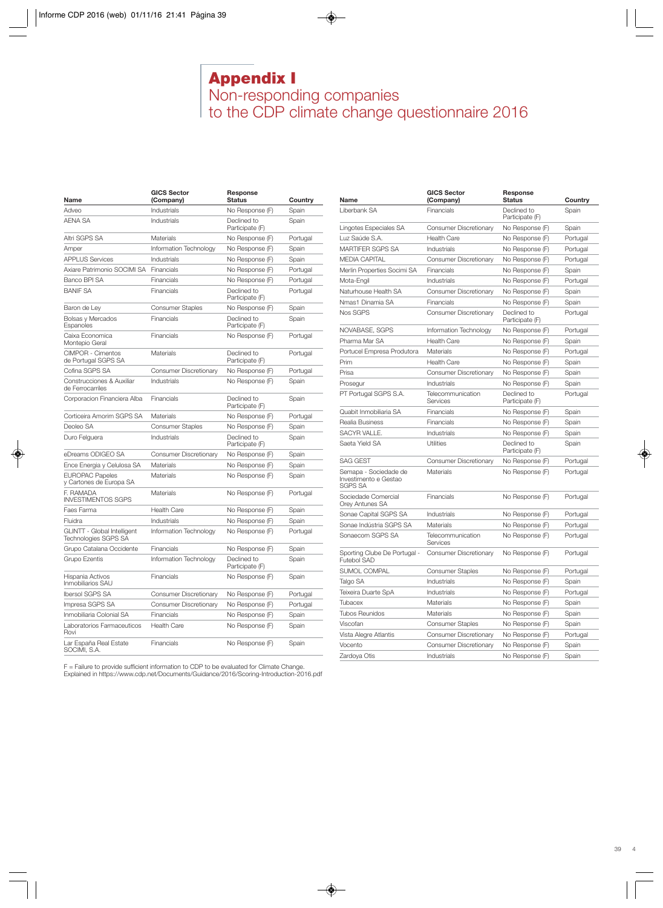# Appendix I
## Non-responding companies to the CDP climate change questionnaire 2016

| Name | GICS Sector (Company) | Response Status | Country |
|---|---|---|---|
| Adveo | Industrials | No Response (F) | Spain |
| AENA SA | Industrials | Declined to Participate (F) | Spain |
| Altri SGPS SA | Materials | No Response (F) | Portugal |
| Amper | Information Technology | No Response (F) | Spain |
| APPLUS Services | Industrials | No Response (F) | Spain |
| Axiare Patrimonio SOCIMI SA | Financials | No Response (F) | Portugal |
| Banco BPI SA | Financials | No Response (F) | Portugal |
| BANIF SA | Financials | Declined to Participate (F) | Portugal |
| Baron de Ley | Consumer Staples | No Response (F) | Spain |
| Bolsas y Mercados Espanoles | Financials | Declined to Participate (F) | Spain |
| Caixa Economica Montepio Geral | Financials | No Response (F) | Portugal |
| CIMPOR - Cimentos de Portugal SGPS SA | Materials | Declined to Participate (F) | Portugal |
| Cofina SGPS SA | Consumer Discretionary | No Response (F) | Portugal |
| Construcciones & Auxiliar de Ferrocarriles | Industrials | No Response (F) | Spain |
| Corporacion Financiera Alba | Financials | Declined to Participate (F) | Spain |
| Corticeira Amorim SGPS SA | Materials | No Response (F) | Portugal |
| Deoleo SA | Consumer Staples | No Response (F) | Spain |
| Duro Felguera | Industrials | Declined to Participate (F) | Spain |
| eDreams ODIGEO SA | Consumer Discretionary | No Response (F) | Spain |
| Ence Energia y Celulosa SA | Materials | No Response (F) | Spain |
| EUROPAC Papeles y Cartones de Europa SA | Materials | No Response (F) | Spain |
| F. RAMADA INVESTIMENTOS SGPS | Materials | No Response (F) | Portugal |
| Faes Farma | Health Care | No Response (F) | Spain |
| Fluidra | Industrials | No Response (F) | Spain |
| GLINTT - Global Intelligent Technologies SGPS SA | Information Technology | No Response (F) | Portugal |
| Grupo Catalana Occidente | Financials | No Response (F) | Spain |
| Grupo Ezentis | Information Technology | Declined to Participate (F) | Spain |
| Hispania Activos Inmobiliarios SAU | Financials | No Response (F) | Spain |
| Ibersol SGPS SA | Consumer Discretionary | No Response (F) | Portugal |
| Impresa SGPS SA | Consumer Discretionary | No Response (F) | Portugal |
| Inmobiliaria Colonial SA | Financials | No Response (F) | Spain |
| Laboratorios Farmaceuticos Rovi | Health Care | No Response (F) | Spain |
| Lar España Real Estate SOCIMI, S.A. | Financials | No Response (F) | Spain |
| Liberbank SA | Financials | Declined to Participate (F) | Spain |
| Lingotes Especiales SA | Consumer Discretionary | No Response (F) | Spain |
| Luz Saúde S.A. | Health Care | No Response (F) | Portugal |
| MARTIFER SGPS SA | Industrials | No Response (F) | Portugal |
| MEDIA CAPITAL | Consumer Discretionary | No Response (F) | Portugal |
| Merlin Properties Socimi SA | Financials | No Response (F) | Spain |
| Mota-Engil | Industrials | No Response (F) | Portugal |
| Naturhouse Health SA | Consumer Discretionary | No Response (F) | Spain |
| Nmas1 Dinamia SA | Financials | No Response (F) | Spain |
| Nos SGPS | Consumer Discretionary | Declined to Participate (F) | Portugal |
| NOVABASE, SGPS | Information Technology | No Response (F) | Portugal |
| Pharma Mar SA | Health Care | No Response (F) | Spain |
| Portucel Empresa Produtora | Materials | No Response (F) | Portugal |
| Prim | Health Care | No Response (F) | Spain |
| Prisa | Consumer Discretionary | No Response (F) | Spain |
| Prosegur | Industrials | No Response (F) | Spain |
| PT Portugal SGPS S.A. | Telecommunication Services | Declined to Participate (F) | Portugal |
| Quabit Inmobiliaria SA | Financials | No Response (F) | Spain |
| Realia Business | Financials | No Response (F) | Spain |
| SACYR VALLE. | Industrials | No Response (F) | Spain |
| Saeta Yield SA | Utilities | Declined to Participate (F) | Spain |
| SAG GEST | Consumer Discretionary | No Response (F) | Portugal |
| Semapa - Sociedade de Investimento e Gestao SGPS SA | Materials | No Response (F) | Portugal |
| Sociedade Comercial Orey Antunes SA | Financials | No Response (F) | Portugal |
| Sonae Capital SGPS SA | Industrials | No Response (F) | Portugal |
| Sonae Indústria SGPS SA | Materials | No Response (F) | Portugal |
| Sonaecom SGPS SA | Telecommunication Services | No Response (F) | Portugal |
| Sporting Clube De Portugal - Futebol SAD | Consumer Discretionary | No Response (F) | Portugal |
| SUMOL COMPAL | Consumer Staples | No Response (F) | Portugal |
| Talgo SA | Industrials | No Response (F) | Spain |
| Teixeira Duarte SpA | Industrials | No Response (F) | Portugal |
| Tubacex | Materials | No Response (F) | Spain |
| Tubos Reunidos | Materials | No Response (F) | Spain |
| Viscofan | Consumer Staples | No Response (F) | Spain |
| Vista Alegre Atlantis | Consumer Discretionary | No Response (F) | Portugal |
| Vocento | Consumer Discretionary | No Response (F) | Spain |
| Zardoya Otis | Industrials | No Response (F) | Spain |

F = Failure to provide sufficient information to CDP to be evaluated for Climate Change.
Explained in https://www.cdp.net/Documents/Guidance/2016/Scoring-Introduction-2016.pdf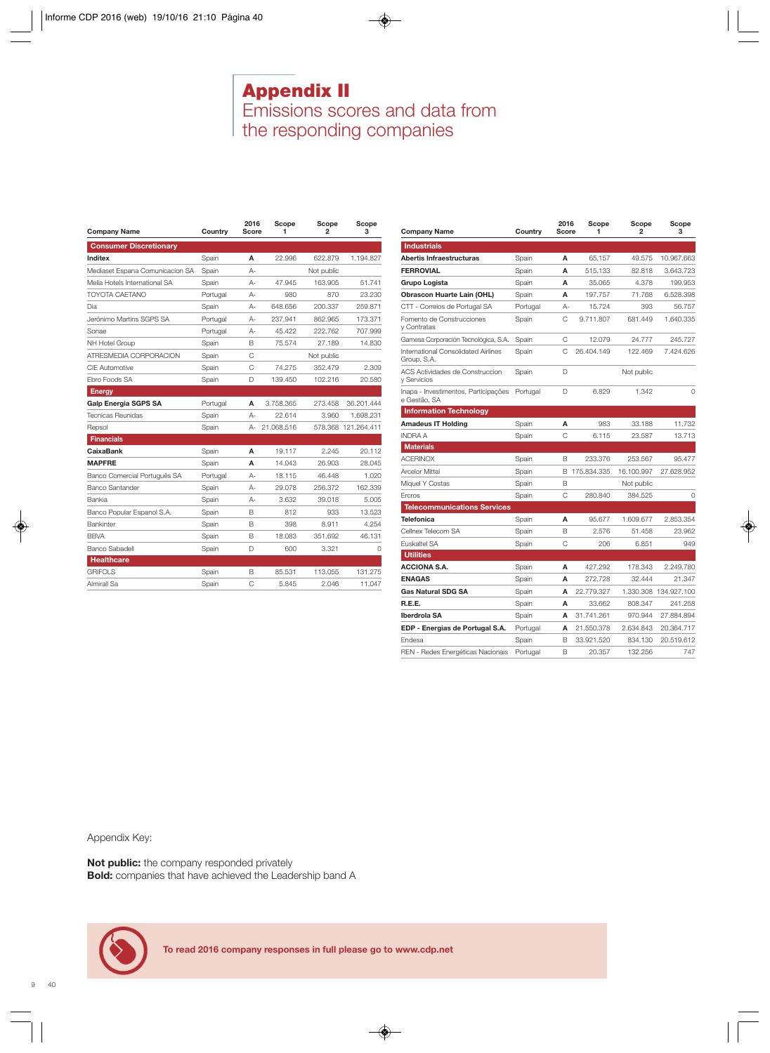# Appendix II
## Emissions scores and data from the responding companies

| Company Name | Country | 2016 Score | Scope 1 | Scope 2 | Scope 3 |
|---|---|---|---|---|---|
| **Consumer Discretionary** | | | | | |
| **Inditex** | Spain | A | 22.996 | 622.879 | 1.194.827 |
| Mediaset Espana Comunicacion SA | Spain | A- | | Not public | |
| Melia Hotels International SA | Spain | A- | 47.945 | 163.905 | 51.741 |
| TOYOTA CAETANO | Portugal | A- | 980 | 870 | 23.230 |
| Dia | Spain | A- | 648.656 | 200.337 | 259.871 |
| Jerónimo Martins SGPS SA | Portugal | A- | 237.941 | 862.965 | 173.371 |
| Sonae | Portugal | A- | 45.422 | 222.762 | 707.999 |
| NH Hotel Group | Spain | B | 75.574 | 27.189 | 14.830 |
| ATRESMEDIA CORPORACION | Spain | C | | Not public | |
| CIE Automotive | Spain | C | 74.275 | 352.479 | 2.309 |
| Ebro Foods SA | Spain | D | 139.450 | 102.216 | 20.580 |
| **Energy** | | | | | |
| **Galp Energia SGPS SA** | Portugal | A | 3.758.365 | 273.458 | 36.201.444 |
| Tecnicas Reunidas | Spain | A- | 22.614 | 3.960 | 1.698.231 |
| Repsol | Spain | A- | 21.068.516 | 578.368 | 121.264.411 |
| **Financials** | | | | | |
| **CaixaBank** | Spain | A | 19.117 | 2.245 | 20.112 |
| **MAPFRE** | Spain | A | 14.043 | 26.903 | 28.045 |
| Banco Comercial Português SA | Portugal | A- | 18.115 | 46.448 | 1.020 |
| Banco Santander | Spain | A- | 29.078 | 256.372 | 162.339 |
| Bankia | Spain | A- | 3.632 | 39.018 | 5.005 |
| Banco Popular Espanol S.A. | Spain | B | 812 | 933 | 13.523 |
| Bankinter | Spain | B | 398 | 8.911 | 4.254 |
| BBVA | Spain | B | 18.083 | 351.692 | 46.131 |
| Banco Sabadell | Spain | D | 600 | 3.321 | 0 |
| **Healthcare** | | | | | |
| GRIFOLS | Spain | B | 85.531 | 113.055 | 131.275 |
| Almirall Sa | Spain | C | 5.845 | 2.046 | 11.047 |

| Company Name | Country | 2016 Score | Scope 1 | Scope 2 | Scope 3 |
|---|---|---|---|---|---|
| **Industrials** | | | | | |
| **Abertis Infraestructuras** | Spain | A | 65.157 | 49.575 | 10.967.663 |
| **FERROVIAL** | Spain | A | 515.133 | 82.818 | 3.643.723 |
| **Grupo Logista** | Spain | A | 35.065 | 4.378 | 199.953 |
| **Obrascon Huarte Lain (OHL)** | Spain | A | 197.757 | 71.768 | 6.528.398 |
| CTT - Correios de Portugal SA | Portugal | A- | 15.724 | 393 | 56.757 |
| Fomento de Construcciones y Contratas | Spain | C | 9.711.807 | 681.449 | 1.640.335 |
| Gamesa Corporación Tecnológica, S.A. | Spain | C | 12.079 | 24.777 | 245.727 |
| International Consolidated Airlines Group, S.A. | Spain | C | 26.404.149 | 122.469 | 7.424.626 |
| ACS Actividades de Construccion y Servicios | Spain | D | | Not public | |
| Inapa - Investimentos, Participações e Gestão, SA | Portugal | D | 6.829 | 1.342 | 0 |
| **Information Technology** | | | | | |
| **Amadeus IT Holding** | Spain | A | 983 | 33.188 | 11.732 |
| INDRA A | Spain | C | 6.115 | 23.587 | 13.713 |
| **Materials** | | | | | |
| ACERINOX | Spain | B | 233.376 | 253.567 | 95.477 |
| Arcelor Mittal | Spain | B | 175.834.335 | 16.100.997 | 27.628.952 |
| Miquel Y Costas | Spain | B | | Not public | |
| Ercros | Spain | C | 280.840 | 384.525 | 0 |
| **Telecommunications Services** | | | | | |
| **Telefonica** | Spain | A | 95.677 | 1.609.677 | 2.853.354 |
| Cellnex Telecom SA | Spain | B | 2.576 | 51.458 | 23.962 |
| Euskaltel SA | Spain | C | 206 | 6.851 | 949 |
| **Utilities** | | | | | |
| **ACCIONA S.A.** | Spain | A | 427.292 | 178.343 | 2.249.780 |
| **ENAGAS** | Spain | A | 272.728 | 32.444 | 21.347 |
| **Gas Natural SDG SA** | Spain | A | 22.779.327 | 1.330.308 | 134.927.100 |
| **R.E.E.** | Spain | A | 33.662 | 808.347 | 241.258 |
| **Iberdrola SA** | Spain | A | 31.741.261 | 970.944 | 27.884.894 |
| **EDP - Energias de Portugal S.A.** | Portugal | A | 21.550.378 | 2.634.843 | 20.364.717 |
| Endesa | Spain | B | 33.921.520 | 834.130 | 20.519.612 |
| REN - Redes Energéticas Nacionais | Portugal | B | 20.357 | 132.256 | 747 |

Appendix Key:

**Not public:** the company responded privately
**Bold:** companies that have achieved the Leadership band A

**To read 2016 company responses in full please go to www.cdp.net**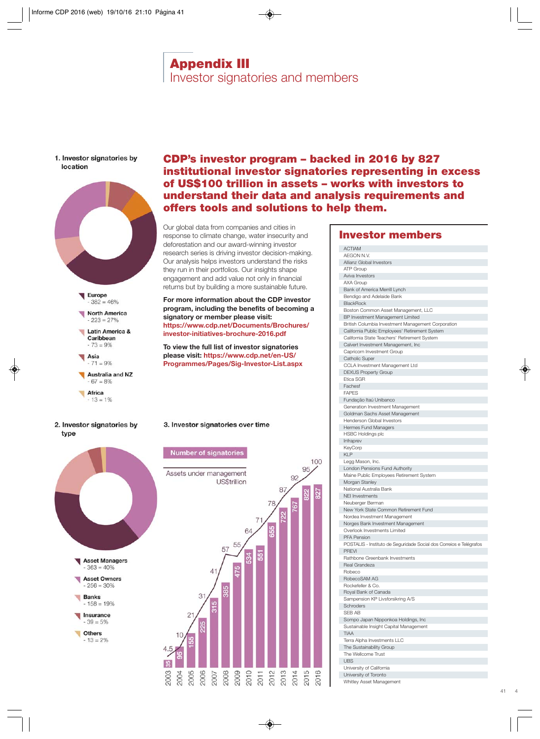# Appendix III
## Investor signatories and members

### CDP's investor program – backed in 2016 by 827 institutional investor signatories representing in excess of US$100 trillion in assets – works with investors to understand their data and analysis requirements and offers tools and solutions to help them.

Our global data from companies and cities in response to climate change, water insecurity and deforestation and our award-winning investor research series is driving investor decision-making. Our analysis helps investors understand the risks they run in their portfolios. Our insights shape engagement and add value not only in financial returns but by building a more sustainable future.

**For more information about the CDP investor program, including the benefits of becoming a signatory or member please visit:** **https://www.cdp.net/Documents/Brochures/investor-initiatives-brochure-2016.pdf**

**To view the full list of investor signatories please visit: https://www.cdp.net/en-US/Programmes/Pages/Sig-Investor-List.aspx**

**1. Investor signatories by location**

- **Europe** - 382 = 46%
- **North America** - 223 = 27%
- **Latin America & Caribbean** - 73 = 9%
- **Asia** - 71 = 9%
- **Australia and NZ** - 67 = 8%
- **Africa** - 13 = 1%

**2. Investor signatories by type**

- **Asset Managers** - 363 = 40%
- **Asset Owners** - 256 = 30%
- **Banks** - 158 = 19%
- **Insurance** - 39 = 5%
- **Others** - 13 = 2%

**3. Investor signatories over time**

| Year | Number of signatories | Assets under management US$trillion |
|---|---|---|
| 2003 | 35 | 4.5 |
| 2004 | 95 | 10 |
| 2005 | 155 | 21 |
| 2006 | 225 | 31 |
| 2007 | 315 | 41 |
| 2008 | 385 | 57 |
| 2009 | 475 | 55 |
| 2010 | 534 | 64 |
| 2011 | 551 | 71 |
| 2012 | 655 | 78 |
| 2013 | 722 | 87 |
| 2014 | 767 | 92 |
| 2015 | 822 | 95 |
| 2016 | 827 | 100 |

## Investor members

ACTIAM
AEGON N.V.
Allianz Global Investors
ATP Group
Aviva Investors
AXA Group
Bank of America Merrill Lynch
Bendigo and Adelaide Bank
BlackRock
Boston Common Asset Management, LLC
BP Investment Management Limited
British Columbia Investment Management Corporation
California Public Employees' Retirement System
California State Teachers' Retirement System
Calvert Investment Management, Inc
Capricorn Investment Group
Catholic Super
CCLA Investment Management Ltd
DEXUS Property Group
Etica SGR
Fachesf
FAPES
Fundação Itaú Unibanco
Generation Investment Management
Goldman Sachs Asset Management
Henderson Global Investors
Hermes Fund Managers
HSBC Holdings plc
Infraprev
KeyCorp
KLP
Legg Mason, Inc.
London Pensions Fund Authority
Maine Public Employees Retirement System
Morgan Stanley
National Australia Bank
NEI Investments
Neuberger Berman
New York State Common Retirement Fund
Nordea Investment Management
Norges Bank Investment Management
Overlook Investments Limited
PFA Pension
POSTALIS - Instituto de Seguridade Social dos Correios e Telégrafos
PREVI
Rathbone Greenbank Investments
Real Grandeza
Robeco
RobecoSAM AG
Rockefeller & Co.
Royal Bank of Canada
Sampension KP Livsforsikring A/S
Schroders
SEB AB
Sompo Japan Nipponkoa Holdings, Inc
Sustainable Insight Capital Management
TIAA
Terra Alpha Investments LLC
The Sustainability Group
The Wellcome Trust
UBS
University of California
University of Toronto
Whitley Asset Management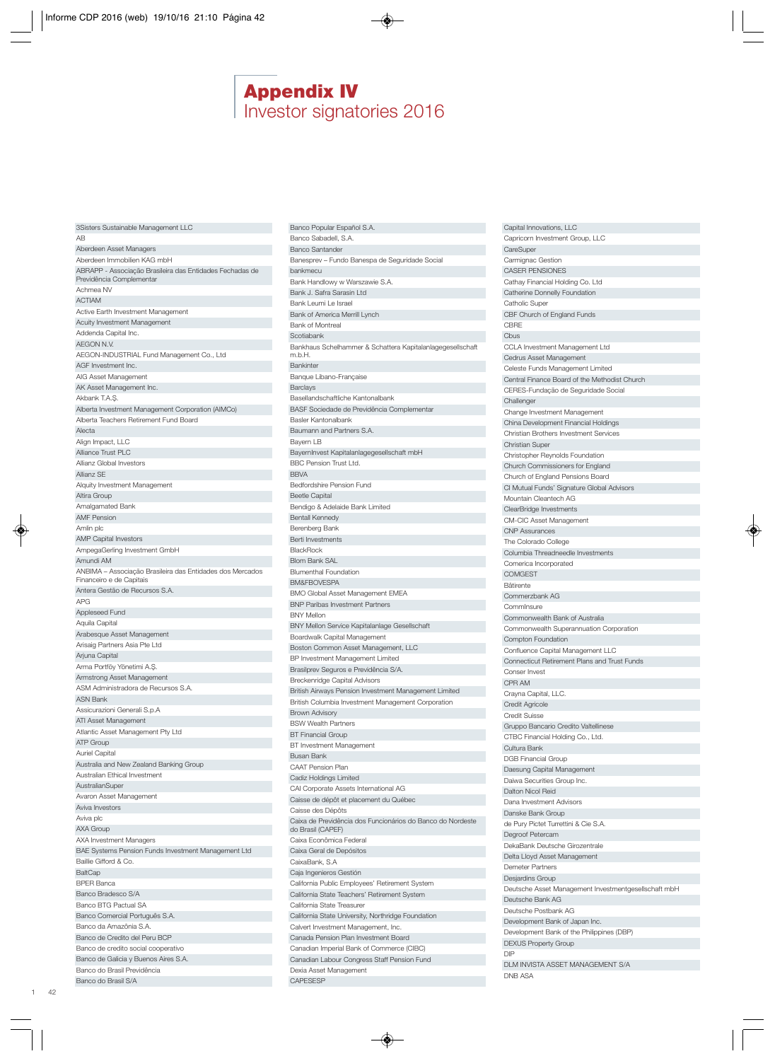# Appendix IV
## Investor signatories 2016

- 3Sisters Sustainable Management LLC
- AB
- Aberdeen Asset Managers
- Aberdeen Immobilien KAG mbH
- ABRAPP - Associação Brasileira das Entidades Fechadas de Previdência Complementar
- Achmea NV
- ACTIAM
- Active Earth Investment Management
- Acuity Investment Management
- Addenda Capital Inc.
- AEGON N.V.
- AEGON-INDUSTRIAL Fund Management Co., Ltd
- AGF Investment Inc.
- AIG Asset Management
- AK Asset Management Inc.
- Akbank T.A.Ş.
- Alberta Investment Management Corporation (AIMCo)
- Alberta Teachers Retirement Fund Board
- Alecta
- Align Impact, LLC
- Alliance Trust PLC
- Allianz Global Investors
- Allianz SE
- Alquity Investment Management
- Altira Group
- Amalgamated Bank
- AMF Pension
- Amlin plc
- AMP Capital Investors
- AmpegaGerling Investment GmbH
- Amundi AM
- ANBIMA – Associação Brasileira das Entidades dos Mercados Financeiro e de Capitais
- Antera Gestão de Recursos S.A.
- APG
- Appleseed Fund
- Aquila Capital
- Arabesque Asset Management
- Arisaig Partners Asia Pte Ltd
- Arjuna Capital
- Arma Portföy Yönetimi A.Ş.
- Armstrong Asset Management
- ASM Administradora de Recursos S.A.
- ASN Bank
- Assicurazioni Generali S.p.A
- ATI Asset Management
- Atlantic Asset Management Pty Ltd
- ATP Group
- Auriel Capital
- Australia and New Zealand Banking Group
- Australian Ethical Investment
- AustralianSuper
- Avaron Asset Management
- Aviva Investors
- Aviva plc
- AXA Group
- AXA Investment Managers
- BAE Systems Pension Funds Investment Management Ltd
- Baillie Gifford & Co.
- BaltCap
- BPER Banca
- Banco Bradesco S/A
- Banco BTG Pactual SA
- Banco Comercial Português S.A.
- Banco da Amazônia S.A.
- Banco de Credito del Peru BCP
- Banco de credito social cooperativo
- Banco de Galicia y Buenos Aires S.A.
- Banco do Brasil Previdência
- Banco do Brasil S/A
- Banco Popular Español S.A.
- Banco Sabadell, S.A.
- Banco Santander
- Banesprev – Fundo Banespa de Seguridade Social
- bankmecu
- Bank Handlowy w Warszawie S.A.
- Bank J. Safra Sarasin Ltd
- Bank Leumi Le Israel
- Bank of America Merrill Lynch
- Bank of Montreal
- Scotiabank
- Bankhaus Schelhammer & Schattera Kapitalanlagegesellschaft m.b.H.
- Bankinter
- Banque Libano-Française
- Barclays
- Basellandschaftliche Kantonalbank
- BASF Sociedade de Previdência Complementar
- Basler Kantonalbank
- Baumann and Partners S.A.
- Bayern LB
- BayernInvest Kapitalanlagegesellschaft mbH
- BBC Pension Trust Ltd.
- BBVA
- Bedfordshire Pension Fund
- Beetle Capital
- Bendigo & Adelaide Bank Limited
- Bentall Kennedy
- Berenberg Bank
- Berti Investments
- BlackRock
- Blom Bank SAL
- Blumenthal Foundation
- BM&FBOVESPA
- BMO Global Asset Management EMEA
- BNP Paribas Investment Partners
- BNY Mellon
- BNY Mellon Service Kapitalanlage Gesellschaft
- Boardwalk Capital Management
- Boston Common Asset Management, LLC
- BP Investment Management Limited
- Brasilprev Seguros e Previdência S/A.
- Breckenridge Capital Advisors
- British Airways Pension Investment Management Limited
- British Columbia Investment Management Corporation
- Brown Advisory
- BSW Wealth Partners
- BT Financial Group
- BT Investment Management
- Busan Bank
- CAAT Pension Plan
- Cadiz Holdings Limited
- CAI Corporate Assets International AG
- Caisse de dépôt et placement du Québec
- Caisse des Dépôts
- Caixa de Previdência dos Funcionários do Banco do Nordeste do Brasil (CAPEF)
- Caixa Econômica Federal
- Caixa Geral de Depósitos
- CaixaBank, S.A
- Caja Ingenieros Gestión
- California Public Employees' Retirement System
- California State Teachers' Retirement System
- California State Treasurer
- California State University, Northridge Foundation
- Calvert Investment Management, Inc.
- Canada Pension Plan Investment Board
- Canadian Imperial Bank of Commerce (CIBC)
- Canadian Labour Congress Staff Pension Fund
- Dexia Asset Management
- CAPESESP
- Capital Innovations, LLC
- Capricorn Investment Group, LLC
- CareSuper
- Carmignac Gestion
- CASER PENSIONES
- Cathay Financial Holding Co. Ltd
- Catherine Donnelly Foundation
- Catholic Super
- CBF Church of England Funds
- CBRE
- Cbus
- CCLA Investment Management Ltd
- Cedrus Asset Management
- Celeste Funds Management Limited
- Central Finance Board of the Methodist Church
- CERES-Fundação de Seguridade Social
- Challenger
- Change Investment Management
- China Development Financial Holdings
- Christian Brothers Investment Services
- Christian Super
- Christopher Reynolds Foundation
- Church Commissioners for England
- Church of England Pensions Board
- CI Mutual Funds' Signature Global Advisors
- Mountain Cleantech AG
- ClearBridge Investments
- CM-CIC Asset Management
- CNP Assurances
- The Colorado College
- Columbia Threadneedle Investments
- Comerica Incorporated
- COMGEST
- Bâtirente
- Commerzbank AG
- CommInsure
- Commonwealth Bank of Australia
- Commonwealth Superannuation Corporation
- Compton Foundation
- Confluence Capital Management LLC
- Connecticut Retirement Plans and Trust Funds
- Conser Invest
- CPR AM
- Crayna Capital, LLC.
- Credit Agricole
- Credit Suisse
- Gruppo Bancario Credito Valtellinese
- CTBC Financial Holding Co., Ltd.
- Cultura Bank
- DGB Financial Group
- Daesung Capital Management
- Daiwa Securities Group Inc.
- Dalton Nicol Reid
- Dana Investment Advisors
- Danske Bank Group
- de Pury Pictet Turrettini & Cie S.A.
- Degroof Petercam
- DekaBank Deutsche Girozentrale
- Delta Lloyd Asset Management
- Demeter Partners
- Desjardins Group
- Deutsche Asset Management Investmentgesellschaft mbH
- Deutsche Bank AG
- Deutsche Postbank AG
- Development Bank of Japan Inc.
- Development Bank of the Philippines (DBP)
- DEXUS Property Group
- DIP
- DLM INVISTA ASSET MANAGEMENT S/A
- DNB ASA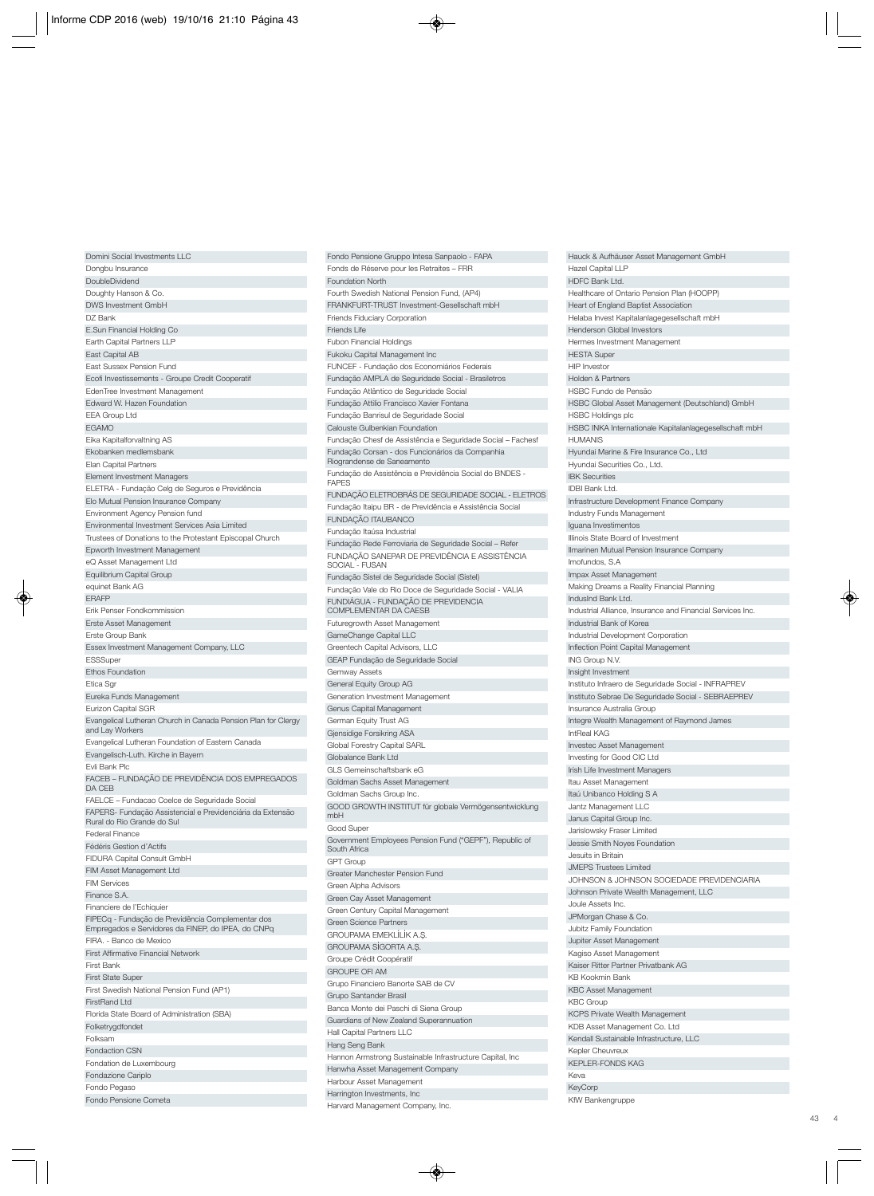Domini Social Investments LLC
Dongbu Insurance
DoubleDividend
Doughty Hanson & Co.
DWS Investment GmbH
DZ Bank
E.Sun Financial Holding Co
Earth Capital Partners LLP
East Capital AB
East Sussex Pension Fund
Ecofi Investissements - Groupe Credit Cooperatif
EdenTree Investment Management
Edward W. Hazen Foundation
EEA Group Ltd
EGAMO
Eika Kapitalforvaltning AS
Ekobanken medlemsbank
Elan Capital Partners
Element Investment Managers
ELETRA - Fundação Celg de Seguros e Previdência
Elo Mutual Pension Insurance Company
Environment Agency Pension fund
Environmental Investment Services Asia Limited
Trustees of Donations to the Protestant Episcopal Church
Epworth Investment Management
eQ Asset Management Ltd
Equilibrium Capital Group
equinet Bank AG
ERAFP
Erik Penser Fondkommission
Erste Asset Management
Erste Group Bank
Essex Investment Management Company, LLC
ESSSuper
Ethos Foundation
Etica Sgr
Eureka Funds Management
Eurizon Capital SGR
Evangelical Lutheran Church in Canada Pension Plan for Clergy and Lay Workers
Evangelical Lutheran Foundation of Eastern Canada
Evangelisch-Luth. Kirche in Bayern
Evli Bank Plc
FACEB – FUNDAÇÃO DE PREVIDÊNCIA DOS EMPREGADOS DA CEB
FAELCE – Fundacao Coelce de Seguridade Social
FAPERS- Fundação Assistencial e Previdenciária da Extensão Rural do Rio Grande do Sul
Federal Finance
Fédéris Gestion d'Actifs
FIDURA Capital Consult GmbH
FIM Asset Management Ltd
FIM Services
Finance S.A.
Financiere de l'Echiquier
FIPECq - Fundação de Previdência Complementar dos Empregados e Servidores da FINEP, do IPEA, do CNPq
FIRA. - Banco de Mexico
First Affirmative Financial Network
First Bank
First State Super
First Swedish National Pension Fund (AP1)
FirstRand Ltd
Florida State Board of Administration (SBA)
Folketrygdfondet
Folksam
Fondaction CSN
Fondation de Luxembourg
Fondazione Cariplo
Fondo Pegaso
Fondo Pensione Cometa
Fondo Pensione Gruppo Intesa Sanpaolo - FAPA
Fonds de Réserve pour les Retraites – FRR
Foundation North
Fourth Swedish National Pension Fund, (AP4)
FRANKFURT-TRUST Investment-Gesellschaft mbH
Friends Fiduciary Corporation
Friends Life
Fubon Financial Holdings
Fukoku Capital Management Inc
FUNCEF - Fundação dos Economiários Federais
Fundação AMPLA de Seguridade Social - Brasiletros
Fundação Atlântico de Seguridade Social
Fundação Attilio Francisco Xavier Fontana
Fundação Banrisul de Seguridade Social
Calouste Gulbenkian Foundation
Fundação Chesf de Assistência e Seguridade Social – Fachesf
Fundação Corsan - dos Funcionários da Companhia Riograndense de Saneamento
Fundação de Assistência e Previdência Social do BNDES - FAPES
FUNDAÇÃO ELETROBRÁS DE SEGURIDADE SOCIAL - ELETROS
Fundação Itaipu BR - de Previdência e Assistência Social
FUNDAÇÃO ITAUBANCO
Fundação Itaúsa Industrial
Fundação Rede Ferroviaria de Seguridade Social – Refer
FUNDAÇÃO SANEPAR DE PREVIDÊNCIA E ASSISTÊNCIA SOCIAL - FUSAN
Fundação Sistel de Seguridade Social (Sistel)
Fundação Vale do Rio Doce de Seguridade Social - VALIA
FUNDIÁGUA - FUNDAÇÃO DE PREVIDENCIA COMPLEMENTAR DA CAESB
Futuregrowth Asset Management
GameChange Capital LLC
Greentech Capital Advisors, LLC
GEAP Fundação de Seguridade Social
Gemway Assets
General Equity Group AG
Generation Investment Management
Genus Capital Management
German Equity Trust AG
Gjensidige Forsikring ASA
Global Forestry Capital SARL
Globalance Bank Ltd
GLS Gemeinschaftsbank eG
Goldman Sachs Asset Management
Goldman Sachs Group Inc.
GOOD GROWTH INSTITUT für globale Vermögensentwicklung mbH
Good Super
Government Employees Pension Fund ("GEPF"), Republic of South Africa
GPT Group
Greater Manchester Pension Fund
Green Alpha Advisors
Green Cay Asset Management
Green Century Capital Management
Green Science Partners
GROUPAMA EMEKLİLİK A.Ş.
GROUPAMA SİGORTA A.Ş.
Groupe Crédit Coopératif
GROUPE OFI AM
Grupo Financiero Banorte SAB de CV
Grupo Santander Brasil
Banca Monte dei Paschi di Siena Group
Guardians of New Zealand Superannuation
Hall Capital Partners LLC
Hang Seng Bank
Hannon Armstrong Sustainable Infrastructure Capital, Inc
Hanwha Asset Management Company
Harbour Asset Management
Harrington Investments, Inc
Harvard Management Company, Inc.
Hauck & Aufhäuser Asset Management GmbH
Hazel Capital LLP
HDFC Bank Ltd.
Healthcare of Ontario Pension Plan (HOOPP)
Heart of England Baptist Association
Helaba Invest Kapitalanlagegesellschaft mbH
Henderson Global Investors
Hermes Investment Management
HESTA Super
HIP Investor
Holden & Partners
HSBC Fundo de Pensão
HSBC Global Asset Management (Deutschland) GmbH
HSBC Holdings plc
HSBC INKA Internationale Kapitalanlagegesellschaft mbH
HUMANIS
Hyundai Marine & Fire Insurance Co., Ltd
Hyundai Securities Co., Ltd.
IBK Securities
IDBI Bank Ltd.
Infrastructure Development Finance Company
Industry Funds Management
Iguana Investimentos
Illinois State Board of Investment
Ilmarinen Mutual Pension Insurance Company
Imofundos, S.A
Impax Asset Management
Making Dreams a Reality Financial Planning
IndusInd Bank Ltd.
Industrial Alliance, Insurance and Financial Services Inc.
Industrial Bank of Korea
Industrial Development Corporation
Inflection Point Capital Management
ING Group N.V.
Insight Investment
Instituto Infraero de Seguridade Social - INFRAPREV
Instituto Sebrae De Seguridade Social - SEBRAEPREV
Insurance Australia Group
Integre Wealth Management of Raymond James
IntReal KAG
Investec Asset Management
Investing for Good CIC Ltd
Irish Life Investment Managers
Itau Asset Management
Itaú Unibanco Holding S A
Jantz Management LLC
Janus Capital Group Inc.
Jarislowsky Fraser Limited
Jessie Smith Noyes Foundation
Jesuits in Britain
JMEPS Trustees Limited
JOHNSON & JOHNSON SOCIEDADE PREVIDENCIARIA
Johnson Private Wealth Management, LLC
Joule Assets Inc.
JPMorgan Chase & Co.
Jubitz Family Foundation
Jupiter Asset Management
Kagiso Asset Management
Kaiser Ritter Partner Privatbank AG
KB Kookmin Bank
KBC Asset Management
KBC Group
KCPS Private Wealth Management
KDB Asset Management Co. Ltd
Kendall Sustainable Infrastructure, LLC
Kepler Cheuvreux
KEPLER-FONDS KAG
Keva
KeyCorp
KfW Bankengruppe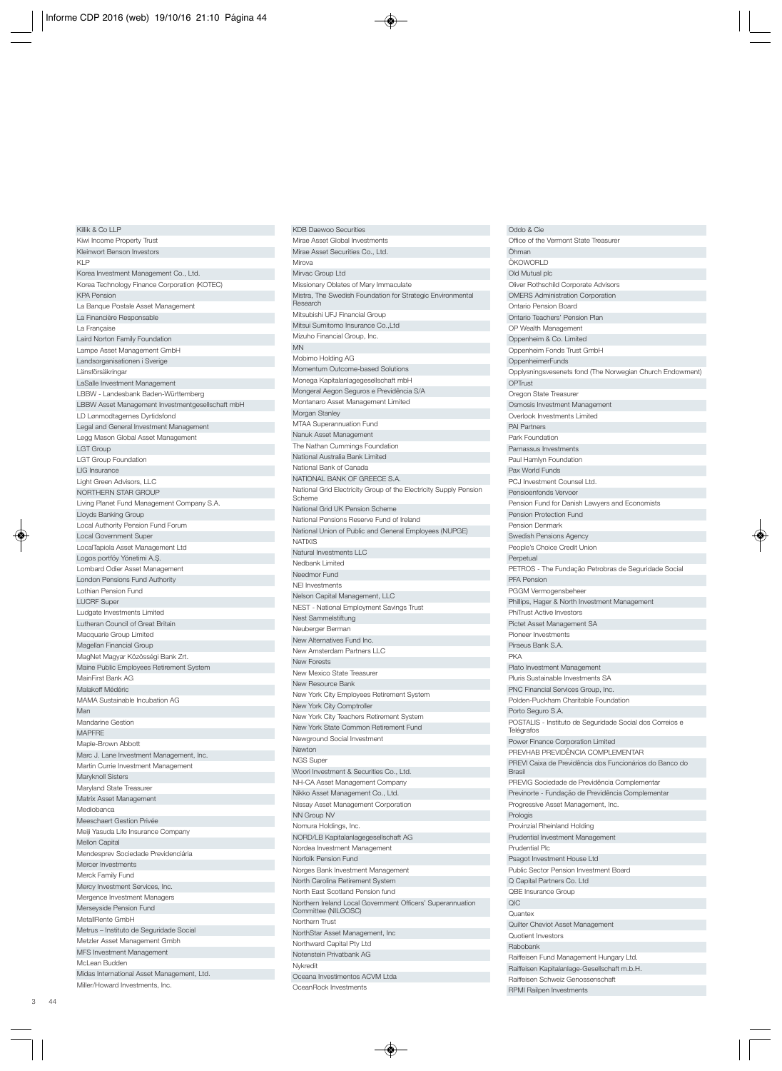Killik & Co LLP
Kiwi Income Property Trust
Kleinwort Benson Investors
KLP
Korea Investment Management Co., Ltd.
Korea Technology Finance Corporation (KOTEC)
KPA Pension
La Banque Postale Asset Management
La Financière Responsable
La Française
Laird Norton Family Foundation
Lampe Asset Management GmbH
Landsorganisationen i Sverige
Länsförsäkringar
LaSalle Investment Management
LBBW - Landesbank Baden-Württemberg
LBBW Asset Management Investmentgesellschaft mbH
LD Lønmodtagernes Dyrtidsfond
Legal and General Investment Management
Legg Mason Global Asset Management
LGT Group
LGT Group Foundation
LIG Insurance
Light Green Advisors, LLC
NORTHERN STAR GROUP
Living Planet Fund Management Company S.A.
Lloyds Banking Group
Local Authority Pension Fund Forum
Local Government Super
LocalTapiola Asset Management Ltd
Logos portföy Yönetimi A.Ş.
Lombard Odier Asset Management
London Pensions Fund Authority
Lothian Pension Fund
LUCRF Super
Ludgate Investments Limited
Lutheran Council of Great Britain
Macquarie Group Limited
Magellan Financial Group
MagNet Magyar Közösségi Bank Zrt.
Maine Public Employees Retirement System
MainFirst Bank AG
Malakoff Médéric
MAMA Sustainable Incubation AG
Man
Mandarine Gestion
MAPFRE
Maple-Brown Abbott
Marc J. Lane Investment Management, Inc.
Martin Currie Investment Management
Maryknoll Sisters
Maryland State Treasurer
Matrix Asset Management
Mediobanca
Meeschaert Gestion Privée
Meiji Yasuda Life Insurance Company
Mellon Capital
Mendesprev Sociedade Previdenciária
Mercer Investments
Merck Family Fund
Mercy Investment Services, Inc.
Mergence Investment Managers
Merseyside Pension Fund
MetallRente GmbH
Metrus – Instituto de Seguridade Social
Metzler Asset Management Gmbh
MFS Investment Management
McLean Budden
Midas International Asset Management, Ltd.
Miller/Howard Investments, Inc.
KDB Daewoo Securities
Mirae Asset Global Investments
Mirae Asset Securities Co., Ltd.
Mirova
Mirvac Group Ltd
Missionary Oblates of Mary Immaculate
Mistra, The Swedish Foundation for Strategic Environmental Research
Mitsubishi UFJ Financial Group
Mitsui Sumitomo Insurance Co.,Ltd
Mizuho Financial Group, Inc.
MN
Mobimo Holding AG
Momentum Outcome-based Solutions
Monega Kapitalanlagegesellschaft mbH
Mongeral Aegon Seguros e Previdência S/A
Montanaro Asset Management Limited
Morgan Stanley
MTAA Superannuation Fund
Nanuk Asset Management
The Nathan Cummings Foundation
National Australia Bank Limited
National Bank of Canada
NATIONAL BANK OF GREECE S.A.
National Grid Electricity Group of the Electricity Supply Pension Scheme
National Grid UK Pension Scheme
National Pensions Reserve Fund of Ireland
National Union of Public and General Employees (NUPGE)
NATIXIS
Natural Investments LLC
Nedbank Limited
Needmor Fund
NEI Investments
Nelson Capital Management, LLC
NEST - National Employment Savings Trust
Nest Sammelstiftung
Neuberger Berman
New Alternatives Fund Inc.
New Amsterdam Partners LLC
New Forests
New Mexico State Treasurer
New Resource Bank
New York City Employees Retirement System
New York City Comptroller
New York City Teachers Retirement System
New York State Common Retirement Fund
Newground Social Investment
Newton
NGS Super
Woori Investment & Securities Co., Ltd.
NH-CA Asset Management Company
Nikko Asset Management Co., Ltd.
Nissay Asset Management Corporation
NN Group NV
Nomura Holdings, Inc.
NORD/LB Kapitalanlagegesellschaft AG
Nordea Investment Management
Norfolk Pension Fund
Norges Bank Investment Management
North Carolina Retirement System
North East Scotland Pension fund
Northern Ireland Local Government Officers' Superannuation Committee (NILGOSC)
Northern Trust
NorthStar Asset Management, Inc
Northward Capital Pty Ltd
Notenstein Privatbank AG
Nykredit
Oceana Investimentos ACVM Ltda
OceanRock Investments
Oddo & Cie
Office of the Vermont State Treasurer
Öhman
ÖKOWORLD
Old Mutual plc
Oliver Rothschild Corporate Advisors
OMERS Administration Corporation
Ontario Pension Board
Ontario Teachers' Pension Plan
OP Wealth Management
Oppenheim & Co. Limited
Oppenheim Fonds Trust GmbH
OppenheimerFunds
Opplysningsvesenets fond (The Norwegian Church Endowment)
OPTrust
Oregon State Treasurer
Osmosis Investment Management
Overlook Investments Limited
PAI Partners
Park Foundation
Parnassus Investments
Paul Hamlyn Foundation
Pax World Funds
PCJ Investment Counsel Ltd.
Pensioenfonds Vervoer
Pension Fund for Danish Lawyers and Economists
Pension Protection Fund
Pension Denmark
Swedish Pensions Agency
People's Choice Credit Union
Perpetual
PETROS - The Fundação Petrobras de Seguridade Social
PFA Pension
PGGM Vermogensbeheer
Phillips, Hager & North Investment Management
PhiTrust Active Investors
Pictet Asset Management SA
Pioneer Investments
Piraeus Bank S.A.
PKA
Plato Investment Management
Pluris Sustainable Investments SA
PNC Financial Services Group, Inc.
Polden-Puckham Charitable Foundation
Porto Seguro S.A.
POSTALIS - Instituto de Seguridade Social dos Correios e Telégrafos
Power Finance Corporation Limited
PREVHAB PREVIDÊNCIA COMPLEMENTAR
PREVI Caixa de Previdência dos Funcionários do Banco do Brasil
PREVIG Sociedade de Previdência Complementar
Previnorte - Fundação de Previdência Complementar
Progressive Asset Management, Inc.
Prologis
Provinzial Rheinland Holding
Prudential Investment Management
Prudential Plc
Psagot Investment House Ltd
Public Sector Pension Investment Board
Q Capital Partners Co. Ltd
QBE Insurance Group
QIC
Quantex
Quilter Cheviot Asset Management
Quotient Investors
Rabobank
Raiffeisen Fund Management Hungary Ltd.
Raiffeisen Kapitalanlage-Gesellschaft m.b.H.
Raiffeisen Schweiz Genossenschaft
RPMI Railpen Investments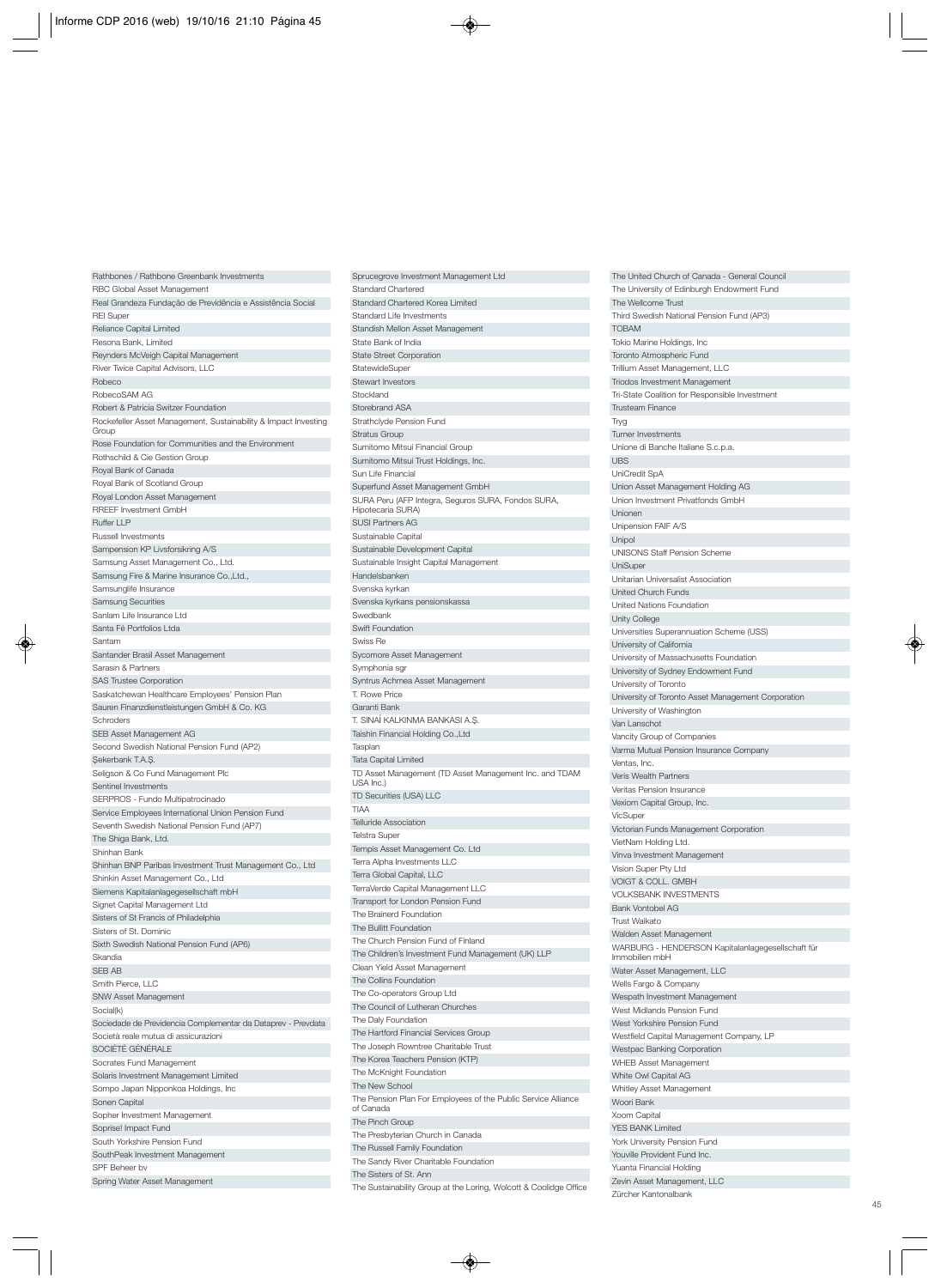Rathbones / Rathbone Greenbank Investments
RBC Global Asset Management
Real Grandeza Fundação de Previdência e Assistência Social
REI Super
Reliance Capital Limited
Resona Bank, Limited
Reynders McVeigh Capital Management
River Twice Capital Advisors, LLC
Robeco
RobecoSAM AG
Robert & Patricia Switzer Foundation
Rockefeller Asset Management, Sustainability & Impact Investing Group
Rose Foundation for Communities and the Environment
Rothschild & Cie Gestion Group
Royal Bank of Canada
Royal Bank of Scotland Group
Royal London Asset Management
RREEF Investment GmbH
Ruffer LLP
Russell Investments
Sampension KP Livsforsikring A/S
Samsung Asset Management Co., Ltd.
Samsung Fire & Marine Insurance Co.,Ltd.,
Samsunglife Insurance
Samsung Securities
Sanlam Life Insurance Ltd
Santa Fé Portfolios Ltda
Santam
Santander Brasil Asset Management
Sarasin & Partners
SAS Trustee Corporation
Saskatchewan Healthcare Employees' Pension Plan
Sauren Finanzdienstleistungen GmbH & Co. KG
Schroders
SEB Asset Management AG
Second Swedish National Pension Fund (AP2)
Şekerbank T.A.Ş.
Seligson & Co Fund Management Plc
Sentinel Investments
SERPROS - Fundo Multipatrocinado
Service Employees International Union Pension Fund
Seventh Swedish National Pension Fund (AP7)
The Shiga Bank, Ltd.
Shinhan Bank
Shinhan BNP Paribas Investment Trust Management Co., Ltd
Shinkin Asset Management Co., Ltd
Siemens Kapitalanlagegesellschaft mbH
Signet Capital Management Ltd
Sisters of St Francis of Philadelphia
Sisters of St. Dominic
Sixth Swedish National Pension Fund (AP6)
Skandia
SEB AB
Smith Pierce, LLC
SNW Asset Management
Social(k)
Sociedade de Previdencia Complementar da Dataprev - Prevdata
Società reale mutua di assicurazioni
SOCIÉTÉ GÉNÉRALE
Socrates Fund Management
Solaris Investment Management Limited
Sompo Japan Nipponkoa Holdings, Inc
Sonen Capital
Sopher Investment Management
Soprise! Impact Fund
South Yorkshire Pension Fund
SouthPeak Investment Management
SPF Beheer bv
Spring Water Asset Management
Sprucegrove Investment Management Ltd
Standard Chartered
Standard Chartered Korea Limited
Standard Life Investments
Standish Mellon Asset Management
State Bank of India
State Street Corporation
StatewideSuper
Stewart Investors
Stockland
Storebrand ASA
Strathclyde Pension Fund
Stratus Group
Sumitomo Mitsui Financial Group
Sumitomo Mitsui Trust Holdings, Inc.
Sun Life Financial
Superfund Asset Management GmbH
SURA Peru (AFP Integra, Seguros SURA, Fondos SURA, Hipotecaria SURA)
SUSI Partners AG
Sustainable Capital
Sustainable Development Capital
Sustainable Insight Capital Management
Handelsbanken
Svenska kyrkan
Svenska kyrkans pensionskassa
Swedbank
Swift Foundation
Swiss Re
Sycomore Asset Management
Symphonia sgr
Syntrus Achmea Asset Management
T. Rowe Price
Garanti Bank
T. SINAİ KALKINMA BANKASI A.Ş.
Taishin Financial Holding Co.,Ltd
Tasplan
Tata Capital Limited
TD Asset Management (TD Asset Management Inc. and TDAM USA Inc.)
TD Securities (USA) LLC
TIAA
Telluride Association
Telstra Super
Tempis Asset Management Co. Ltd
Terra Alpha Investments LLC
Terra Global Capital, LLC
TerraVerde Capital Management LLC
Transport for London Pension Fund
The Brainerd Foundation
The Bullitt Foundation
The Church Pension Fund of Finland
The Children's Investment Fund Management (UK) LLP
Clean Yield Asset Management
The Collins Foundation
The Co-operators Group Ltd
The Council of Lutheran Churches
The Daly Foundation
The Hartford Financial Services Group
The Joseph Rowntree Charitable Trust
The Korea Teachers Pension (KTP)
The McKnight Foundation
The New School
The Pension Plan For Employees of the Public Service Alliance of Canada
The Pinch Group
The Presbyterian Church in Canada
The Russell Family Foundation
The Sandy River Charitable Foundation
The Sisters of St. Ann
The Sustainability Group at the Loring, Wolcott & Coolidge Office
The United Church of Canada - General Council
The University of Edinburgh Endowment Fund
The Wellcome Trust
Third Swedish National Pension Fund (AP3)
TOBAM
Tokio Marine Holdings, Inc
Toronto Atmospheric Fund
Trillium Asset Management, LLC
Triodos Investment Management
Tri-State Coalition for Responsible Investment
Trusteam Finance
Tryg
Turner Investments
Unione di Banche Italiane S.c.p.a.
UBS
UniCredit SpA
Union Asset Management Holding AG
Union Investment Privatfonds GmbH
Unionen
Unipension FAIF A/S
Unipol
UNISONS Staff Pension Scheme
UniSuper
Unitarian Universalist Association
United Church Funds
United Nations Foundation
Unity College
Universities Superannuation Scheme (USS)
University of California
University of Massachusetts Foundation
University of Sydney Endowment Fund
University of Toronto
University of Toronto Asset Management Corporation
University of Washington
Van Lanschot
Vancity Group of Companies
Varma Mutual Pension Insurance Company
Ventas, Inc.
Veris Wealth Partners
Veritas Pension Insurance
Vexiom Capital Group, Inc.
VicSuper
Victorian Funds Management Corporation
VietNam Holding Ltd.
Vinva Investment Management
Vision Super Pty Ltd
VOIGT & COLL. GMBH
VOLKSBANK INVESTMENTS
Bank Vontobel AG
Trust Waikato
Walden Asset Management
WARBURG - HENDERSON Kapitalanlagegesellschaft für Immobilien mbH
Water Asset Management, LLC
Wells Fargo & Company
Wespath Investment Management
West Midlands Pension Fund
West Yorkshire Pension Fund
Westfield Capital Management Company, LP
Westpac Banking Corporation
WHEB Asset Management
White Owl Capital AG
Whitley Asset Management
Woori Bank
Xoom Capital
YES BANK Limited
York University Pension Fund
Youville Provident Fund Inc.
Yuanta Financial Holding
Zevin Asset Management, LLC
Zürcher Kantonalbank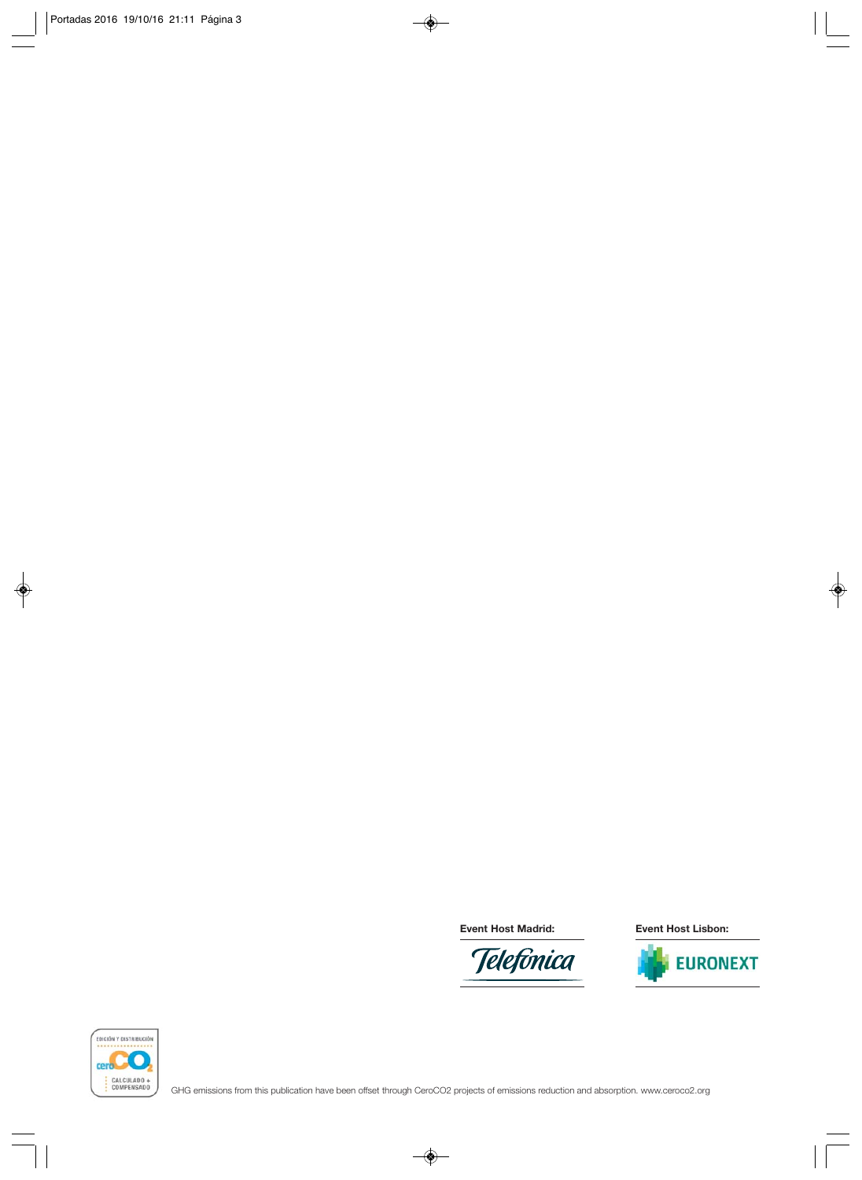**Event Host Madrid:**

Telefónica

**Event Host Lisbon:**

EURONEXT

EDICIÓN Y DISTRIBUCIÓN

ceroCO2

CALCULADO + COMPENSADO

GHG emissions from this publication have been offset through CeroCO2 projects of emissions reduction and absorption. www.ceroco2.org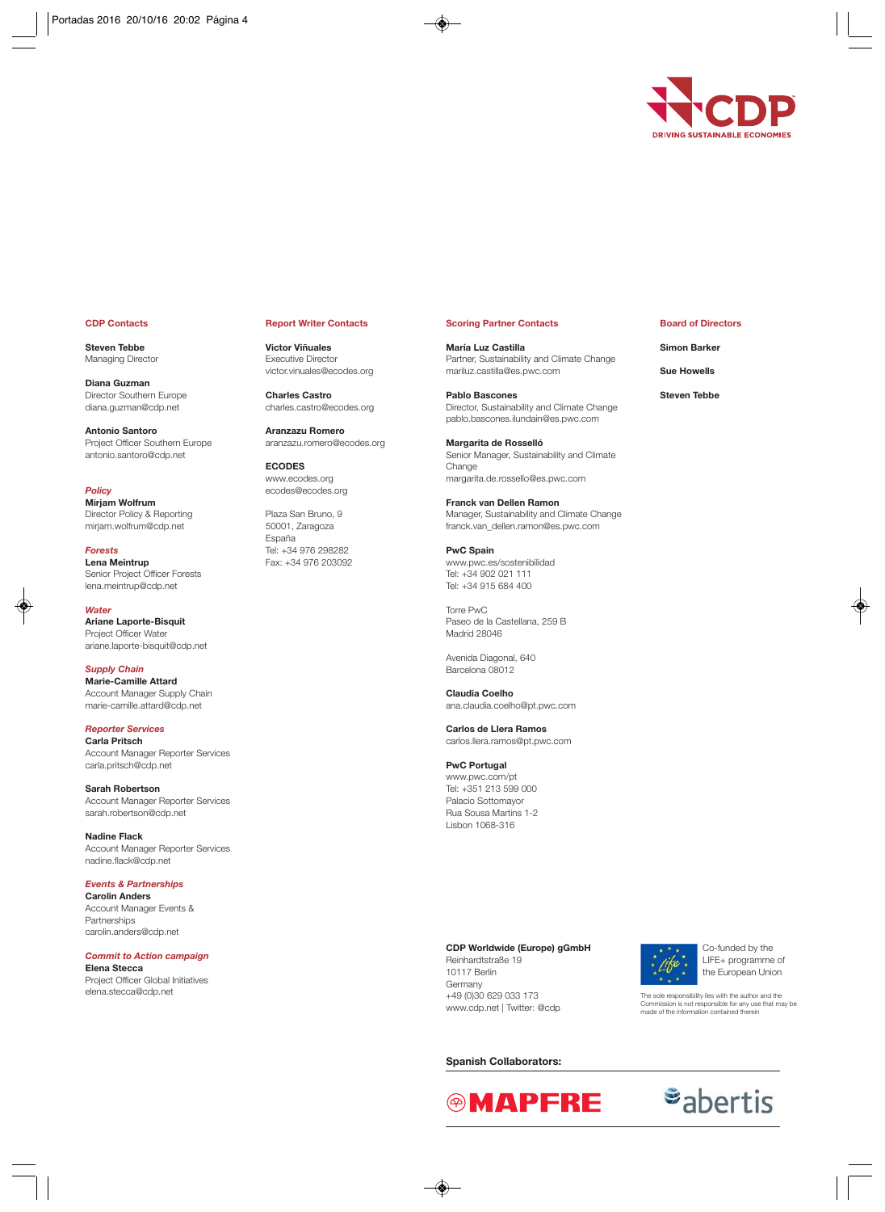CDP
DRIVING SUSTAINABLE ECONOMIES

## CDP Contacts

**Steven Tebbe**
Managing Director

**Diana Guzman**
Director Southern Europe
diana.guzman@cdp.net

**Antonio Santoro**
Project Officer Southern Europe
antonio.santoro@cdp.net

***Policy***
**Mirjam Wolfrum**
Director Policy & Reporting
mirjam.wolfrum@cdp.net

***Forests***
**Lena Meintrup**
Senior Project Officer Forests
lena.meintrup@cdp.net

***Water***
**Ariane Laporte-Bisquit**
Project Officer Water
ariane.laporte-bisquit@cdp.net

***Supply Chain***
**Marie-Camille Attard**
Account Manager Supply Chain
marie-camille.attard@cdp.net

***Reporter Services***
**Carla Pritsch**
Account Manager Reporter Services
carla.pritsch@cdp.net

**Sarah Robertson**
Account Manager Reporter Services
sarah.robertson@cdp.net

**Nadine Flack**
Account Manager Reporter Services
nadine.flack@cdp.net

***Events & Partnerships***
**Carolin Anders**
Account Manager Events & Partnerships
carolin.anders@cdp.net

***Commit to Action campaign***
**Elena Stecca**
Project Officer Global Initiatives
elena.stecca@cdp.net

## Report Writer Contacts

**Victor Viñuales**
Executive Director
victor.vinuales@ecodes.org

**Charles Castro**
charles.castro@ecodes.org

**Aranzazu Romero**
aranzazu.romero@ecodes.org

**ECODES**
www.ecodes.org
ecodes@ecodes.org

Plaza San Bruno, 9
50001, Zaragoza
España
Tel: +34 976 298282
Fax: +34 976 203092

## Scoring Partner Contacts

**María Luz Castilla**
Partner, Sustainability and Climate Change
mariluz.castilla@es.pwc.com

**Pablo Bascones**
Director, Sustainability and Climate Change
pablo.bascones.ilundain@es.pwc.com

**Margarita de Rosselló**
Senior Manager, Sustainability and Climate Change
margarita.de.rossello@es.pwc.com

**Franck van Dellen Ramon**
Manager, Sustainability and Climate Change
franck.van_dellen.ramon@es.pwc.com

**PwC Spain**
www.pwc.es/sostenibilidad
Tel: +34 902 021 111
Tel: +34 915 684 400

Torre PwC
Paseo de la Castellana, 259 B
Madrid 28046

Avenida Diagonal, 640
Barcelona 08012

**Claudia Coelho**
ana.claudia.coelho@pt.pwc.com

**Carlos de Llera Ramos**
carlos.llera.ramos@pt.pwc.com

**PwC Portugal**
www.pwc.com/pt
Tel: +351 213 599 000
Palacio Sottomayor
Rua Sousa Martins 1-2
Lisbon 1068-316

## Board of Directors

**Simon Barker**

**Sue Howells**

**Steven Tebbe**

**CDP Worldwide (Europe) gGmbH**
Reinhardtstraße 19
10117 Berlin
Germany
+49 (0)30 629 033 173
www.cdp.net | Twitter: @cdp

Co-funded by the LIFE+ programme of the European Union

The sole responsibility lies with the author and the Commission is not responsible for any use that may be made of the information contained therein

**Spanish Collaborators:**

MAPFRE abertis